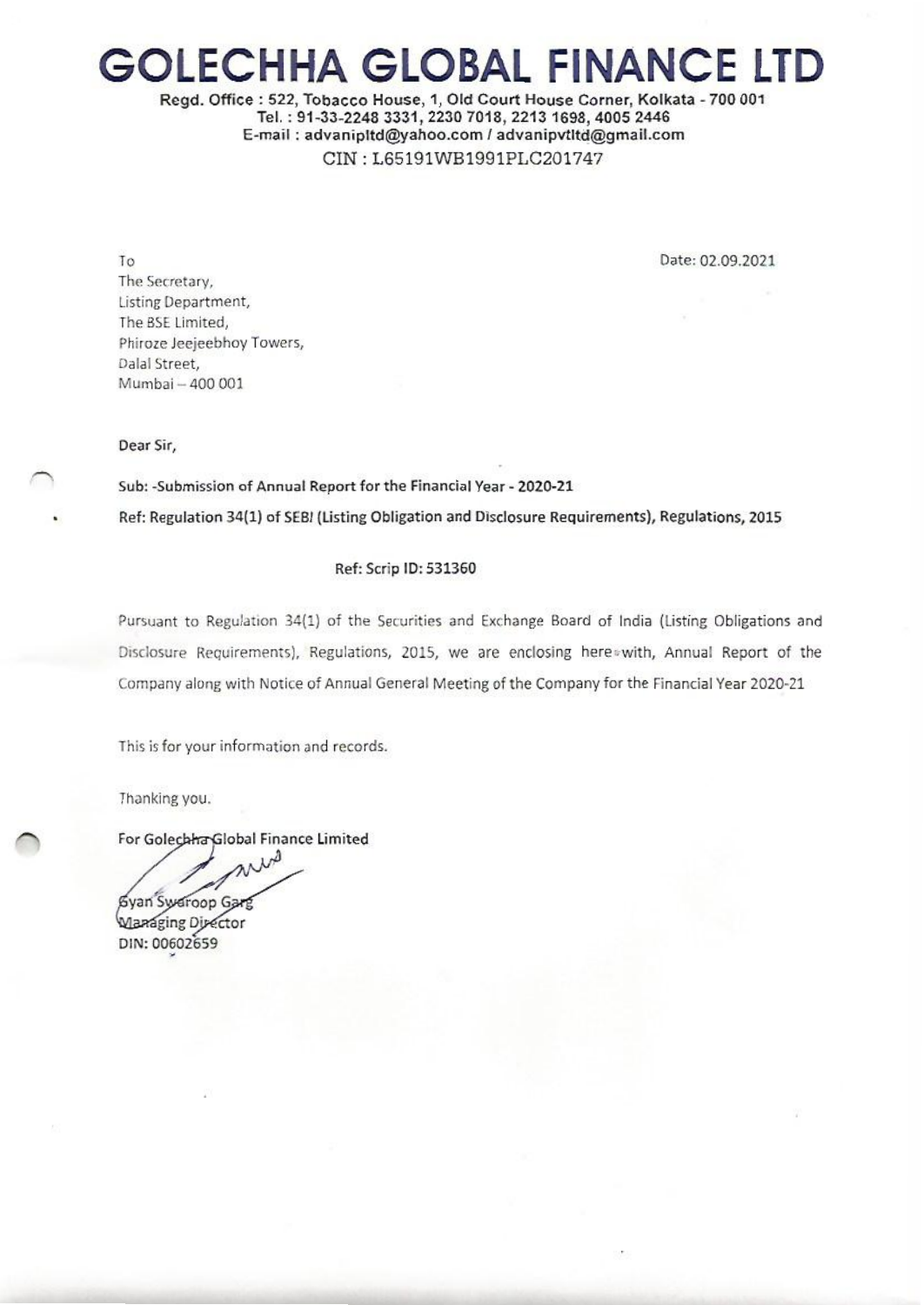# GOLECHHA GLOBAL FINANCE LTD

Regd. Office : 522, Tobacco House, 1, Old Court House Corner, Kolkata - 700 001
Tel. : 91-33-2248 3331, 2230 7018, 2213 1698, 4005 2446
E-mail : advanipltd@yahoo.com / advanipvtltd@gmail.com
CIN : L65191WB1991PLC201747

To
The Secretary,
Listing Department,
The BSE Limited,
Phiroze Jeejeebhoy Towers,
Dalal Street,
Mumbai – 400 001

Date: 02.09.2021

Dear Sir,

**Sub: -Submission of Annual Report for the Financial Year - 2020-21**

**Ref: Regulation 34(1) of SEBI (Listing Obligation and Disclosure Requirements), Regulations, 2015**

**Ref: Scrip ID: 531360**

Pursuant to Regulation 34(1) of the Securities and Exchange Board of India (Listing Obligations and Disclosure Requirements), Regulations, 2015, we are enclosing herewith, Annual Report of the Company along with Notice of Annual General Meeting of the Company for the Financial Year 2020-21

This is for your information and records.

Thanking you.

For Golechha Global Finance Limited

Gyan Swaroop Garg
Managing Director
DIN: 00602659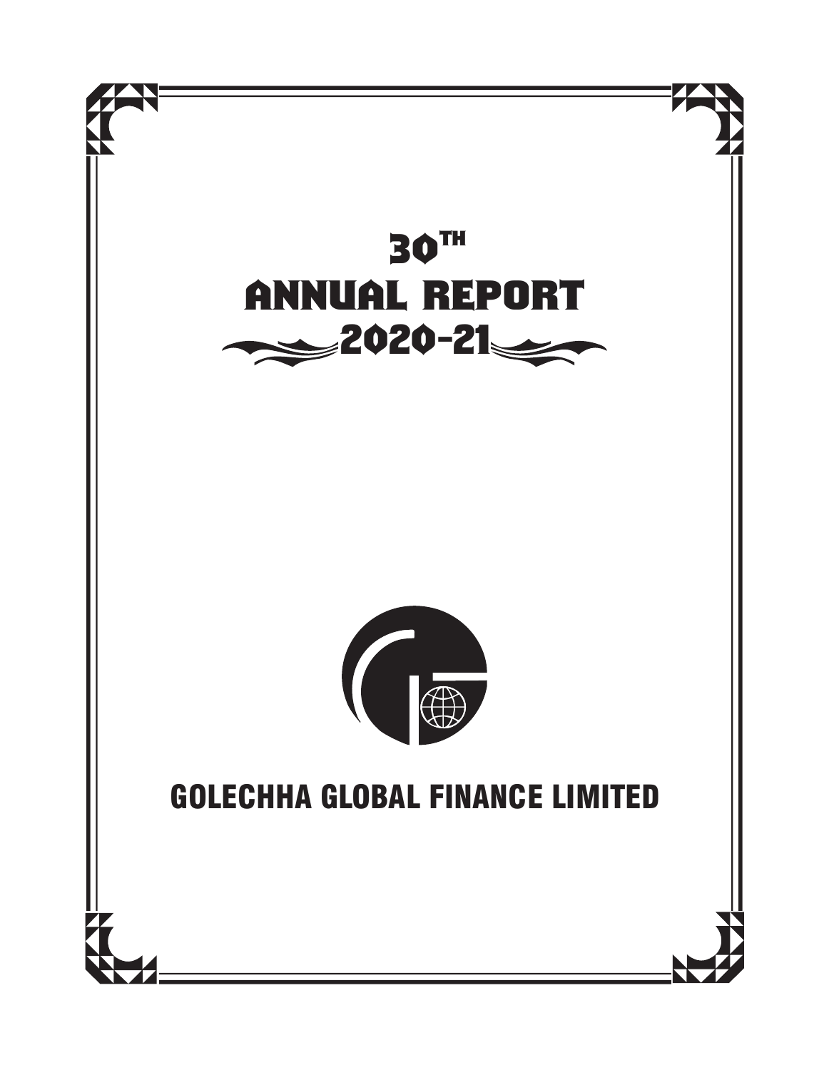# 30TH ANNUAL REPORT 2020-21

## GOLECHHA GLOBAL FINANCE LIMITED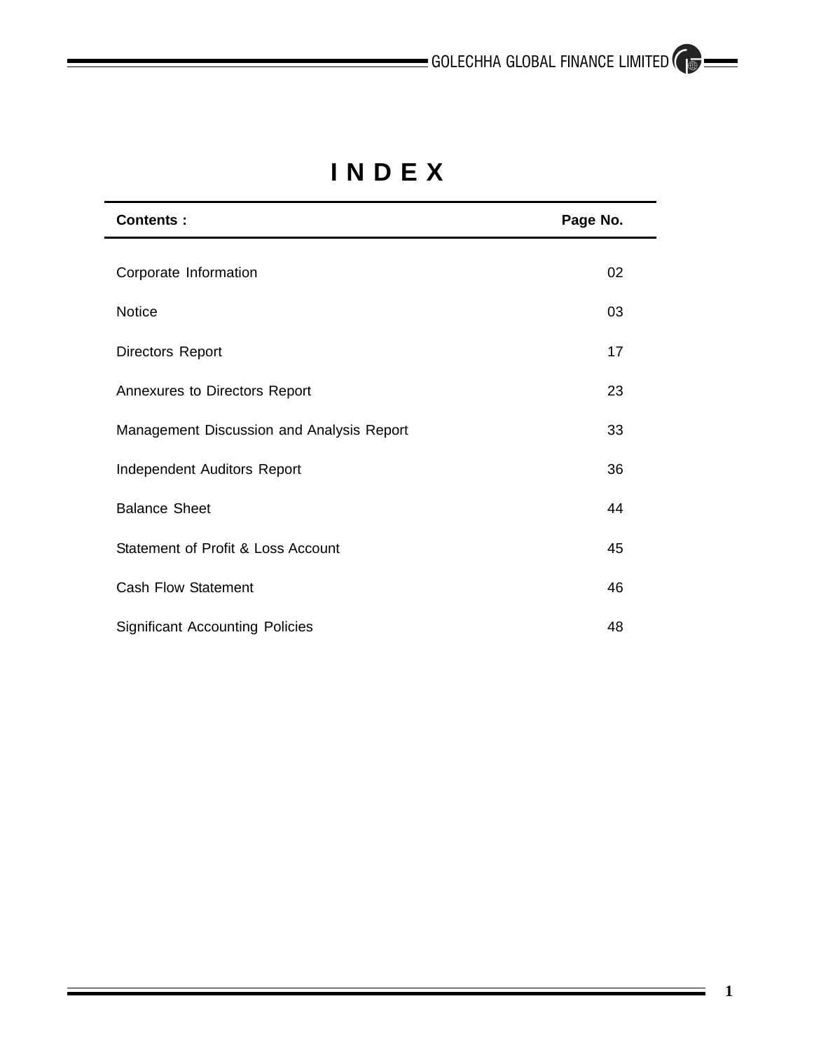# I N D E X

| Contents : | Page No. |
|---|---|
| Corporate Information | 02 |
| Notice | 03 |
| Directors Report | 17 |
| Annexures to Directors Report | 23 |
| Management Discussion and Analysis Report | 33 |
| Independent Auditors Report | 36 |
| Balance Sheet | 44 |
| Statement of Profit & Loss Account | 45 |
| Cash Flow Statement | 46 |
| Significant Accounting Policies | 48 |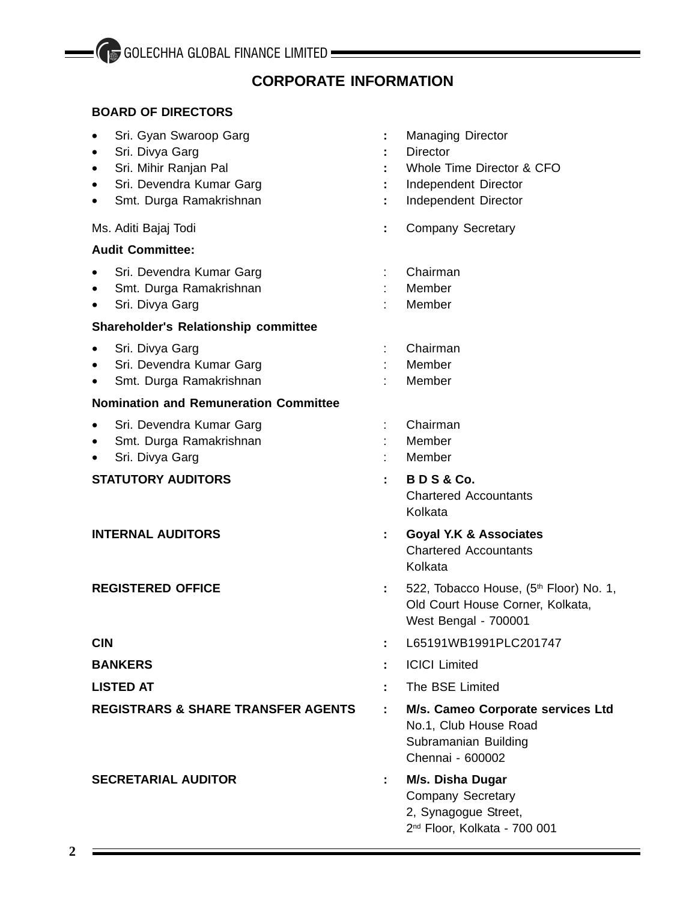# CORPORATE INFORMATION

**BOARD OF DIRECTORS**

- Sri. Gyan Swaroop Garg : Managing Director
- Sri. Divya Garg : Director
- Sri. Mihir Ranjan Pal : Whole Time Director & CFO
- Sri. Devendra Kumar Garg : Independent Director
- Smt. Durga Ramakrishnan : Independent Director

Ms. Aditi Bajaj Todi : Company Secretary

**Audit Committee:**

- Sri. Devendra Kumar Garg : Chairman
- Smt. Durga Ramakrishnan : Member
- Sri. Divya Garg : Member

**Shareholder's Relationship committee**

- Sri. Divya Garg : Chairman
- Sri. Devendra Kumar Garg : Member
- Smt. Durga Ramakrishnan : Member

**Nomination and Remuneration Committee**

- Sri. Devendra Kumar Garg : Chairman
- Smt. Durga Ramakrishnan : Member
- Sri. Divya Garg : Member

**STATUTORY AUDITORS** : **B D S & Co.**
Chartered Accountants
Kolkata

**INTERNAL AUDITORS** : **Goyal Y.K & Associates**
Chartered Accountants
Kolkata

**REGISTERED OFFICE** : 522, Tobacco House, (5th Floor) No. 1,
Old Court House Corner, Kolkata,
West Bengal - 700001

**CIN** : L65191WB1991PLC201747

**BANKERS** : ICICI Limited

**LISTED AT** : The BSE Limited

**REGISTRARS & SHARE TRANSFER AGENTS** : **M/s. Cameo Corporate services Ltd**
No.1, Club House Road
Subramanian Building
Chennai - 600002

**SECRETARIAL AUDITOR** : **M/s. Disha Dugar**
Company Secretary
2, Synagogue Street,
2nd Floor, Kolkata - 700 001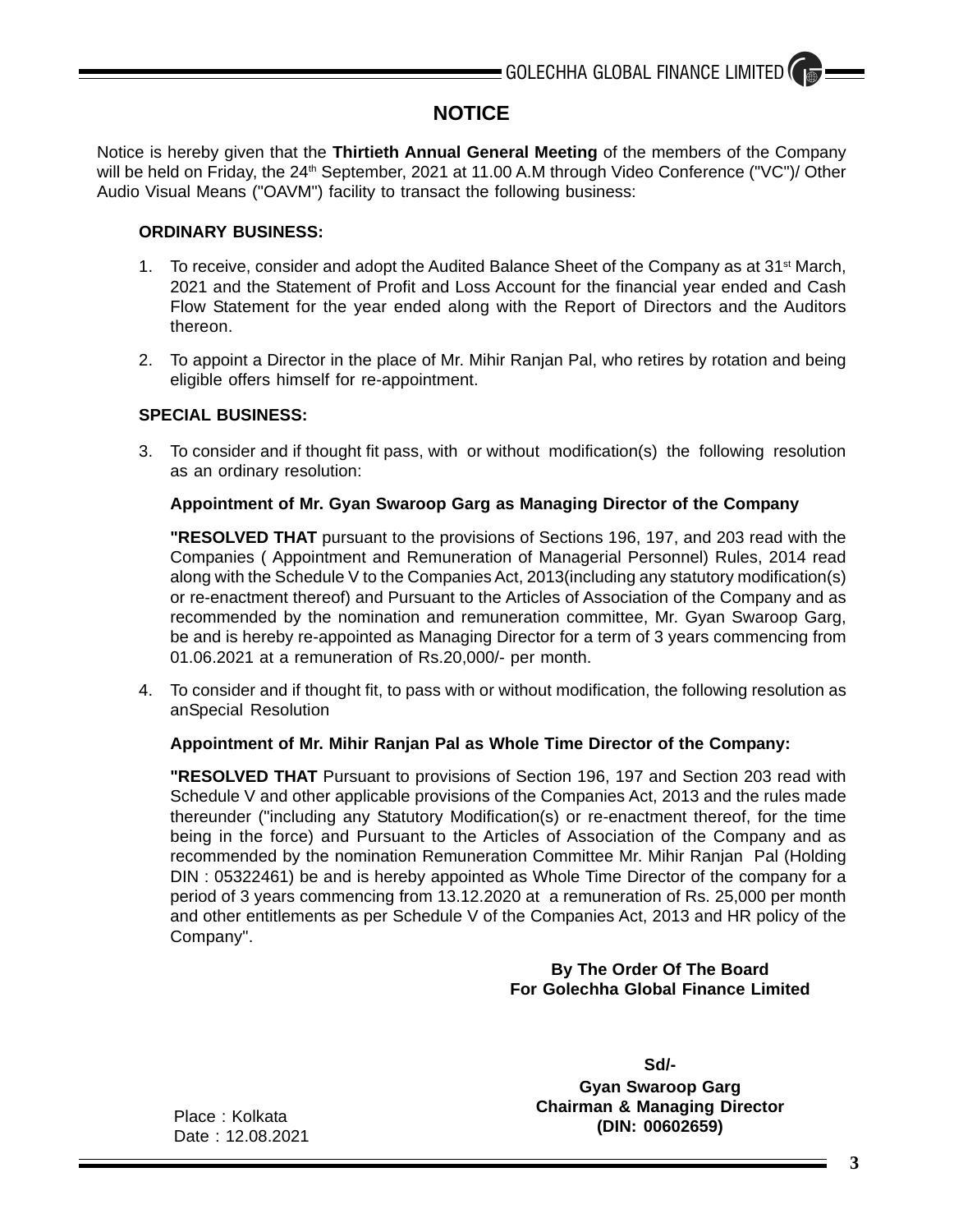# NOTICE

Notice is hereby given that the **Thirtieth Annual General Meeting** of the members of the Company will be held on Friday, the 24th September, 2021 at 11.00 A.M through Video Conference ("VC")/ Other Audio Visual Means ("OAVM") facility to transact the following business:

**ORDINARY BUSINESS:**

1. To receive, consider and adopt the Audited Balance Sheet of the Company as at 31st March, 2021 and the Statement of Profit and Loss Account for the financial year ended and Cash Flow Statement for the year ended along with the Report of Directors and the Auditors thereon.

2. To appoint a Director in the place of Mr. Mihir Ranjan Pal, who retires by rotation and being eligible offers himself for re-appointment.

**SPECIAL BUSINESS:**

3. To consider and if thought fit pass, with or without modification(s) the following resolution as an ordinary resolution:

   **Appointment of Mr. Gyan Swaroop Garg as Managing Director of the Company**

   **"RESOLVED THAT** pursuant to the provisions of Sections 196, 197, and 203 read with the Companies ( Appointment and Remuneration of Managerial Personnel) Rules, 2014 read along with the Schedule V to the Companies Act, 2013(including any statutory modification(s) or re-enactment thereof) and Pursuant to the Articles of Association of the Company and as recommended by the nomination and remuneration committee, Mr. Gyan Swaroop Garg, be and is hereby re-appointed as Managing Director for a term of 3 years commencing from 01.06.2021 at a remuneration of Rs.20,000/- per month.

4. To consider and if thought fit, to pass with or without modification, the following resolution as anSpecial Resolution

   **Appointment of Mr. Mihir Ranjan Pal as Whole Time Director of the Company:**

   **"RESOLVED THAT** Pursuant to provisions of Section 196, 197 and Section 203 read with Schedule V and other applicable provisions of the Companies Act, 2013 and the rules made thereunder ("including any Statutory Modification(s) or re-enactment thereof, for the time being in the force) and Pursuant to the Articles of Association of the Company and as recommended by the nomination Remuneration Committee Mr. Mihir Ranjan Pal (Holding DIN : 05322461) be and is hereby appointed as Whole Time Director of the company for a period of 3 years commencing from 13.12.2020 at a remuneration of Rs. 25,000 per month and other entitlements as per Schedule V of the Companies Act, 2013 and HR policy of the Company".

**By The Order Of The Board**
**For Golechha Global Finance Limited**

**Sd/-**
**Gyan Swaroop Garg**
**Chairman & Managing Director**
**(DIN: 00602659)**

Place : Kolkata
Date : 12.08.2021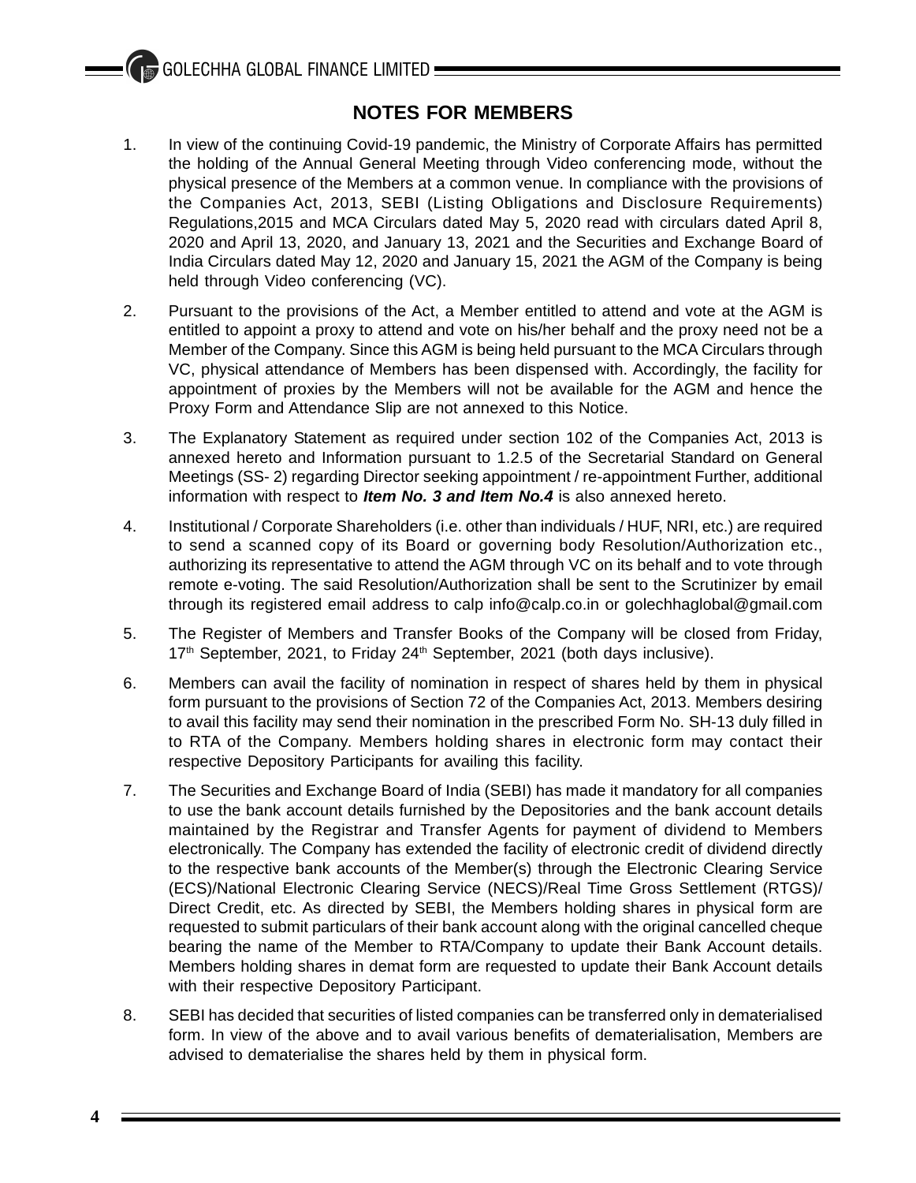## NOTES FOR MEMBERS

1. In view of the continuing Covid-19 pandemic, the Ministry of Corporate Affairs has permitted the holding of the Annual General Meeting through Video conferencing mode, without the physical presence of the Members at a common venue. In compliance with the provisions of the Companies Act, 2013, SEBI (Listing Obligations and Disclosure Requirements) Regulations,2015 and MCA Circulars dated May 5, 2020 read with circulars dated April 8, 2020 and April 13, 2020, and January 13, 2021 and the Securities and Exchange Board of India Circulars dated May 12, 2020 and January 15, 2021 the AGM of the Company is being held through Video conferencing (VC).

2. Pursuant to the provisions of the Act, a Member entitled to attend and vote at the AGM is entitled to appoint a proxy to attend and vote on his/her behalf and the proxy need not be a Member of the Company. Since this AGM is being held pursuant to the MCA Circulars through VC, physical attendance of Members has been dispensed with. Accordingly, the facility for appointment of proxies by the Members will not be available for the AGM and hence the Proxy Form and Attendance Slip are not annexed to this Notice.

3. The Explanatory Statement as required under section 102 of the Companies Act, 2013 is annexed hereto and Information pursuant to 1.2.5 of the Secretarial Standard on General Meetings (SS- 2) regarding Director seeking appointment / re-appointment Further, additional information with respect to ***Item No. 3 and Item No.4*** is also annexed hereto.

4. Institutional / Corporate Shareholders (i.e. other than individuals / HUF, NRI, etc.) are required to send a scanned copy of its Board or governing body Resolution/Authorization etc., authorizing its representative to attend the AGM through VC on its behalf and to vote through remote e-voting. The said Resolution/Authorization shall be sent to the Scrutinizer by email through its registered email address to calp info@calp.co.in or golechhaglobal@gmail.com

5. The Register of Members and Transfer Books of the Company will be closed from Friday, 17th September, 2021, to Friday 24th September, 2021 (both days inclusive).

6. Members can avail the facility of nomination in respect of shares held by them in physical form pursuant to the provisions of Section 72 of the Companies Act, 2013. Members desiring to avail this facility may send their nomination in the prescribed Form No. SH-13 duly filled in to RTA of the Company. Members holding shares in electronic form may contact their respective Depository Participants for availing this facility.

7. The Securities and Exchange Board of India (SEBI) has made it mandatory for all companies to use the bank account details furnished by the Depositories and the bank account details maintained by the Registrar and Transfer Agents for payment of dividend to Members electronically. The Company has extended the facility of electronic credit of dividend directly to the respective bank accounts of the Member(s) through the Electronic Clearing Service (ECS)/National Electronic Clearing Service (NECS)/Real Time Gross Settlement (RTGS)/ Direct Credit, etc. As directed by SEBI, the Members holding shares in physical form are requested to submit particulars of their bank account along with the original cancelled cheque bearing the name of the Member to RTA/Company to update their Bank Account details. Members holding shares in demat form are requested to update their Bank Account details with their respective Depository Participant.

8. SEBI has decided that securities of listed companies can be transferred only in dematerialised form. In view of the above and to avail various benefits of dematerialisation, Members are advised to dematerialise the shares held by them in physical form.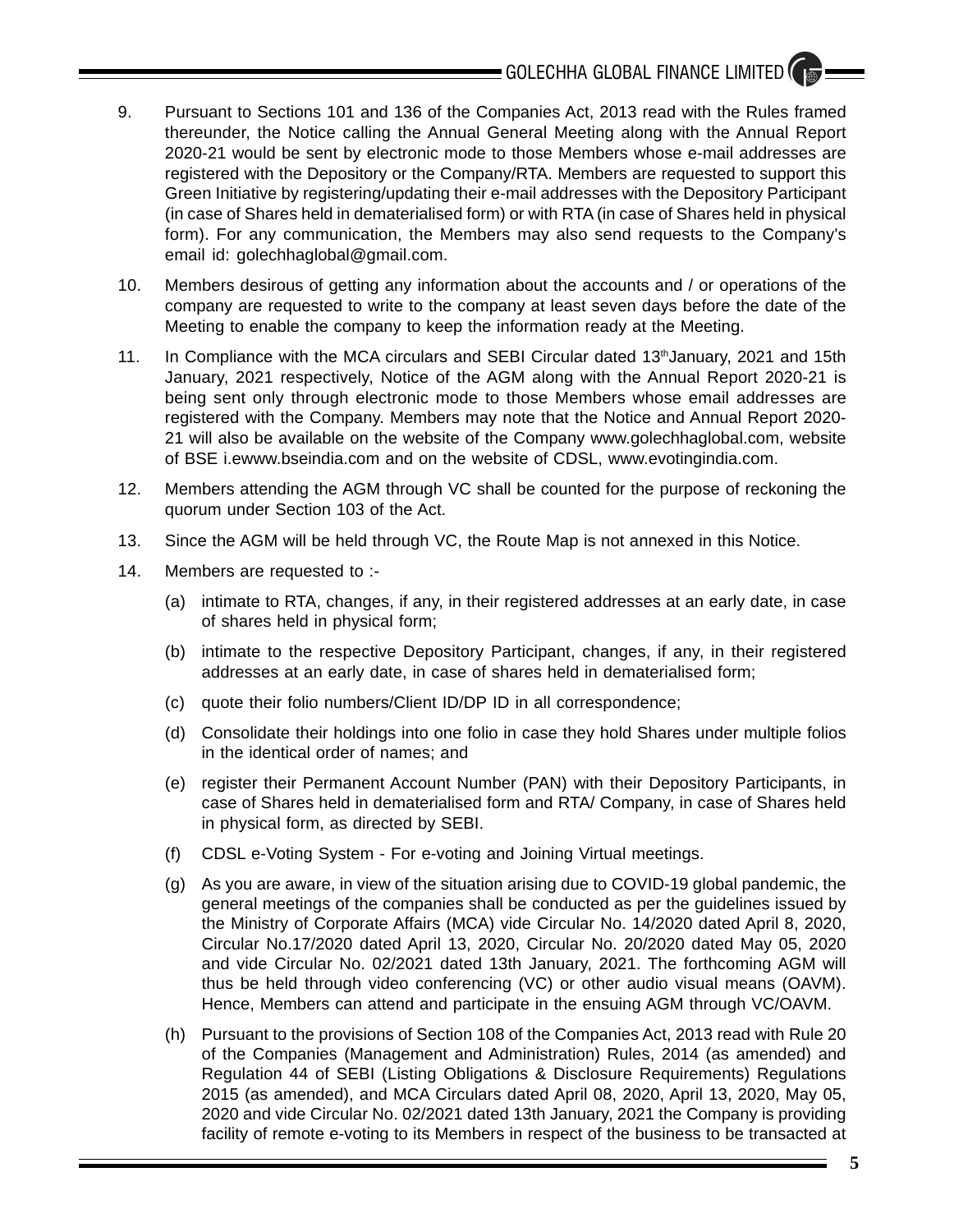9. Pursuant to Sections 101 and 136 of the Companies Act, 2013 read with the Rules framed thereunder, the Notice calling the Annual General Meeting along with the Annual Report 2020-21 would be sent by electronic mode to those Members whose e-mail addresses are registered with the Depository or the Company/RTA. Members are requested to support this Green Initiative by registering/updating their e-mail addresses with the Depository Participant (in case of Shares held in dematerialised form) or with RTA (in case of Shares held in physical form). For any communication, the Members may also send requests to the Company's email id: golechhaglobal@gmail.com.

10. Members desirous of getting any information about the accounts and / or operations of the company are requested to write to the company at least seven days before the date of the Meeting to enable the company to keep the information ready at the Meeting.

11. In Compliance with the MCA circulars and SEBI Circular dated 13th January, 2021 and 15th January, 2021 respectively, Notice of the AGM along with the Annual Report 2020-21 is being sent only through electronic mode to those Members whose email addresses are registered with the Company. Members may note that the Notice and Annual Report 2020-21 will also be available on the website of the Company www.golechhaglobal.com, website of BSE i.ewww.bseindia.com and on the website of CDSL, www.evotingindia.com.

12. Members attending the AGM through VC shall be counted for the purpose of reckoning the quorum under Section 103 of the Act.

13. Since the AGM will be held through VC, the Route Map is not annexed in this Notice.

14. Members are requested to :-

    (a) intimate to RTA, changes, if any, in their registered addresses at an early date, in case of shares held in physical form;

    (b) intimate to the respective Depository Participant, changes, if any, in their registered addresses at an early date, in case of shares held in dematerialised form;

    (c) quote their folio numbers/Client ID/DP ID in all correspondence;

    (d) Consolidate their holdings into one folio in case they hold Shares under multiple folios in the identical order of names; and

    (e) register their Permanent Account Number (PAN) with their Depository Participants, in case of Shares held in dematerialised form and RTA/ Company, in case of Shares held in physical form, as directed by SEBI.

    (f) CDSL e-Voting System - For e-voting and Joining Virtual meetings.

    (g) As you are aware, in view of the situation arising due to COVID-19 global pandemic, the general meetings of the companies shall be conducted as per the guidelines issued by the Ministry of Corporate Affairs (MCA) vide Circular No. 14/2020 dated April 8, 2020, Circular No.17/2020 dated April 13, 2020, Circular No. 20/2020 dated May 05, 2020 and vide Circular No. 02/2021 dated 13th January, 2021. The forthcoming AGM will thus be held through video conferencing (VC) or other audio visual means (OAVM). Hence, Members can attend and participate in the ensuing AGM through VC/OAVM.

    (h) Pursuant to the provisions of Section 108 of the Companies Act, 2013 read with Rule 20 of the Companies (Management and Administration) Rules, 2014 (as amended) and Regulation 44 of SEBI (Listing Obligations & Disclosure Requirements) Regulations 2015 (as amended), and MCA Circulars dated April 08, 2020, April 13, 2020, May 05, 2020 and vide Circular No. 02/2021 dated 13th January, 2021 the Company is providing facility of remote e-voting to its Members in respect of the business to be transacted at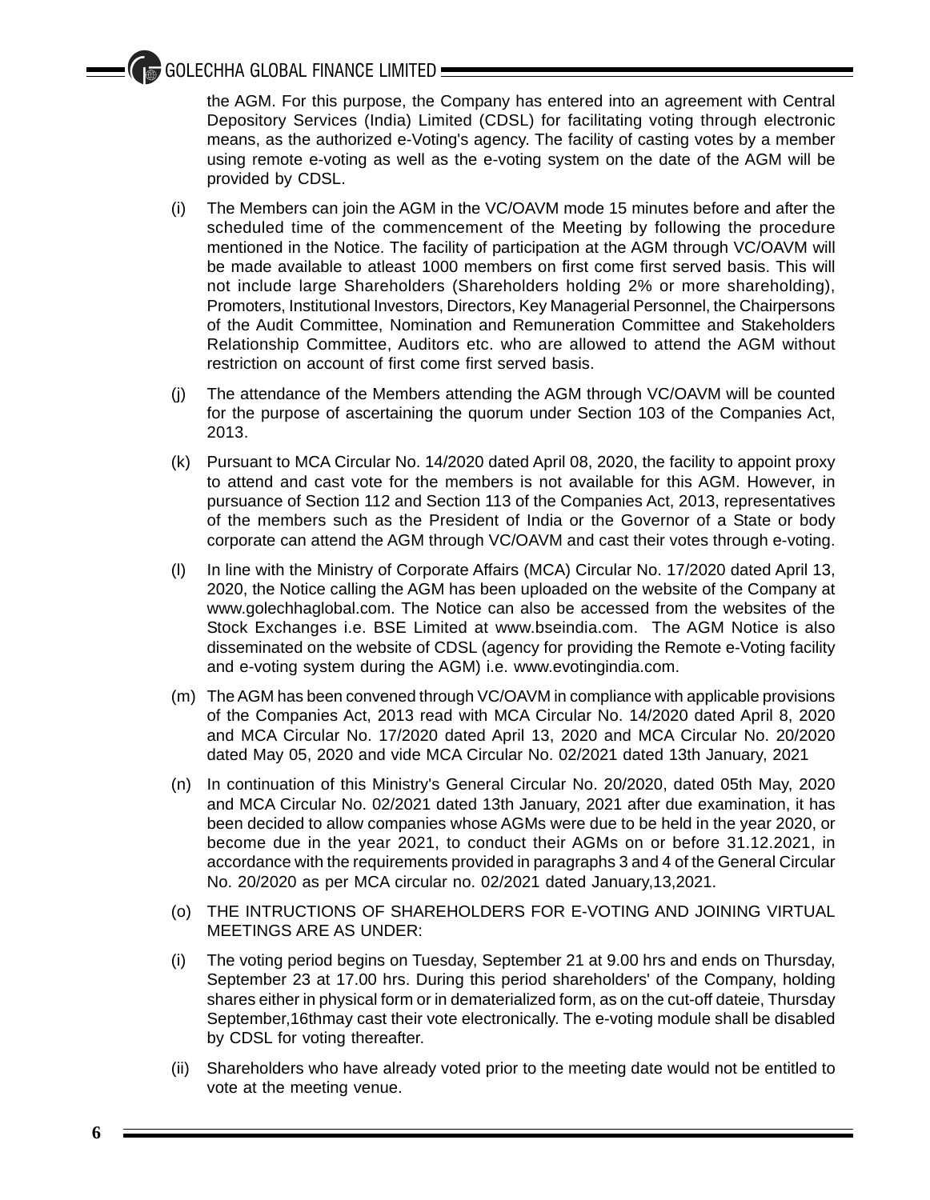the AGM. For this purpose, the Company has entered into an agreement with Central Depository Services (India) Limited (CDSL) for facilitating voting through electronic means, as the authorized e-Voting's agency. The facility of casting votes by a member using remote e-voting as well as the e-voting system on the date of the AGM will be provided by CDSL.

(i) The Members can join the AGM in the VC/OAVM mode 15 minutes before and after the scheduled time of the commencement of the Meeting by following the procedure mentioned in the Notice. The facility of participation at the AGM through VC/OAVM will be made available to atleast 1000 members on first come first served basis. This will not include large Shareholders (Shareholders holding 2% or more shareholding), Promoters, Institutional Investors, Directors, Key Managerial Personnel, the Chairpersons of the Audit Committee, Nomination and Remuneration Committee and Stakeholders Relationship Committee, Auditors etc. who are allowed to attend the AGM without restriction on account of first come first served basis.

(j) The attendance of the Members attending the AGM through VC/OAVM will be counted for the purpose of ascertaining the quorum under Section 103 of the Companies Act, 2013.

(k) Pursuant to MCA Circular No. 14/2020 dated April 08, 2020, the facility to appoint proxy to attend and cast vote for the members is not available for this AGM. However, in pursuance of Section 112 and Section 113 of the Companies Act, 2013, representatives of the members such as the President of India or the Governor of a State or body corporate can attend the AGM through VC/OAVM and cast their votes through e-voting.

(l) In line with the Ministry of Corporate Affairs (MCA) Circular No. 17/2020 dated April 13, 2020, the Notice calling the AGM has been uploaded on the website of the Company at www.golechhaglobal.com. The Notice can also be accessed from the websites of the Stock Exchanges i.e. BSE Limited at www.bseindia.com. The AGM Notice is also disseminated on the website of CDSL (agency for providing the Remote e-Voting facility and e-voting system during the AGM) i.e. www.evotingindia.com.

(m) The AGM has been convened through VC/OAVM in compliance with applicable provisions of the Companies Act, 2013 read with MCA Circular No. 14/2020 dated April 8, 2020 and MCA Circular No. 17/2020 dated April 13, 2020 and MCA Circular No. 20/2020 dated May 05, 2020 and vide MCA Circular No. 02/2021 dated 13th January, 2021

(n) In continuation of this Ministry's General Circular No. 20/2020, dated 05th May, 2020 and MCA Circular No. 02/2021 dated 13th January, 2021 after due examination, it has been decided to allow companies whose AGMs were due to be held in the year 2020, or become due in the year 2021, to conduct their AGMs on or before 31.12.2021, in accordance with the requirements provided in paragraphs 3 and 4 of the General Circular No. 20/2020 as per MCA circular no. 02/2021 dated January,13,2021.

(o) THE INTRUCTIONS OF SHAREHOLDERS FOR E-VOTING AND JOINING VIRTUAL MEETINGS ARE AS UNDER:

(i) The voting period begins on Tuesday, September 21 at 9.00 hrs and ends on Thursday, September 23 at 17.00 hrs. During this period shareholders' of the Company, holding shares either in physical form or in dematerialized form, as on the cut-off dateie, Thursday September,16thmay cast their vote electronically. The e-voting module shall be disabled by CDSL for voting thereafter.

(ii) Shareholders who have already voted prior to the meeting date would not be entitled to vote at the meeting venue.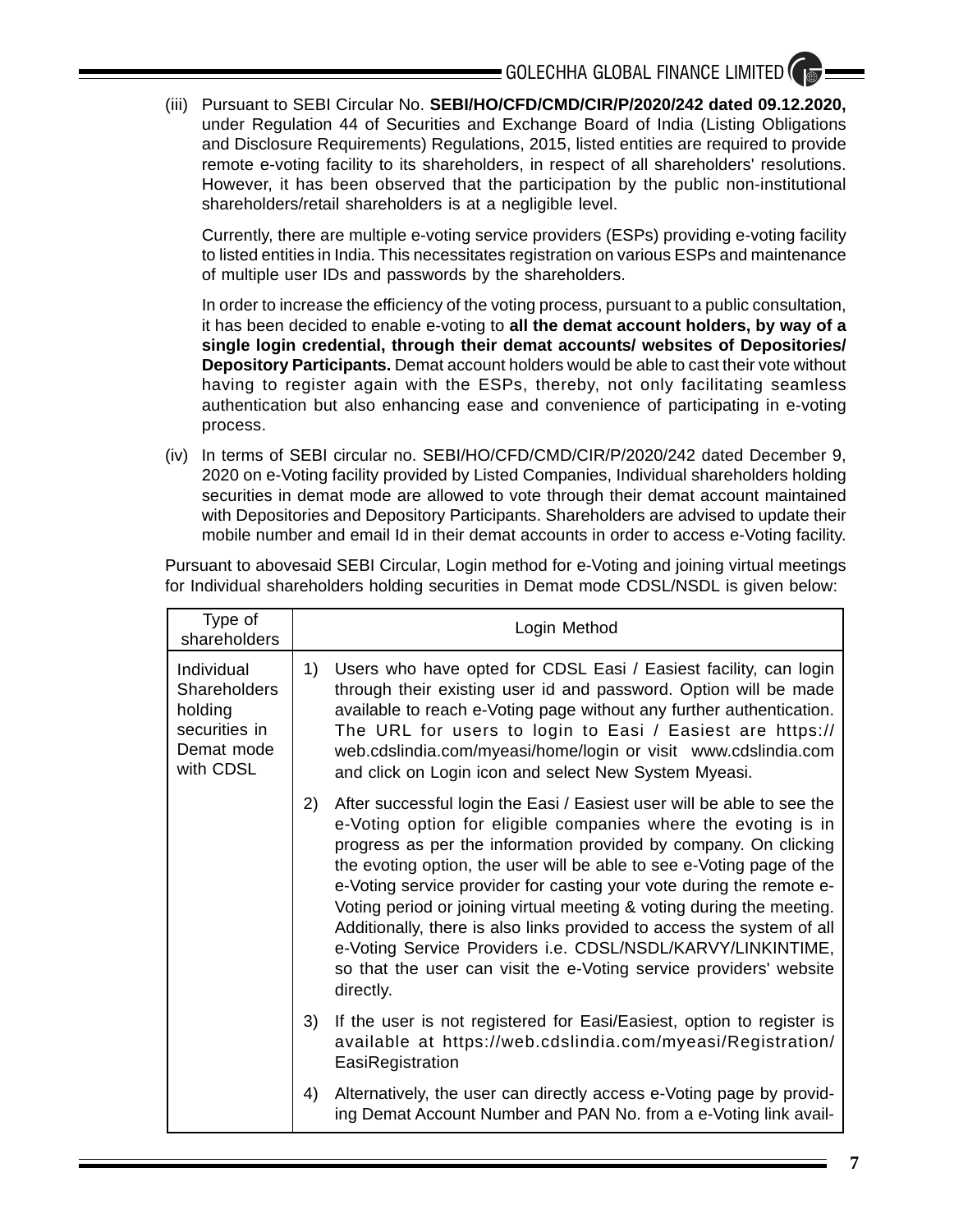(iii) Pursuant to SEBI Circular No. **SEBI/HO/CFD/CMD/CIR/P/2020/242 dated 09.12.2020,** under Regulation 44 of Securities and Exchange Board of India (Listing Obligations and Disclosure Requirements) Regulations, 2015, listed entities are required to provide remote e-voting facility to its shareholders, in respect of all shareholders' resolutions. However, it has been observed that the participation by the public non-institutional shareholders/retail shareholders is at a negligible level.

Currently, there are multiple e-voting service providers (ESPs) providing e-voting facility to listed entities in India. This necessitates registration on various ESPs and maintenance of multiple user IDs and passwords by the shareholders.

In order to increase the efficiency of the voting process, pursuant to a public consultation, it has been decided to enable e-voting to **all the demat account holders, by way of a single login credential, through their demat accounts/ websites of Depositories/ Depository Participants.** Demat account holders would be able to cast their vote without having to register again with the ESPs, thereby, not only facilitating seamless authentication but also enhancing ease and convenience of participating in e-voting process.

(iv) In terms of SEBI circular no. SEBI/HO/CFD/CMD/CIR/P/2020/242 dated December 9, 2020 on e-Voting facility provided by Listed Companies, Individual shareholders holding securities in demat mode are allowed to vote through their demat account maintained with Depositories and Depository Participants. Shareholders are advised to update their mobile number and email Id in their demat accounts in order to access e-Voting facility.

Pursuant to abovesaid SEBI Circular, Login method for e-Voting and joining virtual meetings for Individual shareholders holding securities in Demat mode CDSL/NSDL is given below:

| Type of shareholders | Login Method |
|---|---|
| Individual Shareholders holding securities in Demat mode with CDSL | 1) Users who have opted for CDSL Easi / Easiest facility, can login through their existing user id and password. Option will be made available to reach e-Voting page without any further authentication. The URL for users to login to Easi / Easiest are https://web.cdslindia.com/myeasi/home/login or visit www.cdslindia.com and click on Login icon and select New System Myeasi. |
| | 2) After successful login the Easi / Easiest user will be able to see the e-Voting option for eligible companies where the evoting is in progress as per the information provided by company. On clicking the evoting option, the user will be able to see e-Voting page of the e-Voting service provider for casting your vote during the remote e-Voting period or joining virtual meeting & voting during the meeting. Additionally, there is also links provided to access the system of all e-Voting Service Providers i.e. CDSL/NSDL/KARVY/LINKINTIME, so that the user can visit the e-Voting service providers' website directly. |
| | 3) If the user is not registered for Easi/Easiest, option to register is available at https://web.cdslindia.com/myeasi/Registration/EasiRegistration |
| | 4) Alternatively, the user can directly access e-Voting page by providing Demat Account Number and PAN No. from a e-Voting link avail- |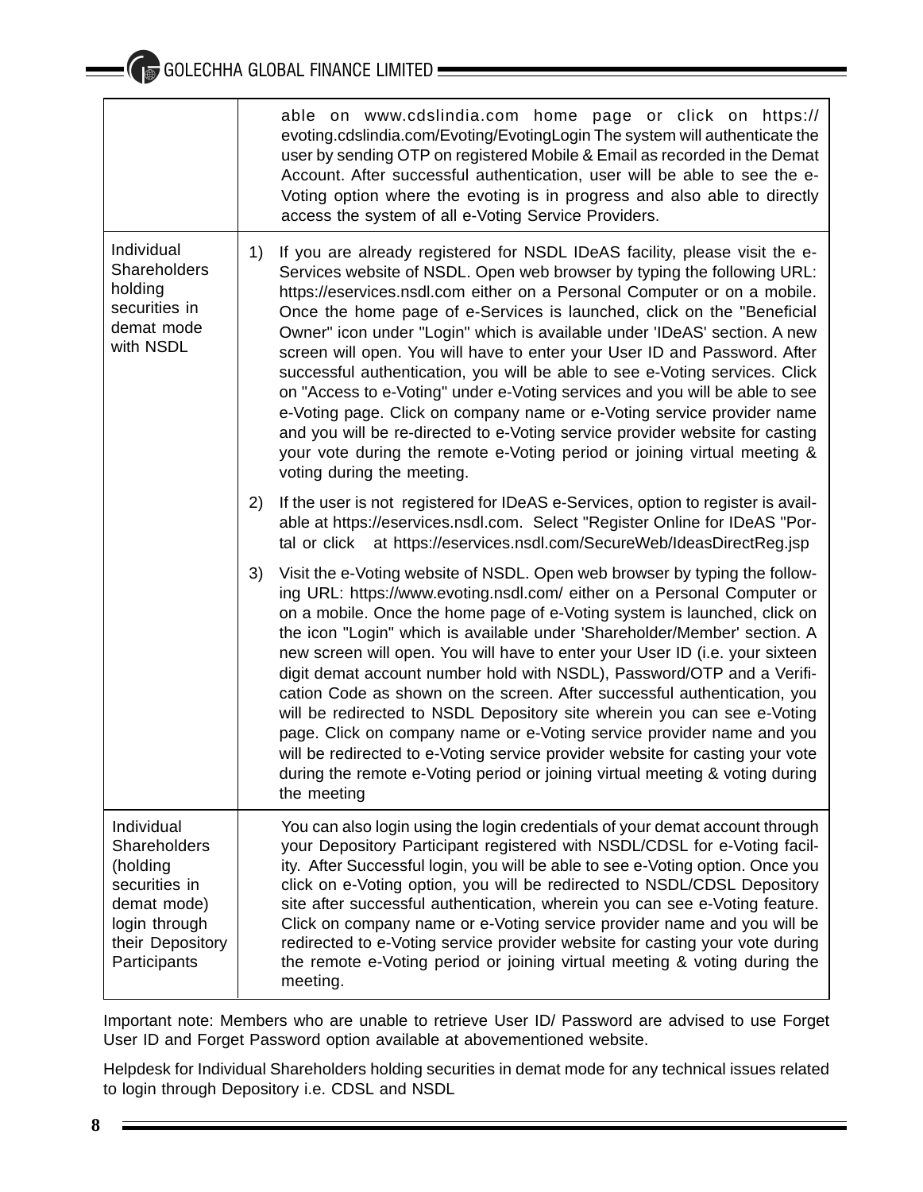| | |
|---|---|
| | able on www.cdslindia.com home page or click on https://evoting.cdslindia.com/Evoting/EvotingLogin The system will authenticate the user by sending OTP on registered Mobile & Email as recorded in the Demat Account. After successful authentication, user will be able to see the e-Voting option where the evoting is in progress and also able to directly access the system of all e-Voting Service Providers. |
| Individual Shareholders holding securities in demat mode with NSDL | 1) If you are already registered for NSDL IDeAS facility, please visit the e-Services website of NSDL. Open web browser by typing the following URL: https://eservices.nsdl.com either on a Personal Computer or on a mobile. Once the home page of e-Services is launched, click on the "Beneficial Owner" icon under "Login" which is available under 'IDeAS' section. A new screen will open. You will have to enter your User ID and Password. After successful authentication, you will be able to see e-Voting services. Click on "Access to e-Voting" under e-Voting services and you will be able to see e-Voting page. Click on company name or e-Voting service provider name and you will be re-directed to e-Voting service provider website for casting your vote during the remote e-Voting period or joining virtual meeting & voting during the meeting.<br><br>2) If the user is not registered for IDeAS e-Services, option to register is available at https://eservices.nsdl.com. Select "Register Online for IDeAS "Portal or click at https://eservices.nsdl.com/SecureWeb/IdeasDirectReg.jsp<br><br>3) Visit the e-Voting website of NSDL. Open web browser by typing the following URL: https://www.evoting.nsdl.com/ either on a Personal Computer or on a mobile. Once the home page of e-Voting system is launched, click on the icon "Login" which is available under 'Shareholder/Member' section. A new screen will open. You will have to enter your User ID (i.e. your sixteen digit demat account number hold with NSDL), Password/OTP and a Verification Code as shown on the screen. After successful authentication, you will be redirected to NSDL Depository site wherein you can see e-Voting page. Click on company name or e-Voting service provider name and you will be redirected to e-Voting service provider website for casting your vote during the remote e-Voting period or joining virtual meeting & voting during the meeting |
| Individual Shareholders (holding securities in demat mode) login through their Depository Participants | You can also login using the login credentials of your demat account through your Depository Participant registered with NSDL/CDSL for e-Voting facility. After Successful login, you will be able to see e-Voting option. Once you click on e-Voting option, you will be redirected to NSDL/CDSL Depository site after successful authentication, wherein you can see e-Voting feature. Click on company name or e-Voting service provider name and you will be redirected to e-Voting service provider website for casting your vote during the remote e-Voting period or joining virtual meeting & voting during the meeting. |

Important note: Members who are unable to retrieve User ID/ Password are advised to use Forget User ID and Forget Password option available at abovementioned website.

Helpdesk for Individual Shareholders holding securities in demat mode for any technical issues related to login through Depository i.e. CDSL and NSDL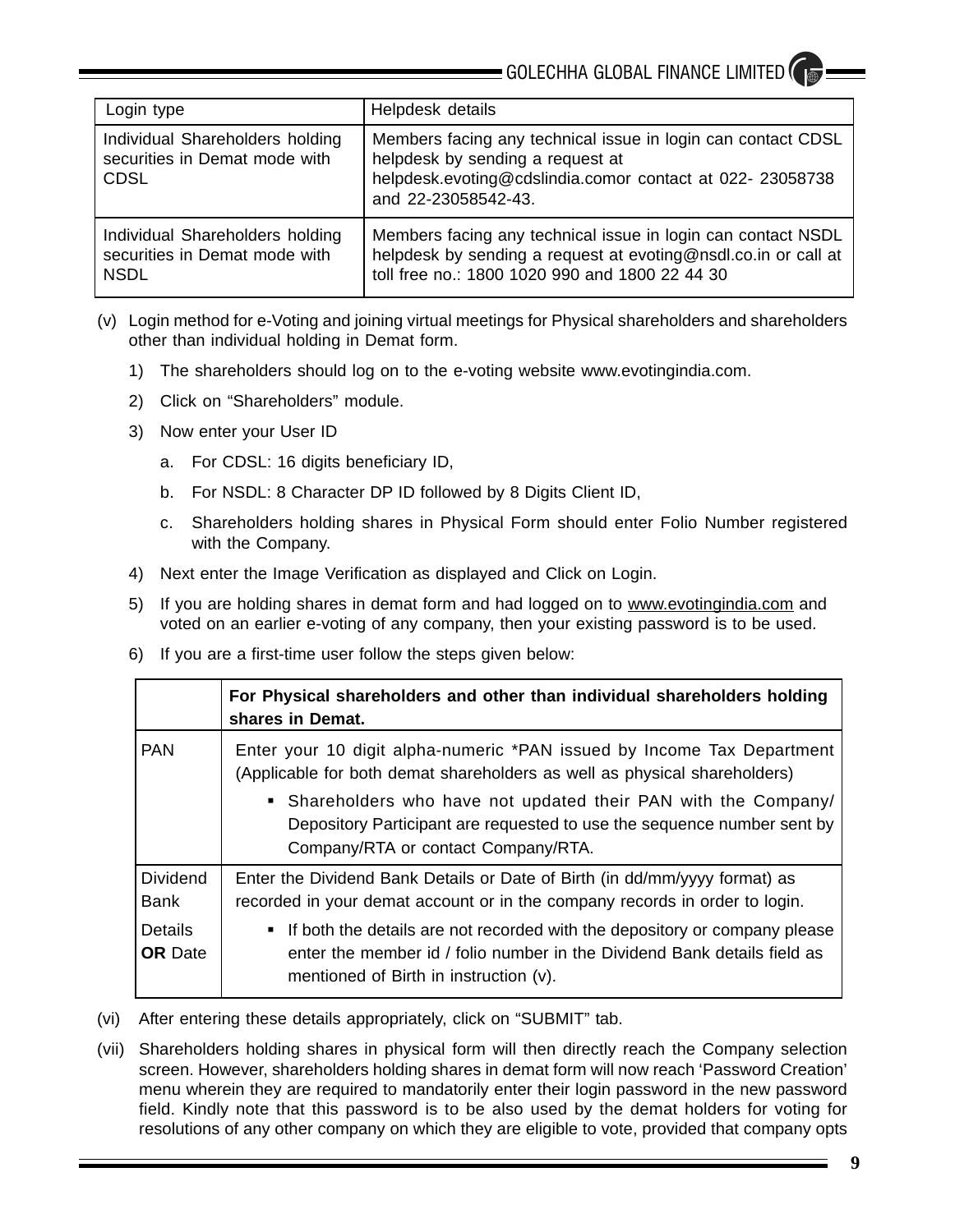| Login type | Helpdesk details |
|---|---|
| Individual Shareholders holding securities in Demat mode with CDSL | Members facing any technical issue in login can contact CDSL helpdesk by sending a request at helpdesk.evoting@cdslindia.comor contact at 022- 23058738 and 22-23058542-43. |
| Individual Shareholders holding securities in Demat mode with NSDL | Members facing any technical issue in login can contact NSDL helpdesk by sending a request at evoting@nsdl.co.in or call at toll free no.: 1800 1020 990 and 1800 22 44 30 |

(v) Login method for e-Voting and joining virtual meetings for Physical shareholders and shareholders other than individual holding in Demat form.

1) The shareholders should log on to the e-voting website www.evotingindia.com.
2) Click on "Shareholders" module.
3) Now enter your User ID
   a. For CDSL: 16 digits beneficiary ID,
   b. For NSDL: 8 Character DP ID followed by 8 Digits Client ID,
   c. Shareholders holding shares in Physical Form should enter Folio Number registered with the Company.
4) Next enter the Image Verification as displayed and Click on Login.
5) If you are holding shares in demat form and had logged on to www.evotingindia.com and voted on an earlier e-voting of any company, then your existing password is to be used.
6) If you are a first-time user follow the steps given below:

| | **For Physical shareholders and other than individual shareholders holding shares in Demat.** |
|---|---|
| PAN | Enter your 10 digit alpha-numeric *PAN issued by Income Tax Department (Applicable for both demat shareholders as well as physical shareholders)<br>▪ Shareholders who have not updated their PAN with the Company/ Depository Participant are requested to use the sequence number sent by Company/RTA or contact Company/RTA. |
| Dividend Bank Details **OR** Date | Enter the Dividend Bank Details or Date of Birth (in dd/mm/yyyy format) as recorded in your demat account or in the company records in order to login.<br>▪ If both the details are not recorded with the depository or company please enter the member id / folio number in the Dividend Bank details field as mentioned of Birth in instruction (v). |

(vi) After entering these details appropriately, click on "SUBMIT" tab.

(vii) Shareholders holding shares in physical form will then directly reach the Company selection screen. However, shareholders holding shares in demat form will now reach 'Password Creation' menu wherein they are required to mandatorily enter their login password in the new password field. Kindly note that this password is to be also used by the demat holders for voting for resolutions of any other company on which they are eligible to vote, provided that company opts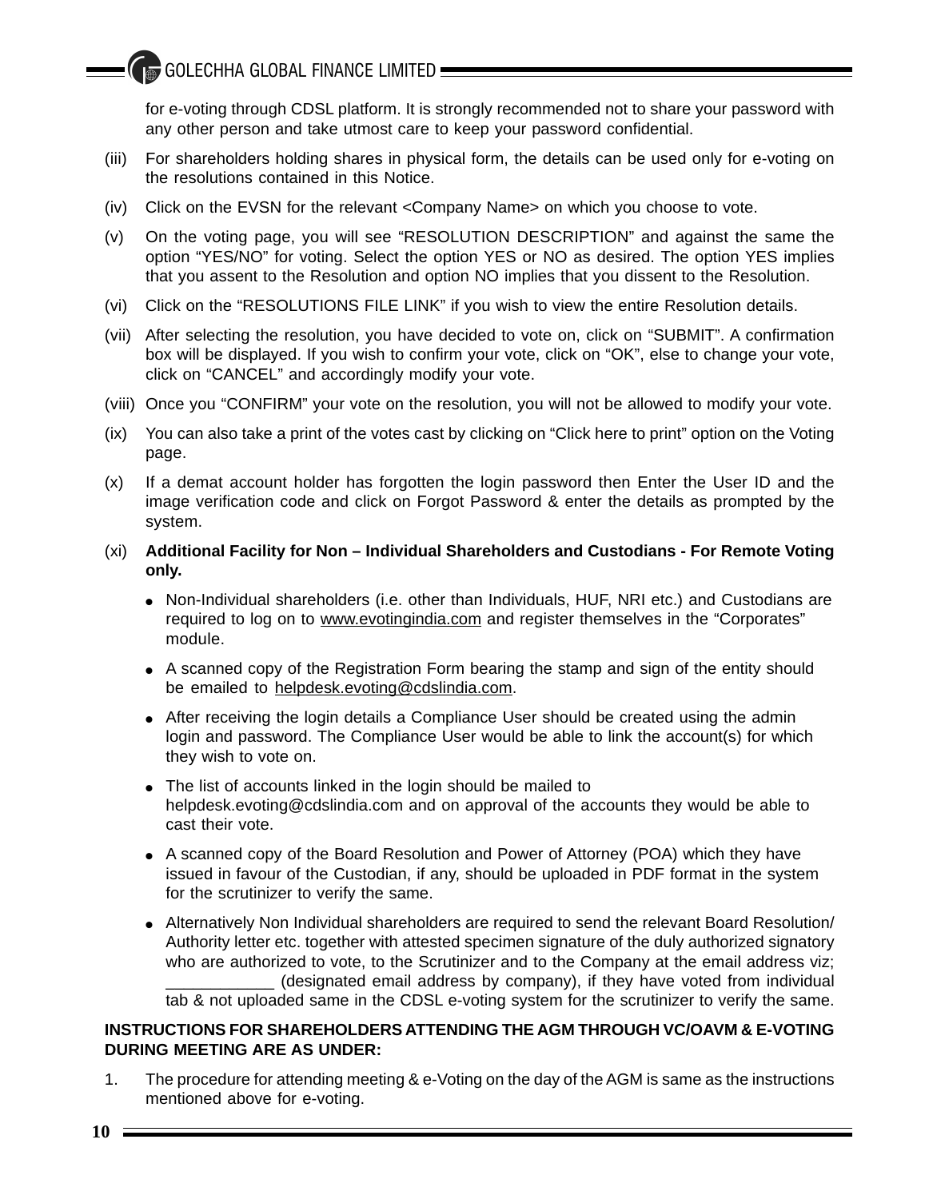for e-voting through CDSL platform. It is strongly recommended not to share your password with any other person and take utmost care to keep your password confidential.

(iii) For shareholders holding shares in physical form, the details can be used only for e-voting on the resolutions contained in this Notice.

(iv) Click on the EVSN for the relevant <Company Name> on which you choose to vote.

(v) On the voting page, you will see “RESOLUTION DESCRIPTION” and against the same the option “YES/NO” for voting. Select the option YES or NO as desired. The option YES implies that you assent to the Resolution and option NO implies that you dissent to the Resolution.

(vi) Click on the “RESOLUTIONS FILE LINK” if you wish to view the entire Resolution details.

(vii) After selecting the resolution, you have decided to vote on, click on “SUBMIT”. A confirmation box will be displayed. If you wish to confirm your vote, click on “OK”, else to change your vote, click on “CANCEL” and accordingly modify your vote.

(viii) Once you “CONFIRM” your vote on the resolution, you will not be allowed to modify your vote.

(ix) You can also take a print of the votes cast by clicking on “Click here to print” option on the Voting page.

(x) If a demat account holder has forgotten the login password then Enter the User ID and the image verification code and click on Forgot Password & enter the details as prompted by the system.

(xi) **Additional Facility for Non – Individual Shareholders and Custodians - For Remote Voting only.**

- Non-Individual shareholders (i.e. other than Individuals, HUF, NRI etc.) and Custodians are required to log on to www.evotingindia.com and register themselves in the “Corporates” module.
- A scanned copy of the Registration Form bearing the stamp and sign of the entity should be emailed to helpdesk.evoting@cdslindia.com.
- After receiving the login details a Compliance User should be created using the admin login and password. The Compliance User would be able to link the account(s) for which they wish to vote on.
- The list of accounts linked in the login should be mailed to helpdesk.evoting@cdslindia.com and on approval of the accounts they would be able to cast their vote.
- A scanned copy of the Board Resolution and Power of Attorney (POA) which they have issued in favour of the Custodian, if any, should be uploaded in PDF format in the system for the scrutinizer to verify the same.
- Alternatively Non Individual shareholders are required to send the relevant Board Resolution/ Authority letter etc. together with attested specimen signature of the duly authorized signatory who are authorized to vote, to the Scrutinizer and to the Company at the email address viz; ____________ (designated email address by company), if they have voted from individual tab & not uploaded same in the CDSL e-voting system for the scrutinizer to verify the same.

**INSTRUCTIONS FOR SHAREHOLDERS ATTENDING THE AGM THROUGH VC/OAVM & E-VOTING DURING MEETING ARE AS UNDER:**

1. The procedure for attending meeting & e-Voting on the day of the AGM is same as the instructions mentioned above for e-voting.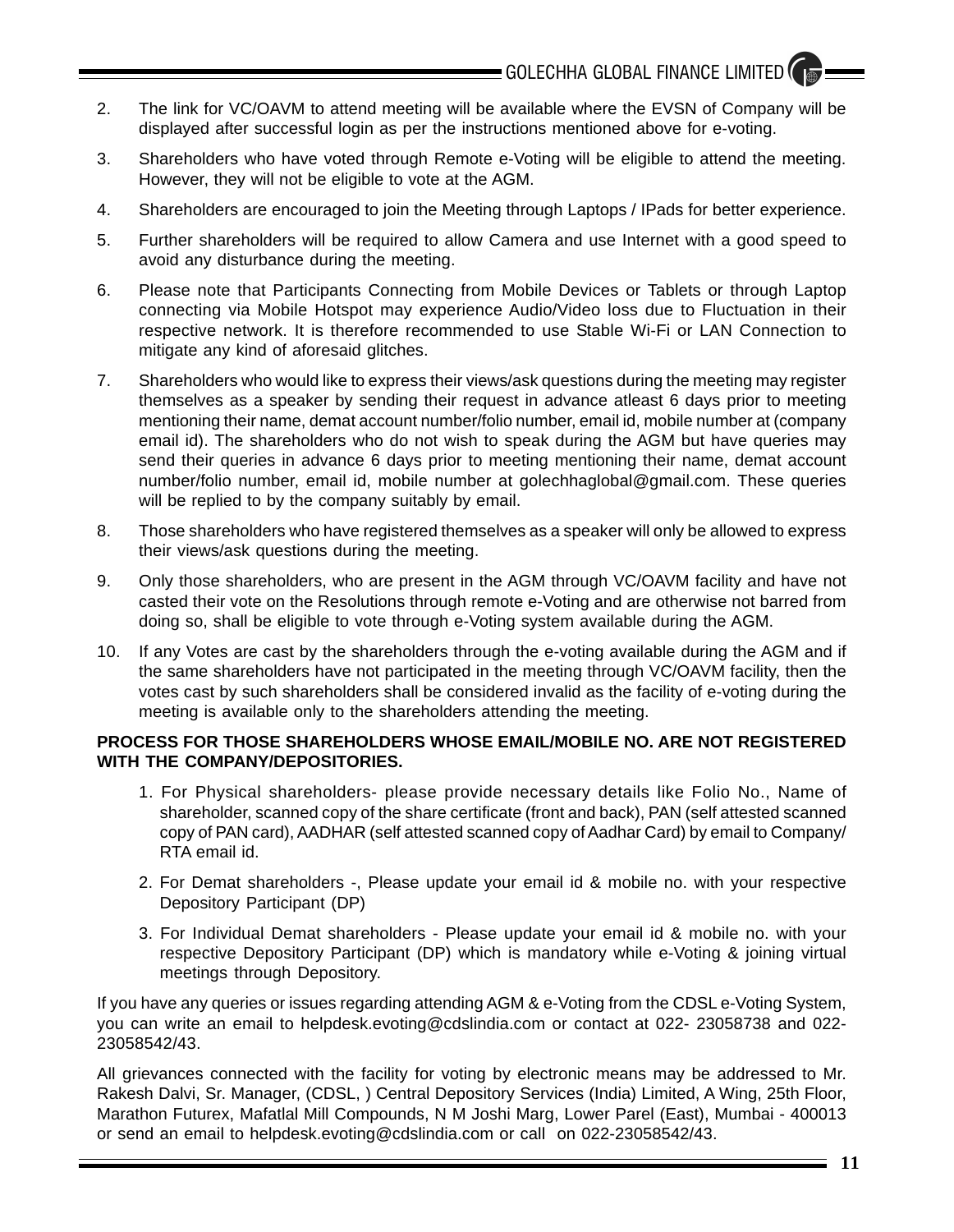2. The link for VC/OAVM to attend meeting will be available where the EVSN of Company will be displayed after successful login as per the instructions mentioned above for e-voting.

3. Shareholders who have voted through Remote e-Voting will be eligible to attend the meeting. However, they will not be eligible to vote at the AGM.

4. Shareholders are encouraged to join the Meeting through Laptops / IPads for better experience.

5. Further shareholders will be required to allow Camera and use Internet with a good speed to avoid any disturbance during the meeting.

6. Please note that Participants Connecting from Mobile Devices or Tablets or through Laptop connecting via Mobile Hotspot may experience Audio/Video loss due to Fluctuation in their respective network. It is therefore recommended to use Stable Wi-Fi or LAN Connection to mitigate any kind of aforesaid glitches.

7. Shareholders who would like to express their views/ask questions during the meeting may register themselves as a speaker by sending their request in advance atleast 6 days prior to meeting mentioning their name, demat account number/folio number, email id, mobile number at (company email id). The shareholders who do not wish to speak during the AGM but have queries may send their queries in advance 6 days prior to meeting mentioning their name, demat account number/folio number, email id, mobile number at golechhaglobal@gmail.com. These queries will be replied to by the company suitably by email.

8. Those shareholders who have registered themselves as a speaker will only be allowed to express their views/ask questions during the meeting.

9. Only those shareholders, who are present in the AGM through VC/OAVM facility and have not casted their vote on the Resolutions through remote e-Voting and are otherwise not barred from doing so, shall be eligible to vote through e-Voting system available during the AGM.

10. If any Votes are cast by the shareholders through the e-voting available during the AGM and if the same shareholders have not participated in the meeting through VC/OAVM facility, then the votes cast by such shareholders shall be considered invalid as the facility of e-voting during the meeting is available only to the shareholders attending the meeting.

**PROCESS FOR THOSE SHAREHOLDERS WHOSE EMAIL/MOBILE NO. ARE NOT REGISTERED WITH THE COMPANY/DEPOSITORIES.**

1. For Physical shareholders- please provide necessary details like Folio No., Name of shareholder, scanned copy of the share certificate (front and back), PAN (self attested scanned copy of PAN card), AADHAR (self attested scanned copy of Aadhar Card) by email to Company/ RTA email id.

2. For Demat shareholders -, Please update your email id & mobile no. with your respective Depository Participant (DP)

3. For Individual Demat shareholders - Please update your email id & mobile no. with your respective Depository Participant (DP) which is mandatory while e-Voting & joining virtual meetings through Depository.

If you have any queries or issues regarding attending AGM & e-Voting from the CDSL e-Voting System, you can write an email to helpdesk.evoting@cdslindia.com or contact at 022- 23058738 and 022-23058542/43.

All grievances connected with the facility for voting by electronic means may be addressed to Mr. Rakesh Dalvi, Sr. Manager, (CDSL, ) Central Depository Services (India) Limited, A Wing, 25th Floor, Marathon Futurex, Mafatlal Mill Compounds, N M Joshi Marg, Lower Parel (East), Mumbai - 400013 or send an email to helpdesk.evoting@cdslindia.com or call on 022-23058542/43.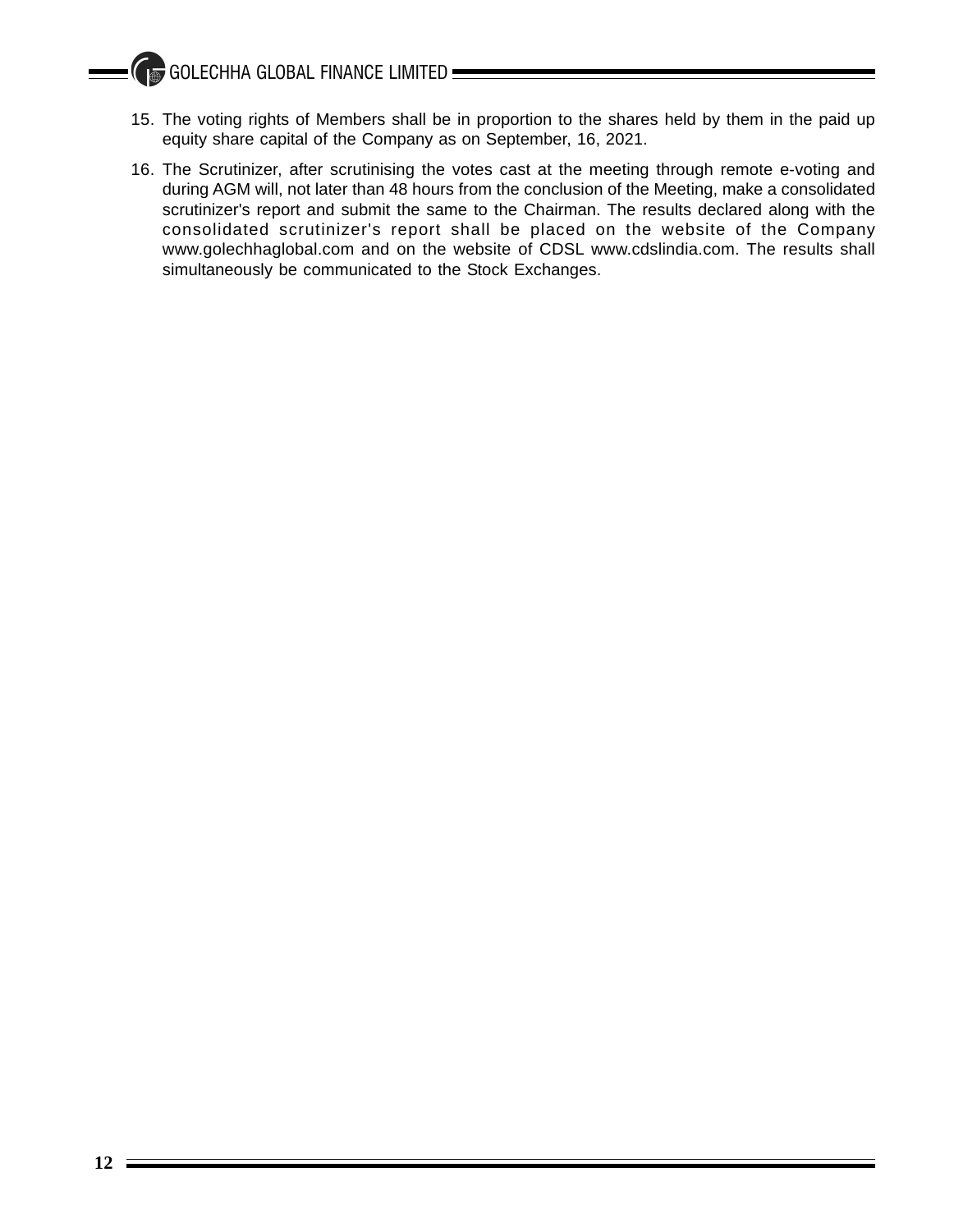15. The voting rights of Members shall be in proportion to the shares held by them in the paid up equity share capital of the Company as on September, 16, 2021.

16. The Scrutinizer, after scrutinising the votes cast at the meeting through remote e-voting and during AGM will, not later than 48 hours from the conclusion of the Meeting, make a consolidated scrutinizer's report and submit the same to the Chairman. The results declared along with the consolidated scrutinizer's report shall be placed on the website of the Company www.golechhaglobal.com and on the website of CDSL www.cdslindia.com. The results shall simultaneously be communicated to the Stock Exchanges.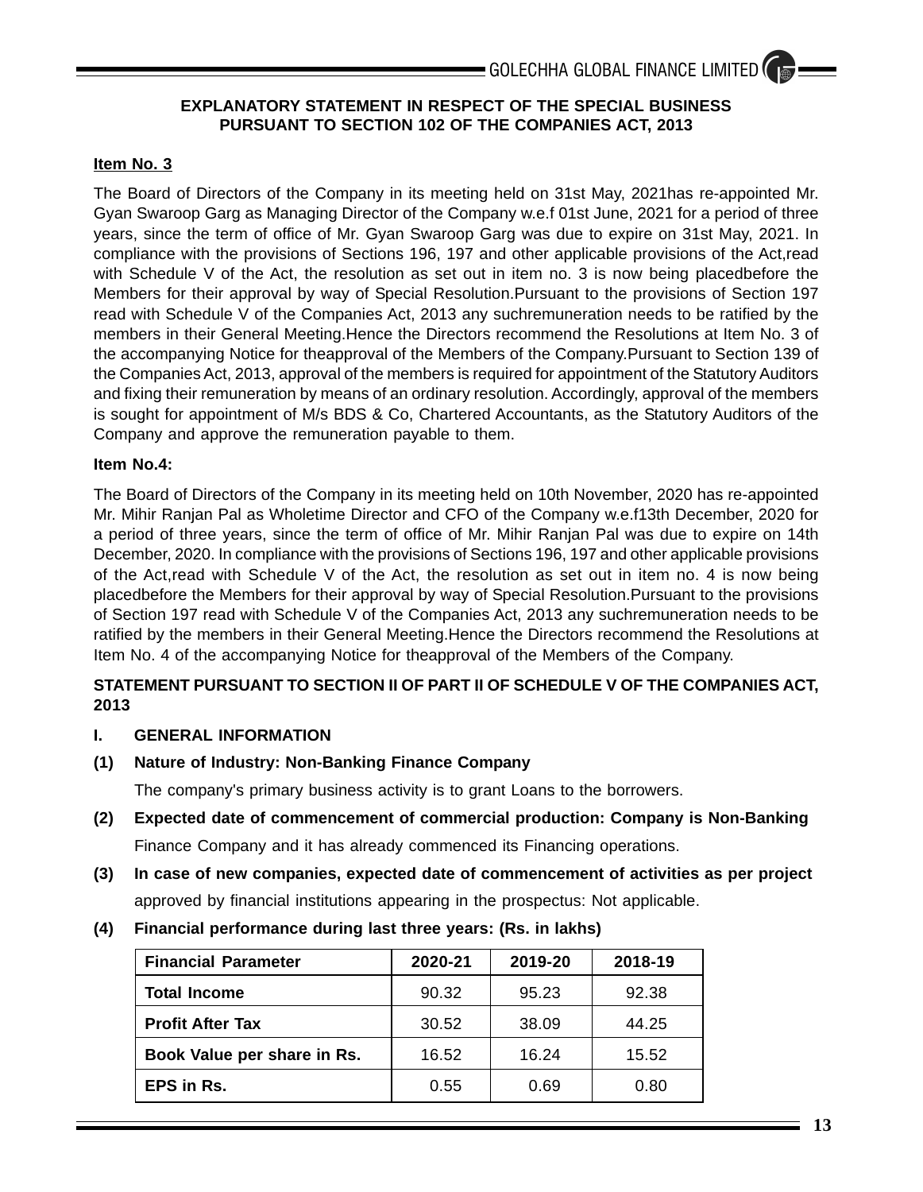## EXPLANATORY STATEMENT IN RESPECT OF THE SPECIAL BUSINESS PURSUANT TO SECTION 102 OF THE COMPANIES ACT, 2013

**Item No. 3**

The Board of Directors of the Company in its meeting held on 31st May, 2021has re-appointed Mr. Gyan Swaroop Garg as Managing Director of the Company w.e.f 01st June, 2021 for a period of three years, since the term of office of Mr. Gyan Swaroop Garg was due to expire on 31st May, 2021. In compliance with the provisions of Sections 196, 197 and other applicable provisions of the Act,read with Schedule V of the Act, the resolution as set out in item no. 3 is now being placedbefore the Members for their approval by way of Special Resolution.Pursuant to the provisions of Section 197 read with Schedule V of the Companies Act, 2013 any suchremuneration needs to be ratified by the members in their General Meeting.Hence the Directors recommend the Resolutions at Item No. 3 of the accompanying Notice for theapproval of the Members of the Company.Pursuant to Section 139 of the Companies Act, 2013, approval of the members is required for appointment of the Statutory Auditors and fixing their remuneration by means of an ordinary resolution. Accordingly, approval of the members is sought for appointment of M/s BDS & Co, Chartered Accountants, as the Statutory Auditors of the Company and approve the remuneration payable to them.

**Item No.4:**

The Board of Directors of the Company in its meeting held on 10th November, 2020 has re-appointed Mr. Mihir Ranjan Pal as Wholetime Director and CFO of the Company w.e.f13th December, 2020 for a period of three years, since the term of office of Mr. Mihir Ranjan Pal was due to expire on 14th December, 2020. In compliance with the provisions of Sections 196, 197 and other applicable provisions of the Act,read with Schedule V of the Act, the resolution as set out in item no. 4 is now being placedbefore the Members for their approval by way of Special Resolution.Pursuant to the provisions of Section 197 read with Schedule V of the Companies Act, 2013 any suchremuneration needs to be ratified by the members in their General Meeting.Hence the Directors recommend the Resolutions at Item No. 4 of the accompanying Notice for theapproval of the Members of the Company.

**STATEMENT PURSUANT TO SECTION II OF PART II OF SCHEDULE V OF THE COMPANIES ACT, 2013**

**I. GENERAL INFORMATION**

**(1) Nature of Industry: Non-Banking Finance Company**

The company's primary business activity is to grant Loans to the borrowers.

**(2) Expected date of commencement of commercial production: Company is Non-Banking** Finance Company and it has already commenced its Financing operations.

**(3) In case of new companies, expected date of commencement of activities as per project** approved by financial institutions appearing in the prospectus: Not applicable.

**(4) Financial performance during last three years: (Rs. in lakhs)**

| Financial Parameter | 2020-21 | 2019-20 | 2018-19 |
|---|---|---|---|
| Total Income | 90.32 | 95.23 | 92.38 |
| Profit After Tax | 30.52 | 38.09 | 44.25 |
| Book Value per share in Rs. | 16.52 | 16.24 | 15.52 |
| EPS in Rs. | 0.55 | 0.69 | 0.80 |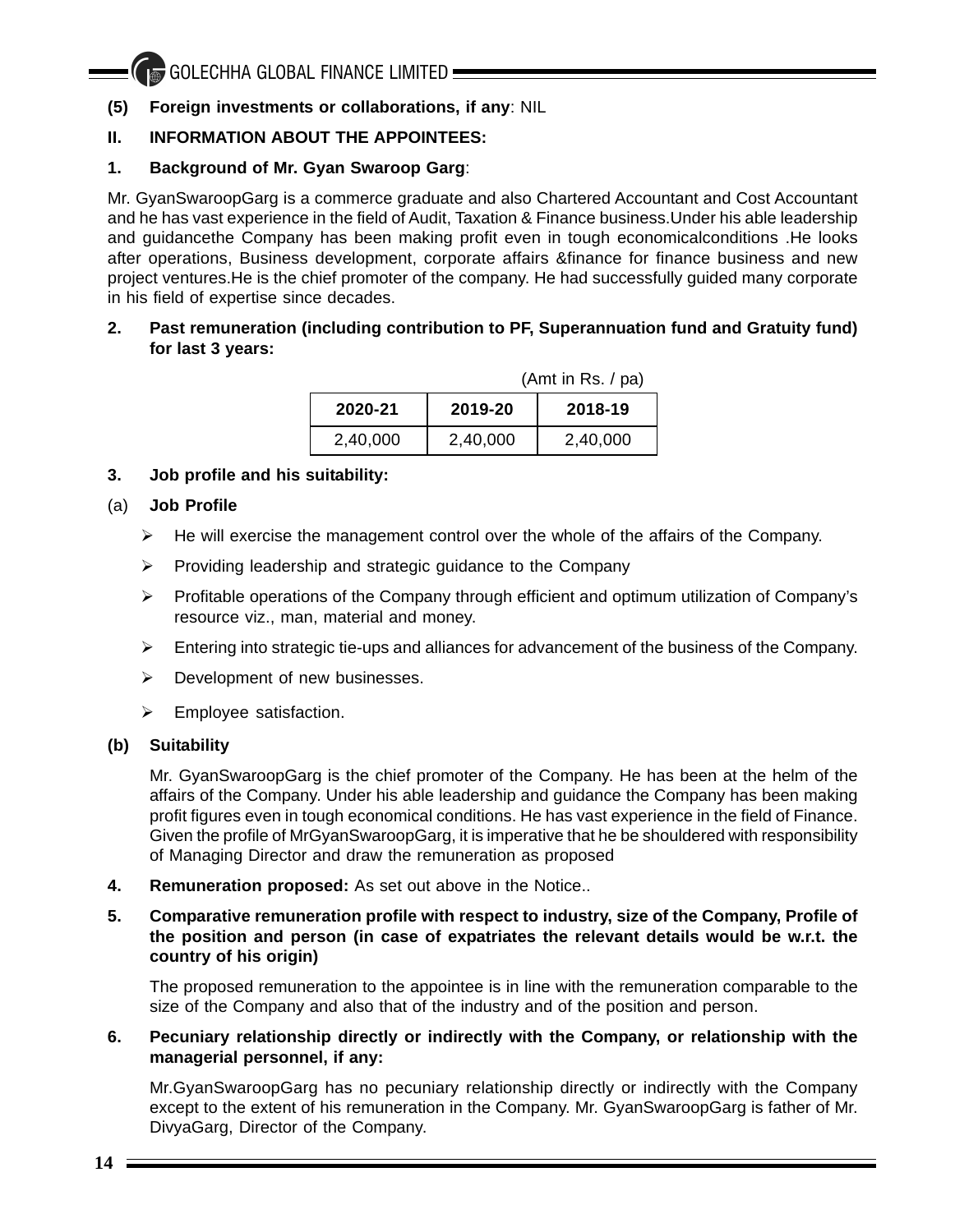**(5) Foreign investments or collaborations, if any**: NIL

**II. INFORMATION ABOUT THE APPOINTEES:**

**1. Background of Mr. Gyan Swaroop Garg**:

Mr. GyanSwaroopGarg is a commerce graduate and also Chartered Accountant and Cost Accountant and he has vast experience in the field of Audit, Taxation & Finance business.Under his able leadership and guidancethe Company has been making profit even in tough economicalconditions .He looks after operations, Business development, corporate affairs &finance for finance business and new project ventures.He is the chief promoter of the company. He had successfully guided many corporate in his field of expertise since decades.

**2. Past remuneration (including contribution to PF, Superannuation fund and Gratuity fund) for last 3 years:**

(Amt in Rs. / pa)

| 2020-21 | 2019-20 | 2018-19 |
|---|---|---|
| 2,40,000 | 2,40,000 | 2,40,000 |

**3. Job profile and his suitability:**

(a) **Job Profile**

- He will exercise the management control over the whole of the affairs of the Company.
- Providing leadership and strategic guidance to the Company
- Profitable operations of the Company through efficient and optimum utilization of Company's resource viz., man, material and money.
- Entering into strategic tie-ups and alliances for advancement of the business of the Company.
- Development of new businesses.
- Employee satisfaction.

**(b) Suitability**

Mr. GyanSwaroopGarg is the chief promoter of the Company. He has been at the helm of the affairs of the Company. Under his able leadership and guidance the Company has been making profit figures even in tough economical conditions. He has vast experience in the field of Finance. Given the profile of MrGyanSwaroopGarg, it is imperative that he be shouldered with responsibility of Managing Director and draw the remuneration as proposed

**4. Remuneration proposed:** As set out above in the Notice..

**5. Comparative remuneration profile with respect to industry, size of the Company, Profile of the position and person (in case of expatriates the relevant details would be w.r.t. the country of his origin)**

The proposed remuneration to the appointee is in line with the remuneration comparable to the size of the Company and also that of the industry and of the position and person.

**6. Pecuniary relationship directly or indirectly with the Company, or relationship with the managerial personnel, if any:**

Mr.GyanSwaroopGarg has no pecuniary relationship directly or indirectly with the Company except to the extent of his remuneration in the Company. Mr. GyanSwaroopGarg is father of Mr. DivyaGarg, Director of the Company.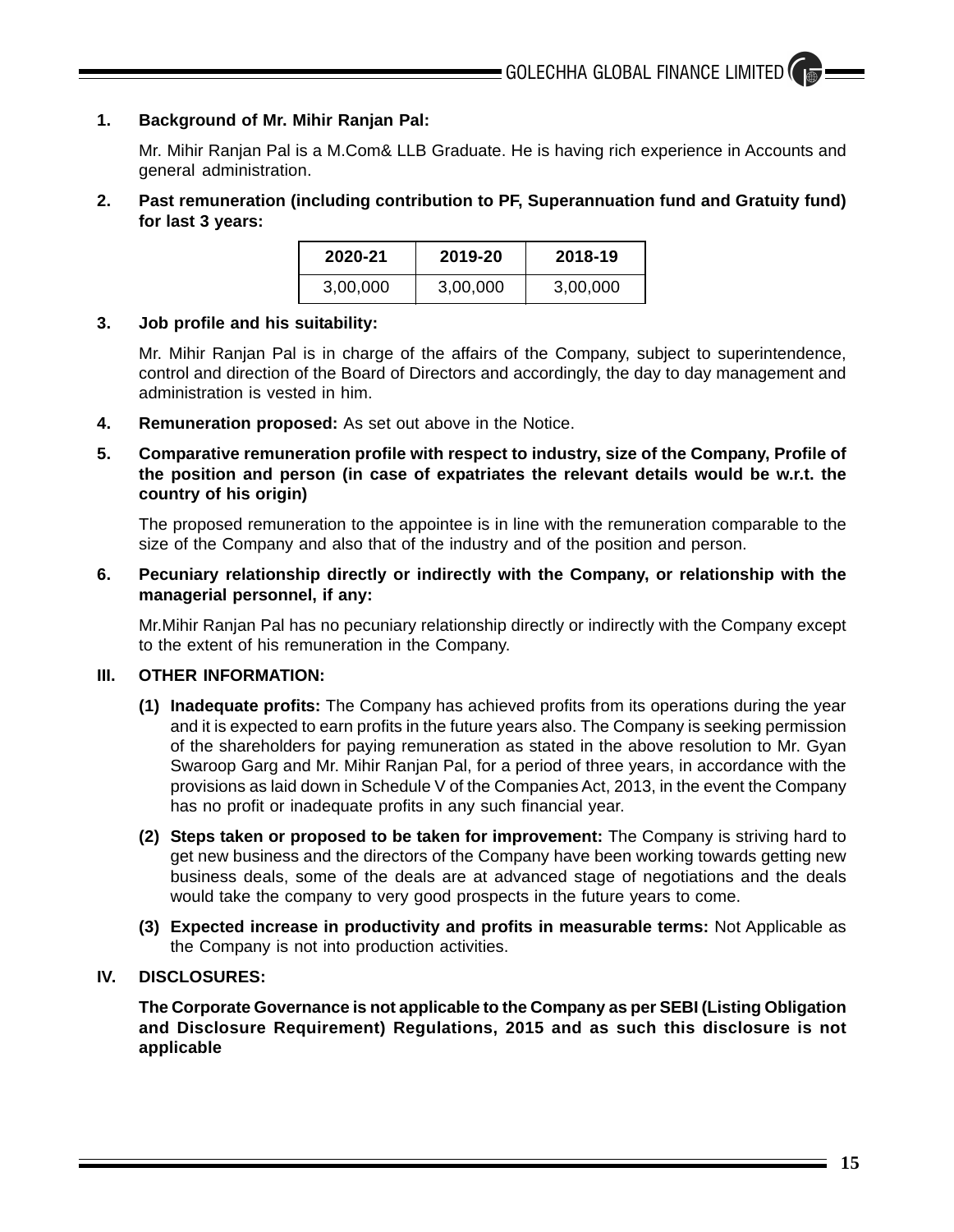**1. Background of Mr. Mihir Ranjan Pal:**

Mr. Mihir Ranjan Pal is a M.Com& LLB Graduate. He is having rich experience in Accounts and general administration.

**2. Past remuneration (including contribution to PF, Superannuation fund and Gratuity fund) for last 3 years:**

| 2020-21 | 2019-20 | 2018-19 |
|---|---|---|
| 3,00,000 | 3,00,000 | 3,00,000 |

**3. Job profile and his suitability:**

Mr. Mihir Ranjan Pal is in charge of the affairs of the Company, subject to superintendence, control and direction of the Board of Directors and accordingly, the day to day management and administration is vested in him.

**4. Remuneration proposed:** As set out above in the Notice.

**5. Comparative remuneration profile with respect to industry, size of the Company, Profile of the position and person (in case of expatriates the relevant details would be w.r.t. the country of his origin)**

The proposed remuneration to the appointee is in line with the remuneration comparable to the size of the Company and also that of the industry and of the position and person.

**6. Pecuniary relationship directly or indirectly with the Company, or relationship with the managerial personnel, if any:**

Mr.Mihir Ranjan Pal has no pecuniary relationship directly or indirectly with the Company except to the extent of his remuneration in the Company.

**III. OTHER INFORMATION:**

**(1) Inadequate profits:** The Company has achieved profits from its operations during the year and it is expected to earn profits in the future years also. The Company is seeking permission of the shareholders for paying remuneration as stated in the above resolution to Mr. Gyan Swaroop Garg and Mr. Mihir Ranjan Pal, for a period of three years, in accordance with the provisions as laid down in Schedule V of the Companies Act, 2013, in the event the Company has no profit or inadequate profits in any such financial year.

**(2) Steps taken or proposed to be taken for improvement:** The Company is striving hard to get new business and the directors of the Company have been working towards getting new business deals, some of the deals are at advanced stage of negotiations and the deals would take the company to very good prospects in the future years to come.

**(3) Expected increase in productivity and profits in measurable terms:** Not Applicable as the Company is not into production activities.

**IV. DISCLOSURES:**

**The Corporate Governance is not applicable to the Company as per SEBI (Listing Obligation and Disclosure Requirement) Regulations, 2015 and as such this disclosure is not applicable**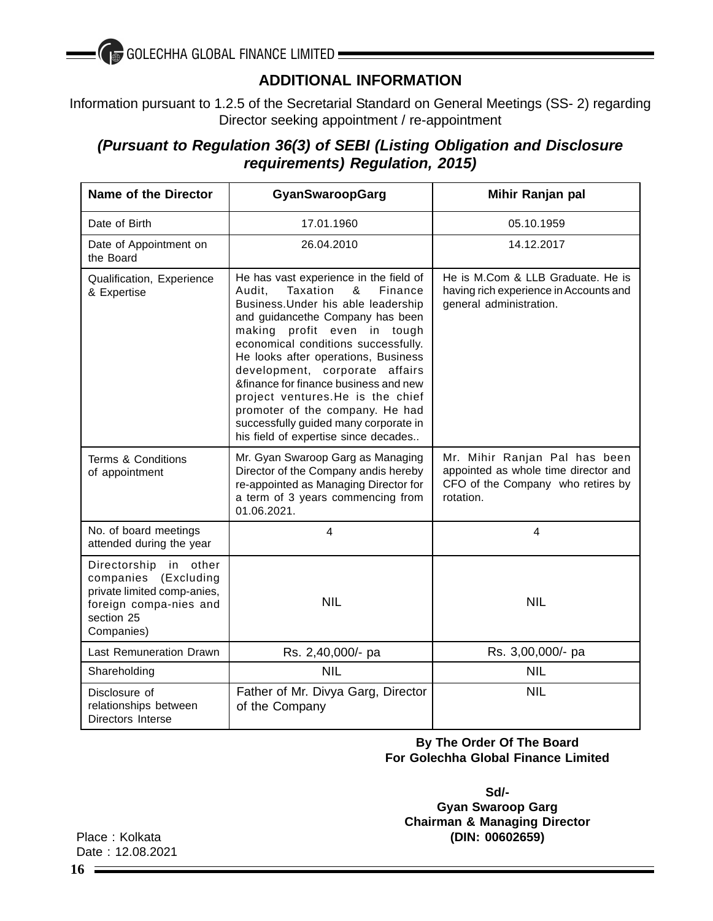## ADDITIONAL INFORMATION

Information pursuant to 1.2.5 of the Secretarial Standard on General Meetings (SS- 2) regarding Director seeking appointment / re-appointment

***(Pursuant to Regulation 36(3) of SEBI (Listing Obligation and Disclosure requirements) Regulation, 2015)***

| Name of the Director | GyanSwaroopGarg | Mihir Ranjan pal |
|---|---|---|
| Date of Birth | 17.01.1960 | 05.10.1959 |
| Date of Appointment on the Board | 26.04.2010 | 14.12.2017 |
| Qualification, Experience & Expertise | He has vast experience in the field of Audit, Taxation & Finance Business.Under his able leadership and guidancethe Company has been making profit even in tough economical conditions successfully. He looks after operations, Business development, corporate affairs &finance for finance business and new project ventures.He is the chief promoter of the company. He had successfully guided many corporate in his field of expertise since decades.. | He is M.Com & LLB Graduate. He is having rich experience in Accounts and general administration. |
| Terms & Conditions of appointment | Mr. Gyan Swaroop Garg as Managing Director of the Company andis hereby re-appointed as Managing Director for a term of 3 years commencing from 01.06.2021. | Mr. Mihir Ranjan Pal has been appointed as whole time director and CFO of the Company who retires by rotation. |
| No. of board meetings attended during the year | 4 | 4 |
| Directorship in other companies (Excluding private limited comp-anies, foreign compa-nies and section 25 Companies) | NIL | NIL |
| Last Remuneration Drawn | Rs. 2,40,000/- pa | Rs. 3,00,000/- pa |
| Shareholding | NIL | NIL |
| Disclosure of relationships between Directors Interse | Father of Mr. Divya Garg, Director of the Company | NIL |

**By The Order Of The Board**
**For Golechha Global Finance Limited**

**Sd/-**
**Gyan Swaroop Garg**
**Chairman & Managing Director**
**(DIN: 00602659)**

Place : Kolkata
Date : 12.08.2021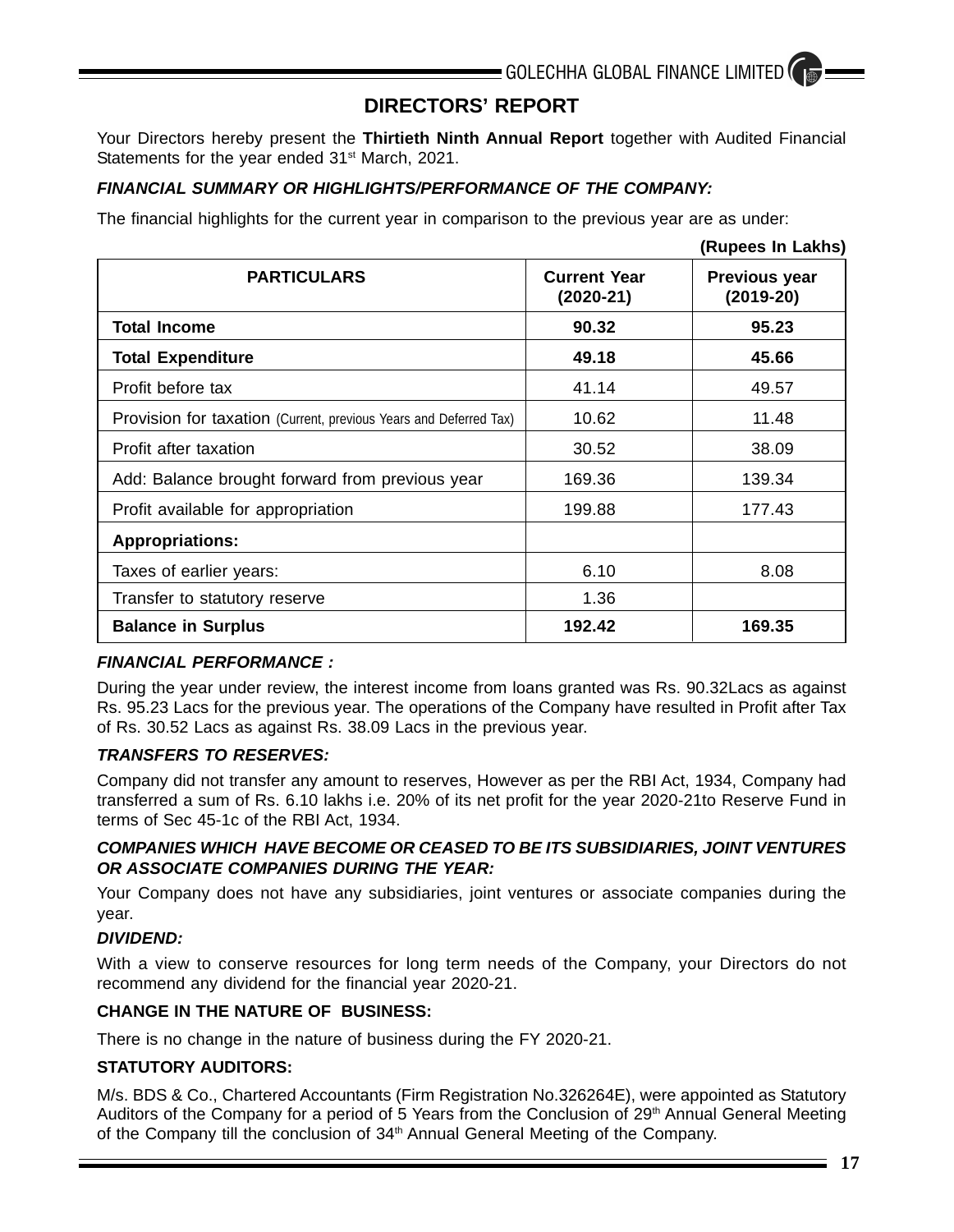## DIRECTORS' REPORT

Your Directors hereby present the **Thirtieth Ninth Annual Report** together with Audited Financial Statements for the year ended 31st March, 2021.

***FINANCIAL SUMMARY OR HIGHLIGHTS/PERFORMANCE OF THE COMPANY:***

The financial highlights for the current year in comparison to the previous year are as under:

**(Rupees In Lakhs)**

| PARTICULARS | Current Year (2020-21) | Previous year (2019-20) |
|---|---|---|
| **Total Income** | **90.32** | **95.23** |
| **Total Expenditure** | **49.18** | **45.66** |
| Profit before tax | 41.14 | 49.57 |
| Provision for taxation (Current, previous Years and Deferred Tax) | 10.62 | 11.48 |
| Profit after taxation | 30.52 | 38.09 |
| Add: Balance brought forward from previous year | 169.36 | 139.34 |
| Profit available for appropriation | 199.88 | 177.43 |
| **Appropriations:** | | |
| Taxes of earlier years: | 6.10 | 8.08 |
| Transfer to statutory reserve | 1.36 | |
| **Balance in Surplus** | **192.42** | **169.35** |

***FINANCIAL PERFORMANCE :***

During the year under review, the interest income from loans granted was Rs. 90.32Lacs as against Rs. 95.23 Lacs for the previous year. The operations of the Company have resulted in Profit after Tax of Rs. 30.52 Lacs as against Rs. 38.09 Lacs in the previous year.

***TRANSFERS TO RESERVES:***

Company did not transfer any amount to reserves, However as per the RBI Act, 1934, Company had transferred a sum of Rs. 6.10 lakhs i.e. 20% of its net profit for the year 2020-21to Reserve Fund in terms of Sec 45-1c of the RBI Act, 1934.

***COMPANIES WHICH HAVE BECOME OR CEASED TO BE ITS SUBSIDIARIES, JOINT VENTURES OR ASSOCIATE COMPANIES DURING THE YEAR:***

Your Company does not have any subsidiaries, joint ventures or associate companies during the year.

***DIVIDEND:***

With a view to conserve resources for long term needs of the Company, your Directors do not recommend any dividend for the financial year 2020-21.

**CHANGE IN THE NATURE OF BUSINESS:**

There is no change in the nature of business during the FY 2020-21.

**STATUTORY AUDITORS:**

M/s. BDS & Co., Chartered Accountants (Firm Registration No.326264E), were appointed as Statutory Auditors of the Company for a period of 5 Years from the Conclusion of 29th Annual General Meeting of the Company till the conclusion of 34th Annual General Meeting of the Company.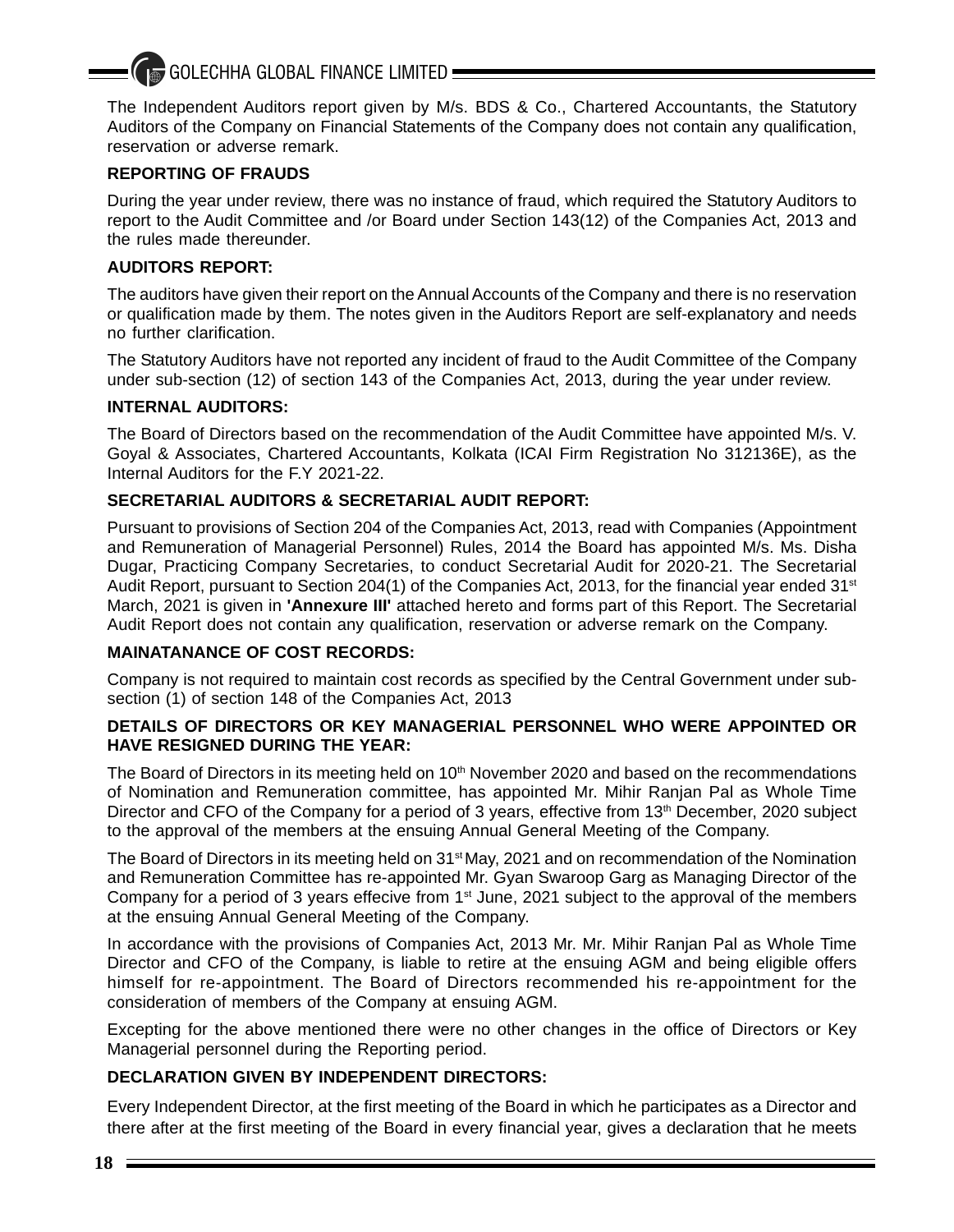The Independent Auditors report given by M/s. BDS & Co., Chartered Accountants, the Statutory Auditors of the Company on Financial Statements of the Company does not contain any qualification, reservation or adverse remark.

**REPORTING OF FRAUDS**

During the year under review, there was no instance of fraud, which required the Statutory Auditors to report to the Audit Committee and /or Board under Section 143(12) of the Companies Act, 2013 and the rules made thereunder.

**AUDITORS REPORT:**

The auditors have given their report on the Annual Accounts of the Company and there is no reservation or qualification made by them. The notes given in the Auditors Report are self-explanatory and needs no further clarification.

The Statutory Auditors have not reported any incident of fraud to the Audit Committee of the Company under sub-section (12) of section 143 of the Companies Act, 2013, during the year under review.

**INTERNAL AUDITORS:**

The Board of Directors based on the recommendation of the Audit Committee have appointed M/s. V. Goyal & Associates, Chartered Accountants, Kolkata (ICAI Firm Registration No 312136E), as the Internal Auditors for the F.Y 2021-22.

**SECRETARIAL AUDITORS & SECRETARIAL AUDIT REPORT:**

Pursuant to provisions of Section 204 of the Companies Act, 2013, read with Companies (Appointment and Remuneration of Managerial Personnel) Rules, 2014 the Board has appointed M/s. Ms. Disha Dugar, Practicing Company Secretaries, to conduct Secretarial Audit for 2020-21. The Secretarial Audit Report, pursuant to Section 204(1) of the Companies Act, 2013, for the financial year ended 31st March, 2021 is given in **'Annexure III'** attached hereto and forms part of this Report. The Secretarial Audit Report does not contain any qualification, reservation or adverse remark on the Company.

**MAINATANANCE OF COST RECORDS:**

Company is not required to maintain cost records as specified by the Central Government under sub-section (1) of section 148 of the Companies Act, 2013

**DETAILS OF DIRECTORS OR KEY MANAGERIAL PERSONNEL WHO WERE APPOINTED OR HAVE RESIGNED DURING THE YEAR:**

The Board of Directors in its meeting held on 10th November 2020 and based on the recommendations of Nomination and Remuneration committee, has appointed Mr. Mihir Ranjan Pal as Whole Time Director and CFO of the Company for a period of 3 years, effective from 13th December, 2020 subject to the approval of the members at the ensuing Annual General Meeting of the Company.

The Board of Directors in its meeting held on 31st May, 2021 and on recommendation of the Nomination and Remuneration Committee has re-appointed Mr. Gyan Swaroop Garg as Managing Director of the Company for a period of 3 years effecive from 1st June, 2021 subject to the approval of the members at the ensuing Annual General Meeting of the Company.

In accordance with the provisions of Companies Act, 2013 Mr. Mr. Mihir Ranjan Pal as Whole Time Director and CFO of the Company, is liable to retire at the ensuing AGM and being eligible offers himself for re-appointment. The Board of Directors recommended his re-appointment for the consideration of members of the Company at ensuing AGM.

Excepting for the above mentioned there were no other changes in the office of Directors or Key Managerial personnel during the Reporting period.

**DECLARATION GIVEN BY INDEPENDENT DIRECTORS:**

Every Independent Director, at the first meeting of the Board in which he participates as a Director and there after at the first meeting of the Board in every financial year, gives a declaration that he meets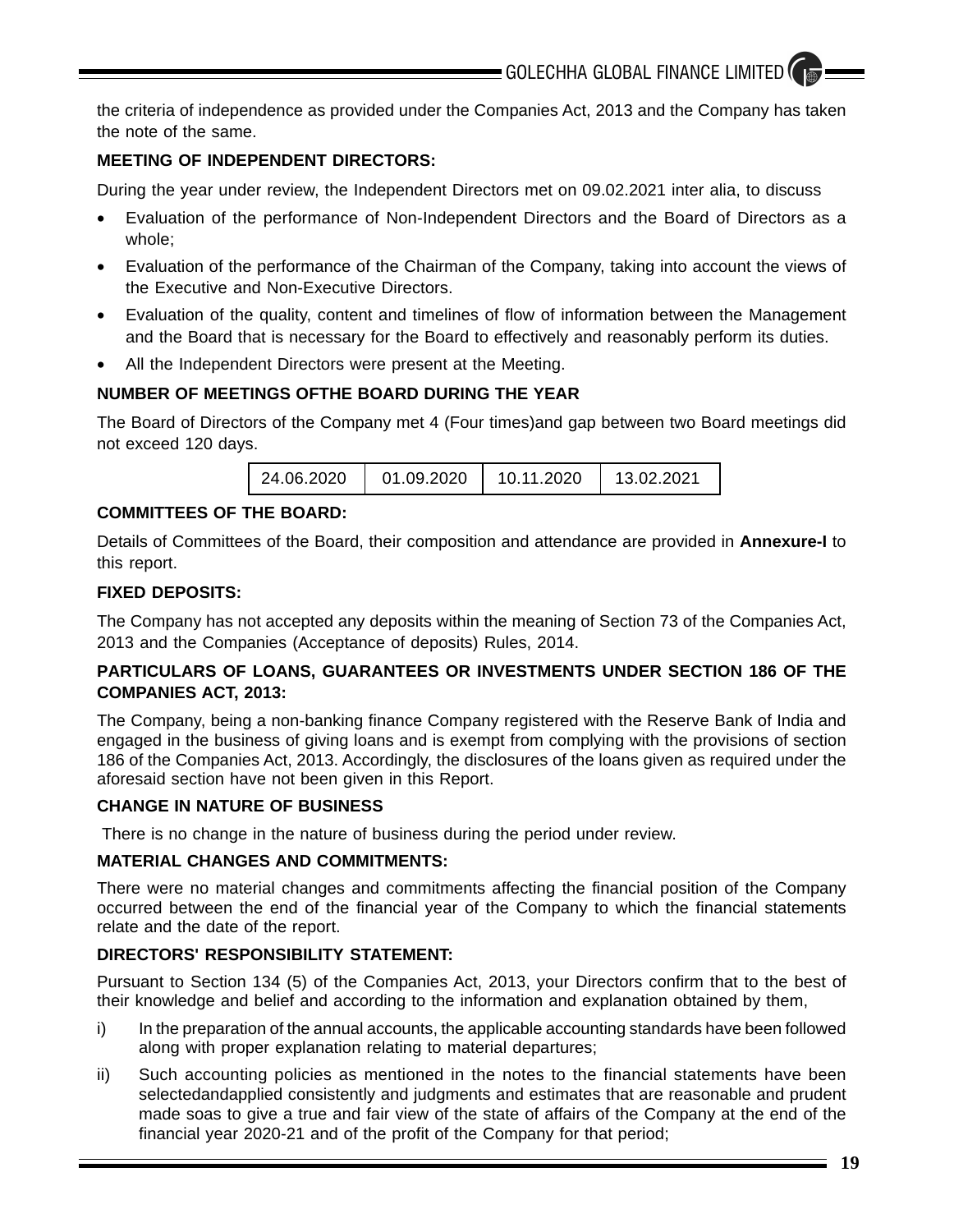the criteria of independence as provided under the Companies Act, 2013 and the Company has taken the note of the same.

**MEETING OF INDEPENDENT DIRECTORS:**

During the year under review, the Independent Directors met on 09.02.2021 inter alia, to discuss

- Evaluation of the performance of Non-Independent Directors and the Board of Directors as a whole;
- Evaluation of the performance of the Chairman of the Company, taking into account the views of the Executive and Non-Executive Directors.
- Evaluation of the quality, content and timelines of flow of information between the Management and the Board that is necessary for the Board to effectively and reasonably perform its duties.
- All the Independent Directors were present at the Meeting.

**NUMBER OF MEETINGS OFTHE BOARD DURING THE YEAR**

The Board of Directors of the Company met 4 (Four times)and gap between two Board meetings did not exceed 120 days.

| 24.06.2020 | 01.09.2020 | 10.11.2020 | 13.02.2021 |
|---|---|---|---|

**COMMITTEES OF THE BOARD:**

Details of Committees of the Board, their composition and attendance are provided in **Annexure-I** to this report.

**FIXED DEPOSITS:**

The Company has not accepted any deposits within the meaning of Section 73 of the Companies Act, 2013 and the Companies (Acceptance of deposits) Rules, 2014.

**PARTICULARS OF LOANS, GUARANTEES OR INVESTMENTS UNDER SECTION 186 OF THE COMPANIES ACT, 2013:**

The Company, being a non-banking finance Company registered with the Reserve Bank of India and engaged in the business of giving loans and is exempt from complying with the provisions of section 186 of the Companies Act, 2013. Accordingly, the disclosures of the loans given as required under the aforesaid section have not been given in this Report.

**CHANGE IN NATURE OF BUSINESS**

There is no change in the nature of business during the period under review.

**MATERIAL CHANGES AND COMMITMENTS:**

There were no material changes and commitments affecting the financial position of the Company occurred between the end of the financial year of the Company to which the financial statements relate and the date of the report.

**DIRECTORS' RESPONSIBILITY STATEMENT:**

Pursuant to Section 134 (5) of the Companies Act, 2013, your Directors confirm that to the best of their knowledge and belief and according to the information and explanation obtained by them,

i) In the preparation of the annual accounts, the applicable accounting standards have been followed along with proper explanation relating to material departures;

ii) Such accounting policies as mentioned in the notes to the financial statements have been selectedandapplied consistently and judgments and estimates that are reasonable and prudent made soas to give a true and fair view of the state of affairs of the Company at the end of the financial year 2020-21 and of the profit of the Company for that period;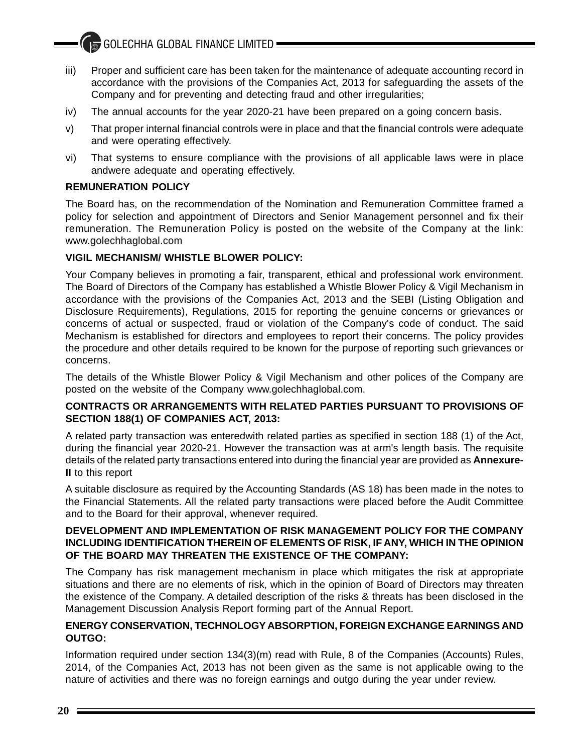iii) Proper and sufficient care has been taken for the maintenance of adequate accounting record in accordance with the provisions of the Companies Act, 2013 for safeguarding the assets of the Company and for preventing and detecting fraud and other irregularities;

iv) The annual accounts for the year 2020-21 have been prepared on a going concern basis.

v) That proper internal financial controls were in place and that the financial controls were adequate and were operating effectively.

vi) That systems to ensure compliance with the provisions of all applicable laws were in place andwere adequate and operating effectively.

**REMUNERATION POLICY**

The Board has, on the recommendation of the Nomination and Remuneration Committee framed a policy for selection and appointment of Directors and Senior Management personnel and fix their remuneration. The Remuneration Policy is posted on the website of the Company at the link: www.golechhaglobal.com

**VIGIL MECHANISM/ WHISTLE BLOWER POLICY:**

Your Company believes in promoting a fair, transparent, ethical and professional work environment. The Board of Directors of the Company has established a Whistle Blower Policy & Vigil Mechanism in accordance with the provisions of the Companies Act, 2013 and the SEBI (Listing Obligation and Disclosure Requirements), Regulations, 2015 for reporting the genuine concerns or grievances or concerns of actual or suspected, fraud or violation of the Company's code of conduct. The said Mechanism is established for directors and employees to report their concerns. The policy provides the procedure and other details required to be known for the purpose of reporting such grievances or concerns.

The details of the Whistle Blower Policy & Vigil Mechanism and other polices of the Company are posted on the website of the Company www.golechhaglobal.com.

**CONTRACTS OR ARRANGEMENTS WITH RELATED PARTIES PURSUANT TO PROVISIONS OF SECTION 188(1) OF COMPANIES ACT, 2013:**

A related party transaction was enteredwith related parties as specified in section 188 (1) of the Act, during the financial year 2020-21. However the transaction was at arm's length basis. The requisite details of the related party transactions entered into during the financial year are provided as **Annexure-II** to this report

A suitable disclosure as required by the Accounting Standards (AS 18) has been made in the notes to the Financial Statements. All the related party transactions were placed before the Audit Committee and to the Board for their approval, whenever required.

**DEVELOPMENT AND IMPLEMENTATION OF RISK MANAGEMENT POLICY FOR THE COMPANY INCLUDING IDENTIFICATION THEREIN OF ELEMENTS OF RISK, IF ANY, WHICH IN THE OPINION OF THE BOARD MAY THREATEN THE EXISTENCE OF THE COMPANY:**

The Company has risk management mechanism in place which mitigates the risk at appropriate situations and there are no elements of risk, which in the opinion of Board of Directors may threaten the existence of the Company. A detailed description of the risks & threats has been disclosed in the Management Discussion Analysis Report forming part of the Annual Report.

**ENERGY CONSERVATION, TECHNOLOGY ABSORPTION, FOREIGN EXCHANGE EARNINGS AND OUTGO:**

Information required under section 134(3)(m) read with Rule, 8 of the Companies (Accounts) Rules, 2014, of the Companies Act, 2013 has not been given as the same is not applicable owing to the nature of activities and there was no foreign earnings and outgo during the year under review.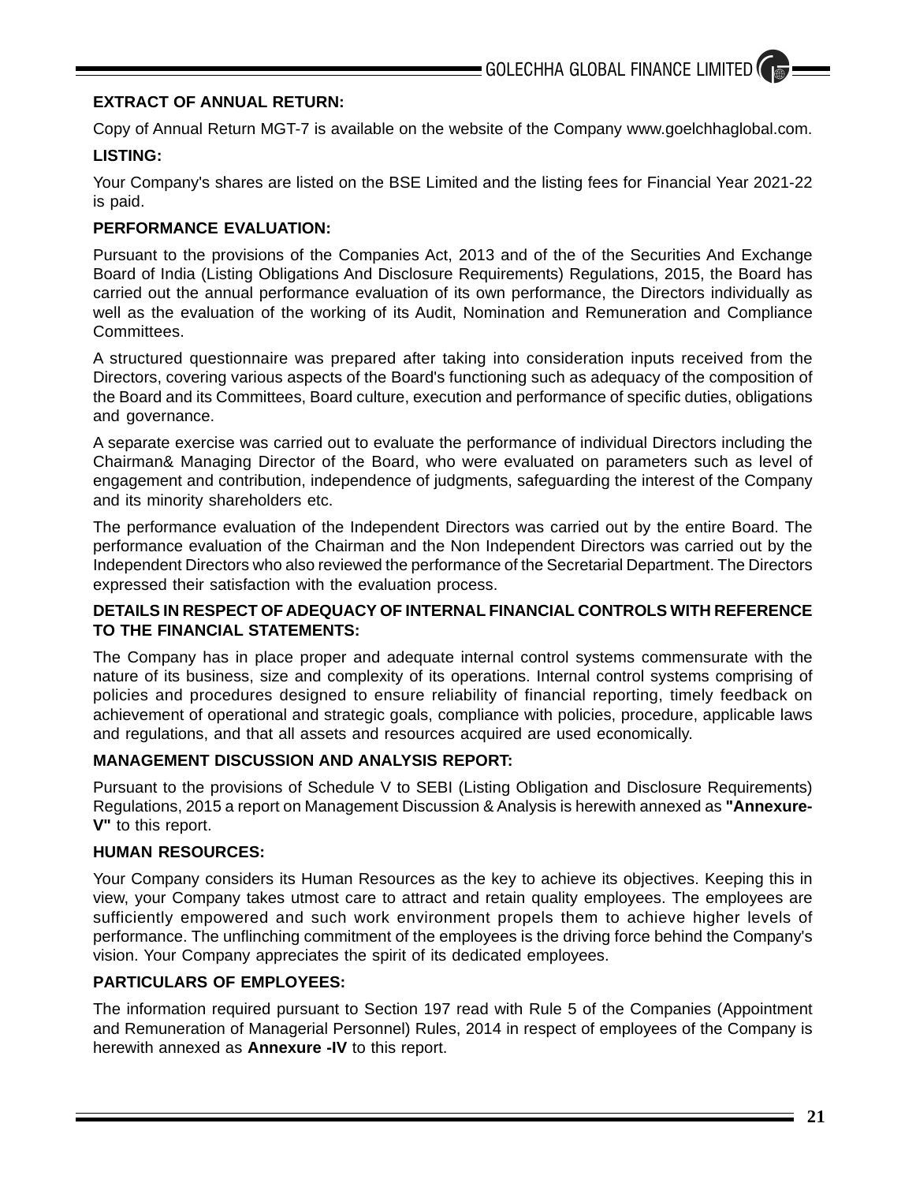**EXTRACT OF ANNUAL RETURN:**

Copy of Annual Return MGT-7 is available on the website of the Company www.goelchhaglobal.com.

**LISTING:**

Your Company's shares are listed on the BSE Limited and the listing fees for Financial Year 2021-22 is paid.

**PERFORMANCE EVALUATION:**

Pursuant to the provisions of the Companies Act, 2013 and of the of the Securities And Exchange Board of India (Listing Obligations And Disclosure Requirements) Regulations, 2015, the Board has carried out the annual performance evaluation of its own performance, the Directors individually as well as the evaluation of the working of its Audit, Nomination and Remuneration and Compliance Committees.

A structured questionnaire was prepared after taking into consideration inputs received from the Directors, covering various aspects of the Board's functioning such as adequacy of the composition of the Board and its Committees, Board culture, execution and performance of specific duties, obligations and governance.

A separate exercise was carried out to evaluate the performance of individual Directors including the Chairman& Managing Director of the Board, who were evaluated on parameters such as level of engagement and contribution, independence of judgments, safeguarding the interest of the Company and its minority shareholders etc.

The performance evaluation of the Independent Directors was carried out by the entire Board. The performance evaluation of the Chairman and the Non Independent Directors was carried out by the Independent Directors who also reviewed the performance of the Secretarial Department. The Directors expressed their satisfaction with the evaluation process.

**DETAILS IN RESPECT OF ADEQUACY OF INTERNAL FINANCIAL CONTROLS WITH REFERENCE TO THE FINANCIAL STATEMENTS:**

The Company has in place proper and adequate internal control systems commensurate with the nature of its business, size and complexity of its operations. Internal control systems comprising of policies and procedures designed to ensure reliability of financial reporting, timely feedback on achievement of operational and strategic goals, compliance with policies, procedure, applicable laws and regulations, and that all assets and resources acquired are used economically.

**MANAGEMENT DISCUSSION AND ANALYSIS REPORT:**

Pursuant to the provisions of Schedule V to SEBI (Listing Obligation and Disclosure Requirements) Regulations, 2015 a report on Management Discussion & Analysis is herewith annexed as **"Annexure-V"** to this report.

**HUMAN RESOURCES:**

Your Company considers its Human Resources as the key to achieve its objectives. Keeping this in view, your Company takes utmost care to attract and retain quality employees. The employees are sufficiently empowered and such work environment propels them to achieve higher levels of performance. The unflinching commitment of the employees is the driving force behind the Company's vision. Your Company appreciates the spirit of its dedicated employees.

**PARTICULARS OF EMPLOYEES:**

The information required pursuant to Section 197 read with Rule 5 of the Companies (Appointment and Remuneration of Managerial Personnel) Rules, 2014 in respect of employees of the Company is herewith annexed as **Annexure -IV** to this report.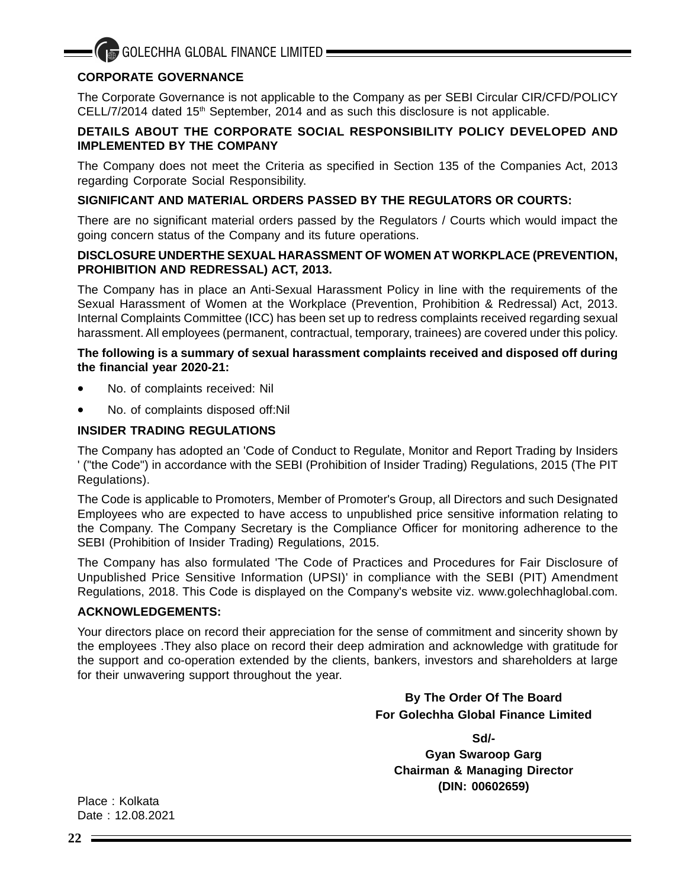## CORPORATE GOVERNANCE

The Corporate Governance is not applicable to the Company as per SEBI Circular CIR/CFD/POLICY CELL/7/2014 dated 15th September, 2014 and as such this disclosure is not applicable.

## DETAILS ABOUT THE CORPORATE SOCIAL RESPONSIBILITY POLICY DEVELOPED AND IMPLEMENTED BY THE COMPANY

The Company does not meet the Criteria as specified in Section 135 of the Companies Act, 2013 regarding Corporate Social Responsibility.

## SIGNIFICANT AND MATERIAL ORDERS PASSED BY THE REGULATORS OR COURTS:

There are no significant material orders passed by the Regulators / Courts which would impact the going concern status of the Company and its future operations.

## DISCLOSURE UNDERTHE SEXUAL HARASSMENT OF WOMEN AT WORKPLACE (PREVENTION, PROHIBITION AND REDRESSAL) ACT, 2013.

The Company has in place an Anti-Sexual Harassment Policy in line with the requirements of the Sexual Harassment of Women at the Workplace (Prevention, Prohibition & Redressal) Act, 2013. Internal Complaints Committee (ICC) has been set up to redress complaints received regarding sexual harassment. All employees (permanent, contractual, temporary, trainees) are covered under this policy.

**The following is a summary of sexual harassment complaints received and disposed off during the financial year 2020-21:**

- No. of complaints received: Nil
- No. of complaints disposed off:Nil

## INSIDER TRADING REGULATIONS

The Company has adopted an 'Code of Conduct to Regulate, Monitor and Report Trading by Insiders ' ("the Code") in accordance with the SEBI (Prohibition of Insider Trading) Regulations, 2015 (The PIT Regulations).

The Code is applicable to Promoters, Member of Promoter's Group, all Directors and such Designated Employees who are expected to have access to unpublished price sensitive information relating to the Company. The Company Secretary is the Compliance Officer for monitoring adherence to the SEBI (Prohibition of Insider Trading) Regulations, 2015.

The Company has also formulated 'The Code of Practices and Procedures for Fair Disclosure of Unpublished Price Sensitive Information (UPSI)' in compliance with the SEBI (PIT) Amendment Regulations, 2018. This Code is displayed on the Company's website viz. www.golechhaglobal.com.

## ACKNOWLEDGEMENTS:

Your directors place on record their appreciation for the sense of commitment and sincerity shown by the employees .They also place on record their deep admiration and acknowledge with gratitude for the support and co-operation extended by the clients, bankers, investors and shareholders at large for their unwavering support throughout the year.

**By The Order Of The Board**
**For Golechha Global Finance Limited**

**Sd/-**
**Gyan Swaroop Garg**
**Chairman & Managing Director**
**(DIN: 00602659)**

Place : Kolkata
Date : 12.08.2021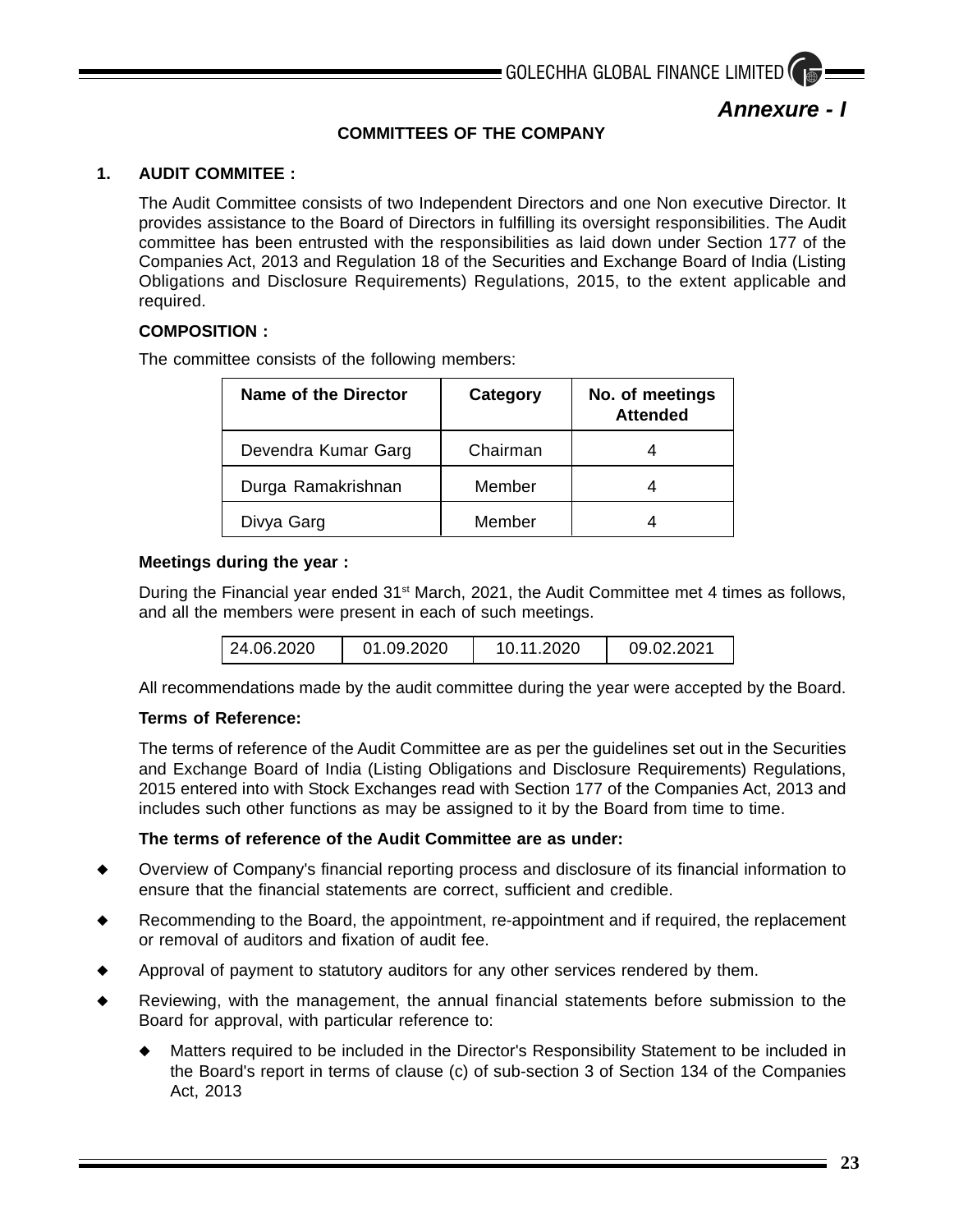*Annexure - I*

## COMMITTEES OF THE COMPANY

### 1. AUDIT COMMITEE :

The Audit Committee consists of two Independent Directors and one Non executive Director. It provides assistance to the Board of Directors in fulfilling its oversight responsibilities. The Audit committee has been entrusted with the responsibilities as laid down under Section 177 of the Companies Act, 2013 and Regulation 18 of the Securities and Exchange Board of India (Listing Obligations and Disclosure Requirements) Regulations, 2015, to the extent applicable and required.

**COMPOSITION :**

The committee consists of the following members:

| Name of the Director | Category | No. of meetings Attended |
|---|---|---|
| Devendra Kumar Garg | Chairman | 4 |
| Durga Ramakrishnan | Member | 4 |
| Divya Garg | Member | 4 |

**Meetings during the year :**

During the Financial year ended 31st March, 2021, the Audit Committee met 4 times as follows, and all the members were present in each of such meetings.

| 24.06.2020 | 01.09.2020 | 10.11.2020 | 09.02.2021 |
|---|---|---|---|

All recommendations made by the audit committee during the year were accepted by the Board.

**Terms of Reference:**

The terms of reference of the Audit Committee are as per the guidelines set out in the Securities and Exchange Board of India (Listing Obligations and Disclosure Requirements) Regulations, 2015 entered into with Stock Exchanges read with Section 177 of the Companies Act, 2013 and includes such other functions as may be assigned to it by the Board from time to time.

**The terms of reference of the Audit Committee are as under:**

- Overview of Company's financial reporting process and disclosure of its financial information to ensure that the financial statements are correct, sufficient and credible.
- Recommending to the Board, the appointment, re-appointment and if required, the replacement or removal of auditors and fixation of audit fee.
- Approval of payment to statutory auditors for any other services rendered by them.
- Reviewing, with the management, the annual financial statements before submission to the Board for approval, with particular reference to:
  - Matters required to be included in the Director's Responsibility Statement to be included in the Board's report in terms of clause (c) of sub-section 3 of Section 134 of the Companies Act, 2013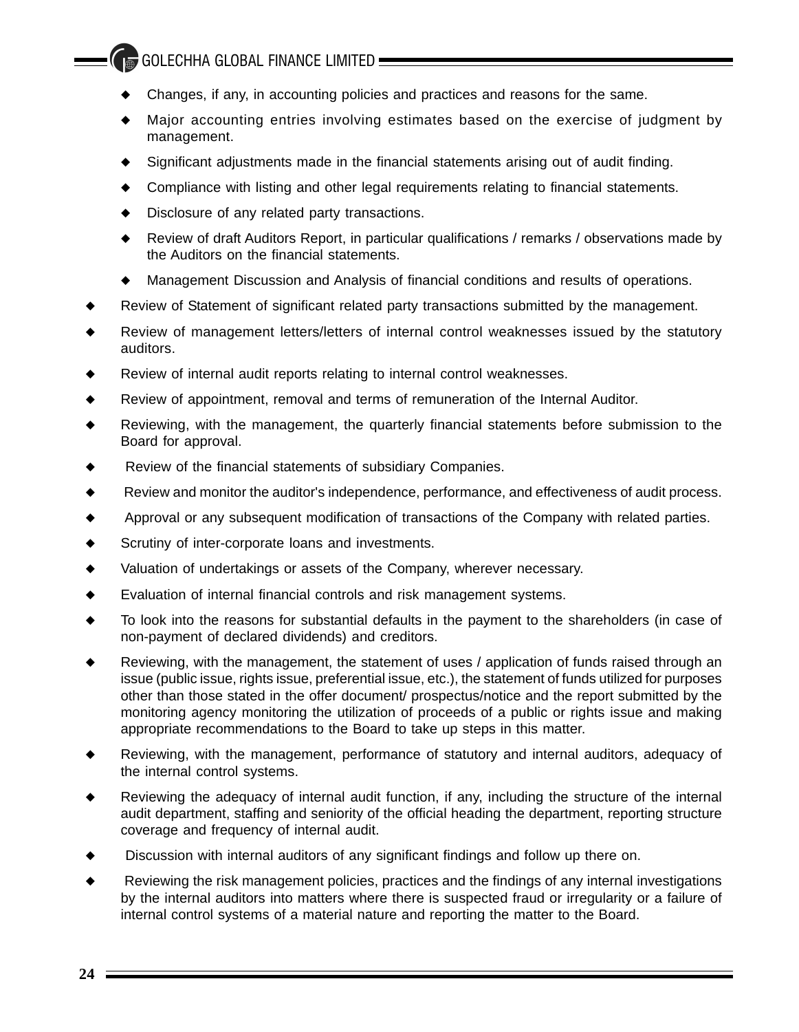- Changes, if any, in accounting policies and practices and reasons for the same.
    - Major accounting entries involving estimates based on the exercise of judgment by management.
    - Significant adjustments made in the financial statements arising out of audit finding.
    - Compliance with listing and other legal requirements relating to financial statements.
    - Disclosure of any related party transactions.
    - Review of draft Auditors Report, in particular qualifications / remarks / observations made by the Auditors on the financial statements.
    - Management Discussion and Analysis of financial conditions and results of operations.
- Review of Statement of significant related party transactions submitted by the management.
- Review of management letters/letters of internal control weaknesses issued by the statutory auditors.
- Review of internal audit reports relating to internal control weaknesses.
- Review of appointment, removal and terms of remuneration of the Internal Auditor.
- Reviewing, with the management, the quarterly financial statements before submission to the Board for approval.
- Review of the financial statements of subsidiary Companies.
- Review and monitor the auditor's independence, performance, and effectiveness of audit process.
- Approval or any subsequent modification of transactions of the Company with related parties.
- Scrutiny of inter-corporate loans and investments.
- Valuation of undertakings or assets of the Company, wherever necessary.
- Evaluation of internal financial controls and risk management systems.
- To look into the reasons for substantial defaults in the payment to the shareholders (in case of non-payment of declared dividends) and creditors.
- Reviewing, with the management, the statement of uses / application of funds raised through an issue (public issue, rights issue, preferential issue, etc.), the statement of funds utilized for purposes other than those stated in the offer document/ prospectus/notice and the report submitted by the monitoring agency monitoring the utilization of proceeds of a public or rights issue and making appropriate recommendations to the Board to take up steps in this matter.
- Reviewing, with the management, performance of statutory and internal auditors, adequacy of the internal control systems.
- Reviewing the adequacy of internal audit function, if any, including the structure of the internal audit department, staffing and seniority of the official heading the department, reporting structure coverage and frequency of internal audit.
- Discussion with internal auditors of any significant findings and follow up there on.
- Reviewing the risk management policies, practices and the findings of any internal investigations by the internal auditors into matters where there is suspected fraud or irregularity or a failure of internal control systems of a material nature and reporting the matter to the Board.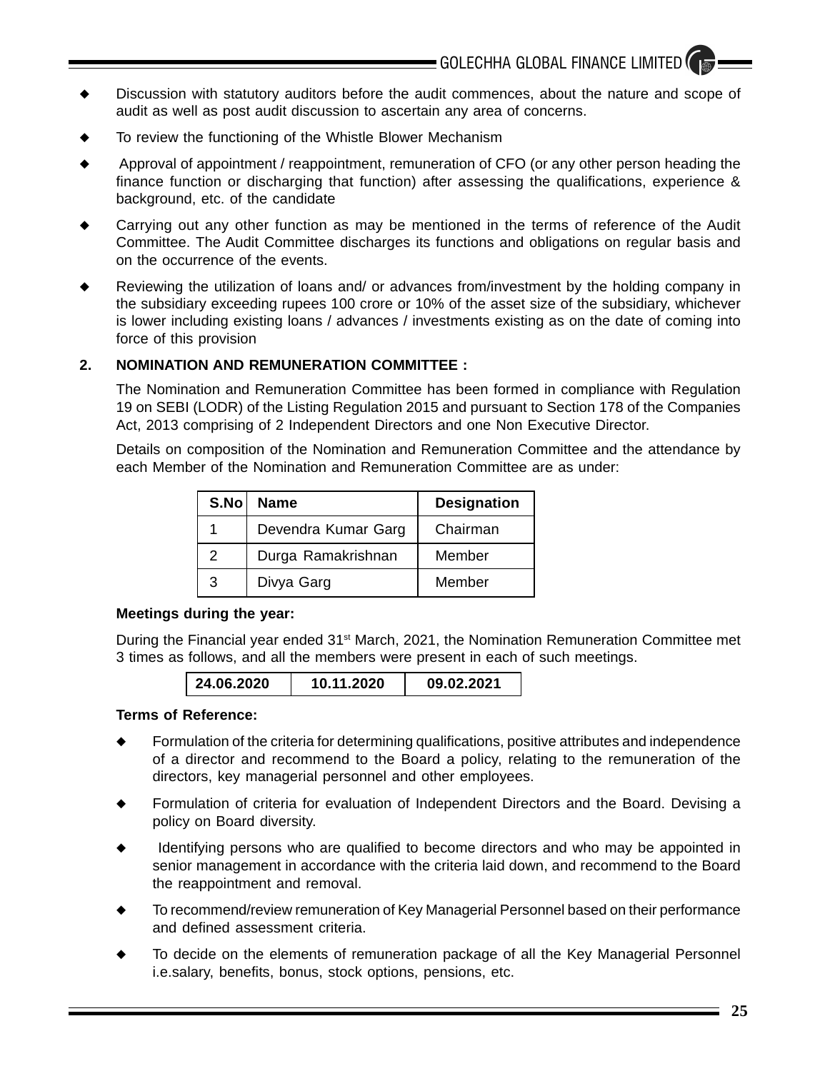- Discussion with statutory auditors before the audit commences, about the nature and scope of audit as well as post audit discussion to ascertain any area of concerns.
- To review the functioning of the Whistle Blower Mechanism
- Approval of appointment / reappointment, remuneration of CFO (or any other person heading the finance function or discharging that function) after assessing the qualifications, experience & background, etc. of the candidate
- Carrying out any other function as may be mentioned in the terms of reference of the Audit Committee. The Audit Committee discharges its functions and obligations on regular basis and on the occurrence of the events.
- Reviewing the utilization of loans and/ or advances from/investment by the holding company in the subsidiary exceeding rupees 100 crore or 10% of the asset size of the subsidiary, whichever is lower including existing loans / advances / investments existing as on the date of coming into force of this provision

## 2. NOMINATION AND REMUNERATION COMMITTEE :

The Nomination and Remuneration Committee has been formed in compliance with Regulation 19 on SEBI (LODR) of the Listing Regulation 2015 and pursuant to Section 178 of the Companies Act, 2013 comprising of 2 Independent Directors and one Non Executive Director.

Details on composition of the Nomination and Remuneration Committee and the attendance by each Member of the Nomination and Remuneration Committee are as under:

| S.No | Name | Designation |
|---|---|---|
| 1 | Devendra Kumar Garg | Chairman |
| 2 | Durga Ramakrishnan | Member |
| 3 | Divya Garg | Member |

**Meetings during the year:**

During the Financial year ended 31st March, 2021, the Nomination Remuneration Committee met 3 times as follows, and all the members were present in each of such meetings.

| 24.06.2020 | 10.11.2020 | 09.02.2021 |
|---|---|---|

**Terms of Reference:**

- Formulation of the criteria for determining qualifications, positive attributes and independence of a director and recommend to the Board a policy, relating to the remuneration of the directors, key managerial personnel and other employees.
- Formulation of criteria for evaluation of Independent Directors and the Board. Devising a policy on Board diversity.
- Identifying persons who are qualified to become directors and who may be appointed in senior management in accordance with the criteria laid down, and recommend to the Board the reappointment and removal.
- To recommend/review remuneration of Key Managerial Personnel based on their performance and defined assessment criteria.
- To decide on the elements of remuneration package of all the Key Managerial Personnel i.e.salary, benefits, bonus, stock options, pensions, etc.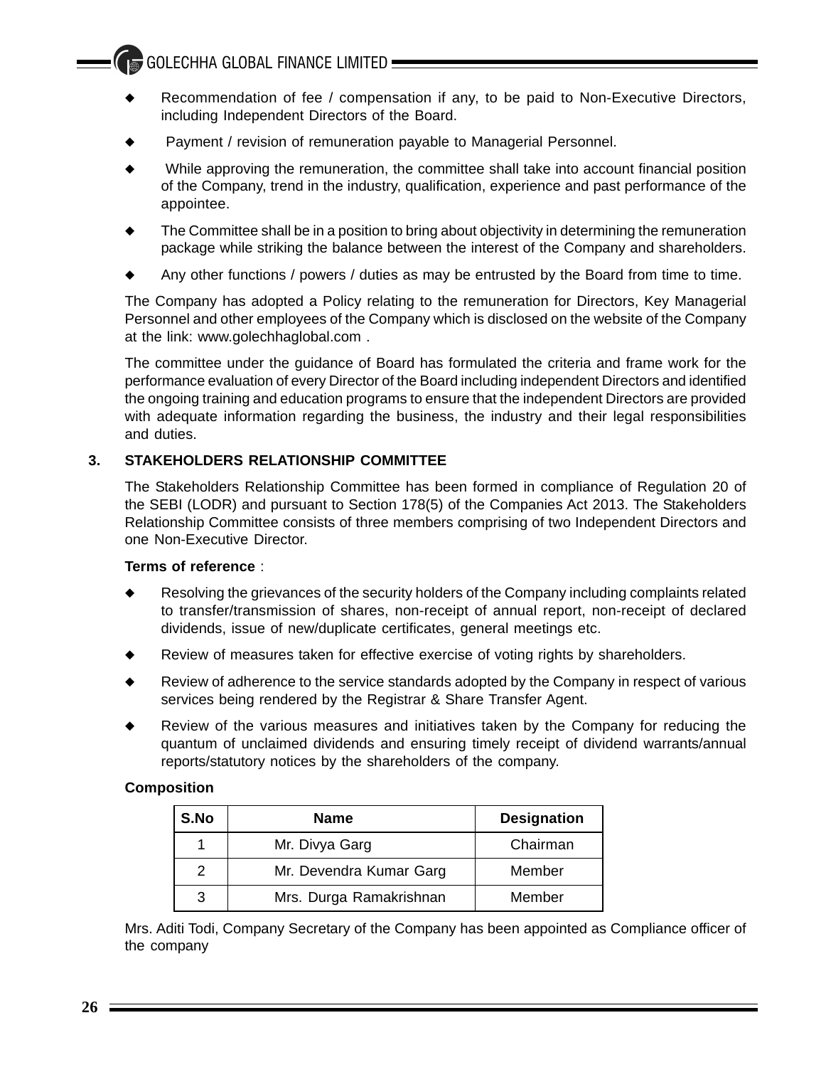- Recommendation of fee / compensation if any, to be paid to Non-Executive Directors, including Independent Directors of the Board.
- Payment / revision of remuneration payable to Managerial Personnel.
- While approving the remuneration, the committee shall take into account financial position of the Company, trend in the industry, qualification, experience and past performance of the appointee.
- The Committee shall be in a position to bring about objectivity in determining the remuneration package while striking the balance between the interest of the Company and shareholders.
- Any other functions / powers / duties as may be entrusted by the Board from time to time.

The Company has adopted a Policy relating to the remuneration for Directors, Key Managerial Personnel and other employees of the Company which is disclosed on the website of the Company at the link: www.golechhaglobal.com .

The committee under the guidance of Board has formulated the criteria and frame work for the performance evaluation of every Director of the Board including independent Directors and identified the ongoing training and education programs to ensure that the independent Directors are provided with adequate information regarding the business, the industry and their legal responsibilities and duties.

## 3. STAKEHOLDERS RELATIONSHIP COMMITTEE

The Stakeholders Relationship Committee has been formed in compliance of Regulation 20 of the SEBI (LODR) and pursuant to Section 178(5) of the Companies Act 2013. The Stakeholders Relationship Committee consists of three members comprising of two Independent Directors and one Non-Executive Director.

**Terms of reference** :

- Resolving the grievances of the security holders of the Company including complaints related to transfer/transmission of shares, non-receipt of annual report, non-receipt of declared dividends, issue of new/duplicate certificates, general meetings etc.
- Review of measures taken for effective exercise of voting rights by shareholders.
- Review of adherence to the service standards adopted by the Company in respect of various services being rendered by the Registrar & Share Transfer Agent.
- Review of the various measures and initiatives taken by the Company for reducing the quantum of unclaimed dividends and ensuring timely receipt of dividend warrants/annual reports/statutory notices by the shareholders of the company.

**Composition**

| S.No | Name | Designation |
|---|---|---|
| 1 | Mr. Divya Garg | Chairman |
| 2 | Mr. Devendra Kumar Garg | Member |
| 3 | Mrs. Durga Ramakrishnan | Member |

Mrs. Aditi Todi, Company Secretary of the Company has been appointed as Compliance officer of the company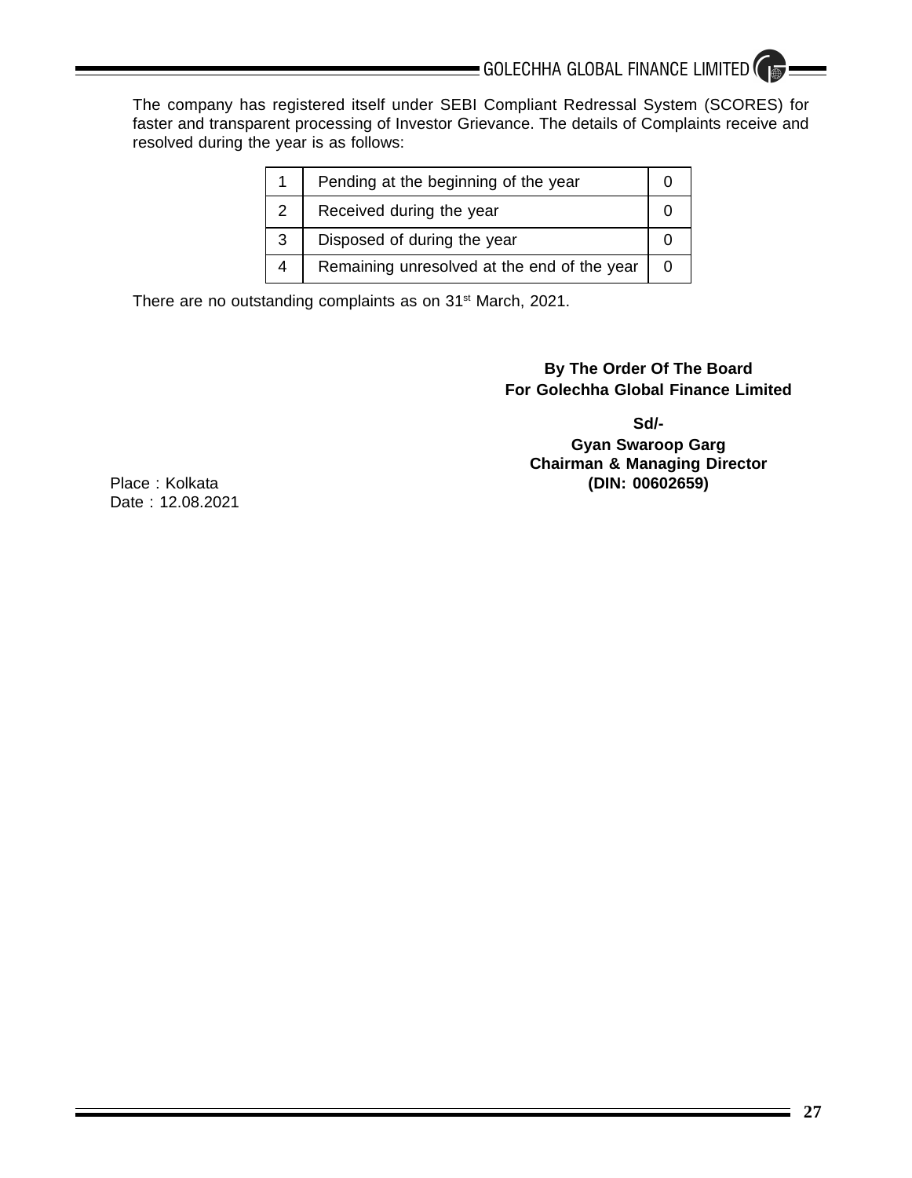The company has registered itself under SEBI Compliant Redressal System (SCORES) for faster and transparent processing of Investor Grievance. The details of Complaints receive and resolved during the year is as follows:

| | | |
|---|---|---|
| 1 | Pending at the beginning of the year | 0 |
| 2 | Received during the year | 0 |
| 3 | Disposed of during the year | 0 |
| 4 | Remaining unresolved at the end of the year | 0 |

There are no outstanding complaints as on 31st March, 2021.

**By The Order Of The Board**
**For Golechha Global Finance Limited**

**Sd/-**
**Gyan Swaroop Garg**
**Chairman & Managing Director**
**(DIN: 00602659)**

Place : Kolkata
Date : 12.08.2021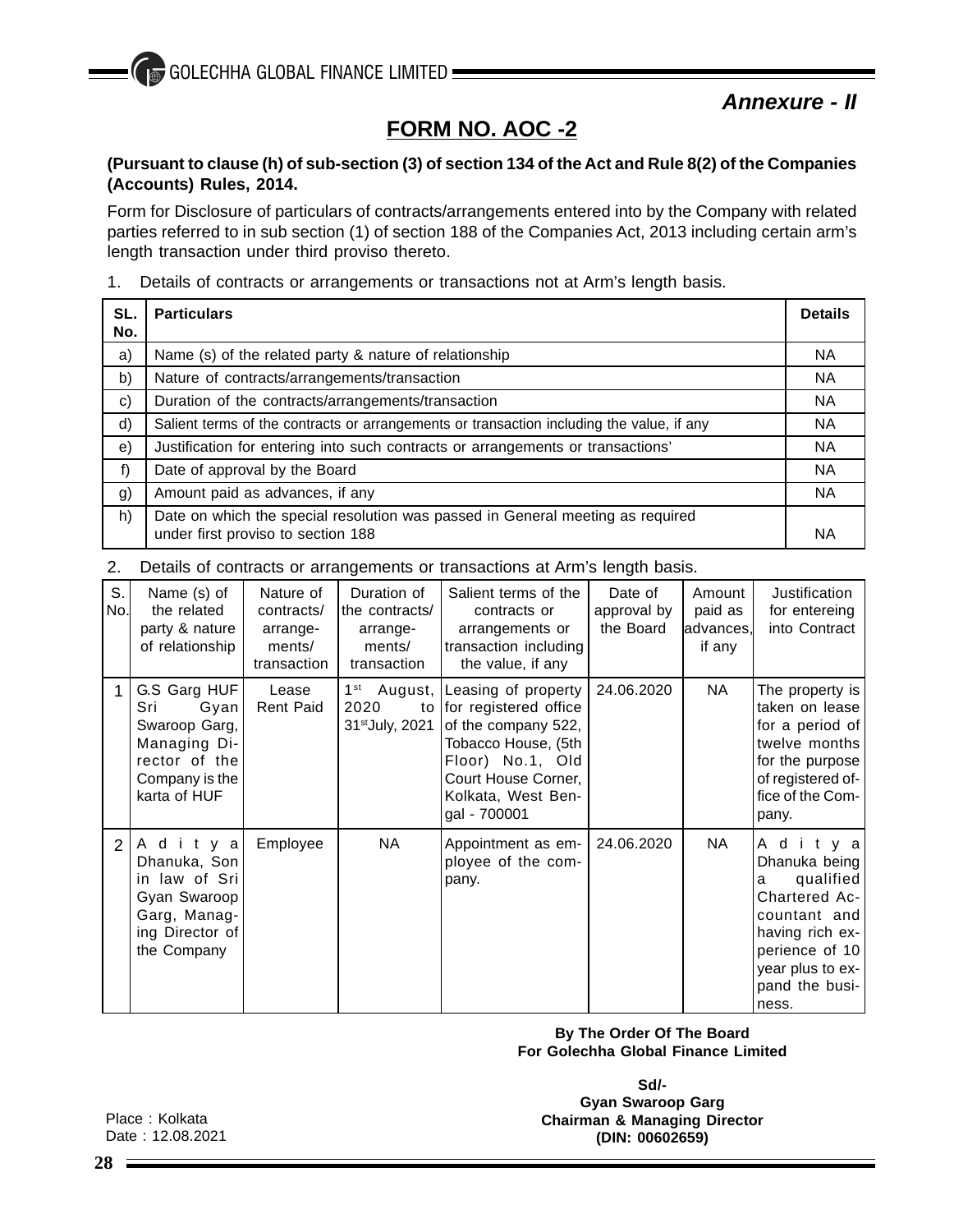*Annexure - II*

# FORM NO. AOC -2

**(Pursuant to clause (h) of sub-section (3) of section 134 of the Act and Rule 8(2) of the Companies (Accounts) Rules, 2014.**

Form for Disclosure of particulars of contracts/arrangements entered into by the Company with related parties referred to in sub section (1) of section 188 of the Companies Act, 2013 including certain arm's length transaction under third proviso thereto.

1. Details of contracts or arrangements or transactions not at Arm's length basis.

| SL. No. | Particulars | Details |
|---|---|---|
| a) | Name (s) of the related party & nature of relationship | NA |
| b) | Nature of contracts/arrangements/transaction | NA |
| c) | Duration of the contracts/arrangements/transaction | NA |
| d) | Salient terms of the contracts or arrangements or transaction including the value, if any | NA |
| e) | Justification for entering into such contracts or arrangements or transactions' | NA |
| f) | Date of approval by the Board | NA |
| g) | Amount paid as advances, if any | NA |
| h) | Date on which the special resolution was passed in General meeting as required under first proviso to section 188 | NA |

2. Details of contracts or arrangements or transactions at Arm's length basis.

| S. No. | Name (s) of the related party & nature of relationship | Nature of contracts/ arrange-ments/ transaction | Duration of the contracts/ arrange-ments/ transaction | Salient terms of the contracts or arrangements or transaction including the value, if any | Date of approval by the Board | Amount paid as advances, if any | Justification for entereing into Contract |
|---|---|---|---|---|---|---|---|
| 1 | G.S Garg HUF Sri Gyan Swaroop Garg, Managing Director of the Company is the karta of HUF | Lease Rent Paid | 1st August, 2020 to 31st July, 2021 | Leasing of property for registered office of the company 522, Tobacco House, (5th Floor) No.1, Old Court House Corner, Kolkata, West Bengal - 700001 | 24.06.2020 | NA | The property is taken on lease for a period of twelve months for the purpose of registered office of the Company. |
| 2 | Aditya Dhanuka, Son in law of Sri Gyan Swaroop Garg, Managing Director of the Company | Employee | NA | Appointment as employee of the company. | 24.06.2020 | NA | Aditya Dhanuka being a qualified Chartered Accountant and having rich experience of 10 year plus to expand the business. |

**By The Order Of The Board**
**For Golechha Global Finance Limited**

**Sd/-**
**Gyan Swaroop Garg**
**Chairman & Managing Director**
**(DIN: 00602659)**

Place : Kolkata
Date : 12.08.2021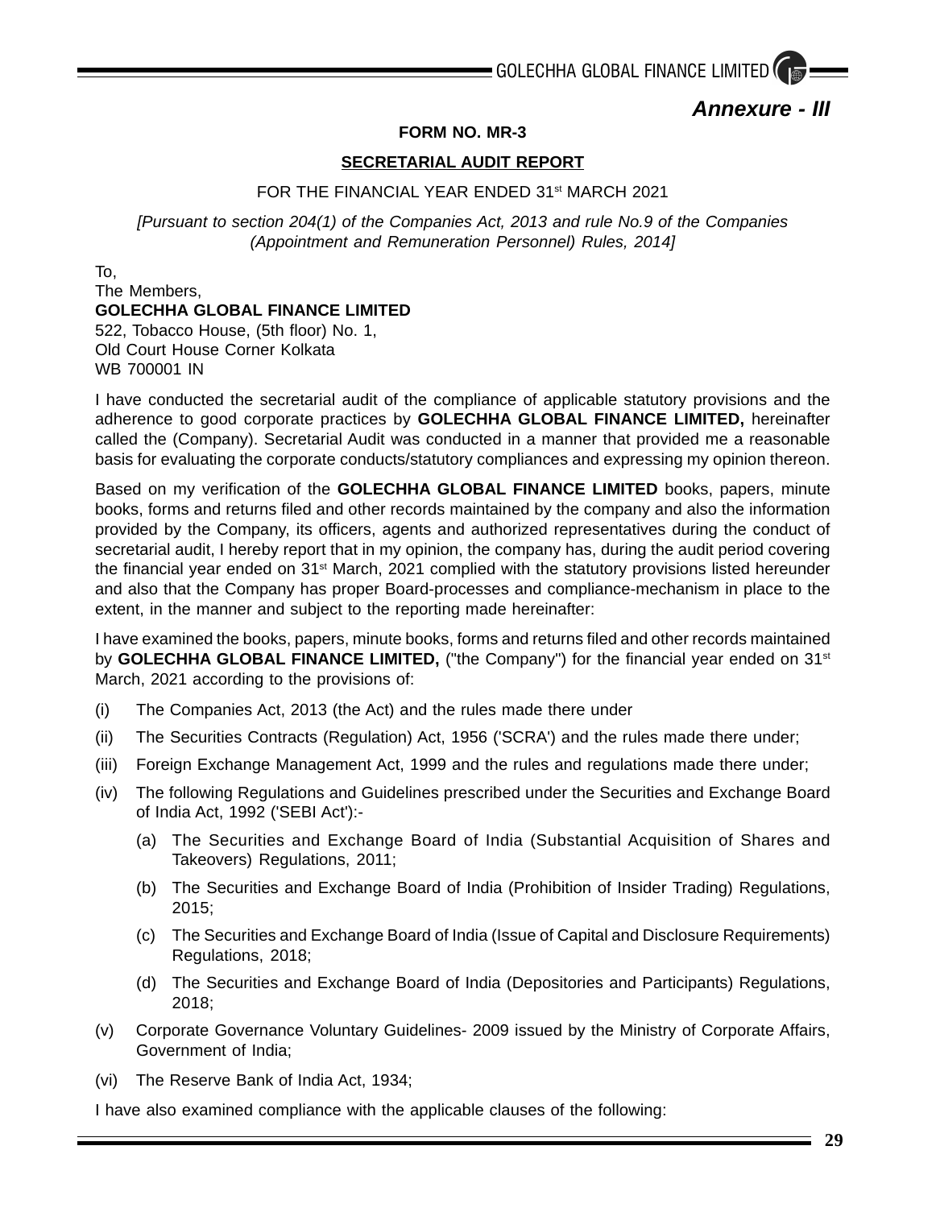***Annexure - III***

**FORM NO. MR-3**

**SECRETARIAL AUDIT REPORT**

FOR THE FINANCIAL YEAR ENDED 31st MARCH 2021

*[Pursuant to section 204(1) of the Companies Act, 2013 and rule No.9 of the Companies (Appointment and Remuneration Personnel) Rules, 2014]*

To,
The Members,
**GOLECHHA GLOBAL FINANCE LIMITED**
522, Tobacco House, (5th floor) No. 1,
Old Court House Corner Kolkata
WB 700001 IN

I have conducted the secretarial audit of the compliance of applicable statutory provisions and the adherence to good corporate practices by **GOLECHHA GLOBAL FINANCE LIMITED,** hereinafter called the (Company). Secretarial Audit was conducted in a manner that provided me a reasonable basis for evaluating the corporate conducts/statutory compliances and expressing my opinion thereon.

Based on my verification of the **GOLECHHA GLOBAL FINANCE LIMITED** books, papers, minute books, forms and returns filed and other records maintained by the company and also the information provided by the Company, its officers, agents and authorized representatives during the conduct of secretarial audit, I hereby report that in my opinion, the company has, during the audit period covering the financial year ended on 31st March, 2021 complied with the statutory provisions listed hereunder and also that the Company has proper Board-processes and compliance-mechanism in place to the extent, in the manner and subject to the reporting made hereinafter:

I have examined the books, papers, minute books, forms and returns filed and other records maintained by **GOLECHHA GLOBAL FINANCE LIMITED,** ("the Company") for the financial year ended on 31st March, 2021 according to the provisions of:

(i) The Companies Act, 2013 (the Act) and the rules made there under

(ii) The Securities Contracts (Regulation) Act, 1956 ('SCRA') and the rules made there under;

(iii) Foreign Exchange Management Act, 1999 and the rules and regulations made there under;

(iv) The following Regulations and Guidelines prescribed under the Securities and Exchange Board of India Act, 1992 ('SEBI Act'):-

  (a) The Securities and Exchange Board of India (Substantial Acquisition of Shares and Takeovers) Regulations, 2011;

  (b) The Securities and Exchange Board of India (Prohibition of Insider Trading) Regulations, 2015;

  (c) The Securities and Exchange Board of India (Issue of Capital and Disclosure Requirements) Regulations, 2018;

  (d) The Securities and Exchange Board of India (Depositories and Participants) Regulations, 2018;

(v) Corporate Governance Voluntary Guidelines- 2009 issued by the Ministry of Corporate Affairs, Government of India;

(vi) The Reserve Bank of India Act, 1934;

I have also examined compliance with the applicable clauses of the following: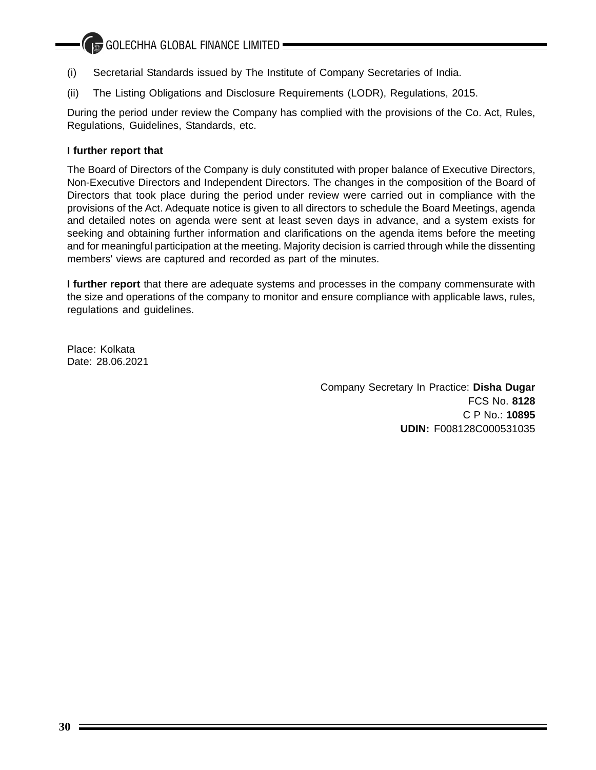(i) Secretarial Standards issued by The Institute of Company Secretaries of India.

(ii) The Listing Obligations and Disclosure Requirements (LODR), Regulations, 2015.

During the period under review the Company has complied with the provisions of the Co. Act, Rules, Regulations, Guidelines, Standards, etc.

**I further report that**

The Board of Directors of the Company is duly constituted with proper balance of Executive Directors, Non-Executive Directors and Independent Directors. The changes in the composition of the Board of Directors that took place during the period under review were carried out in compliance with the provisions of the Act. Adequate notice is given to all directors to schedule the Board Meetings, agenda and detailed notes on agenda were sent at least seven days in advance, and a system exists for seeking and obtaining further information and clarifications on the agenda items before the meeting and for meaningful participation at the meeting. Majority decision is carried through while the dissenting members' views are captured and recorded as part of the minutes.

**I further report** that there are adequate systems and processes in the company commensurate with the size and operations of the company to monitor and ensure compliance with applicable laws, rules, regulations and guidelines.

Place: Kolkata
Date: 28.06.2021

Company Secretary In Practice: **Disha Dugar**
FCS No. **8128**
C P No.: **10895**
**UDIN:** F008128C000531035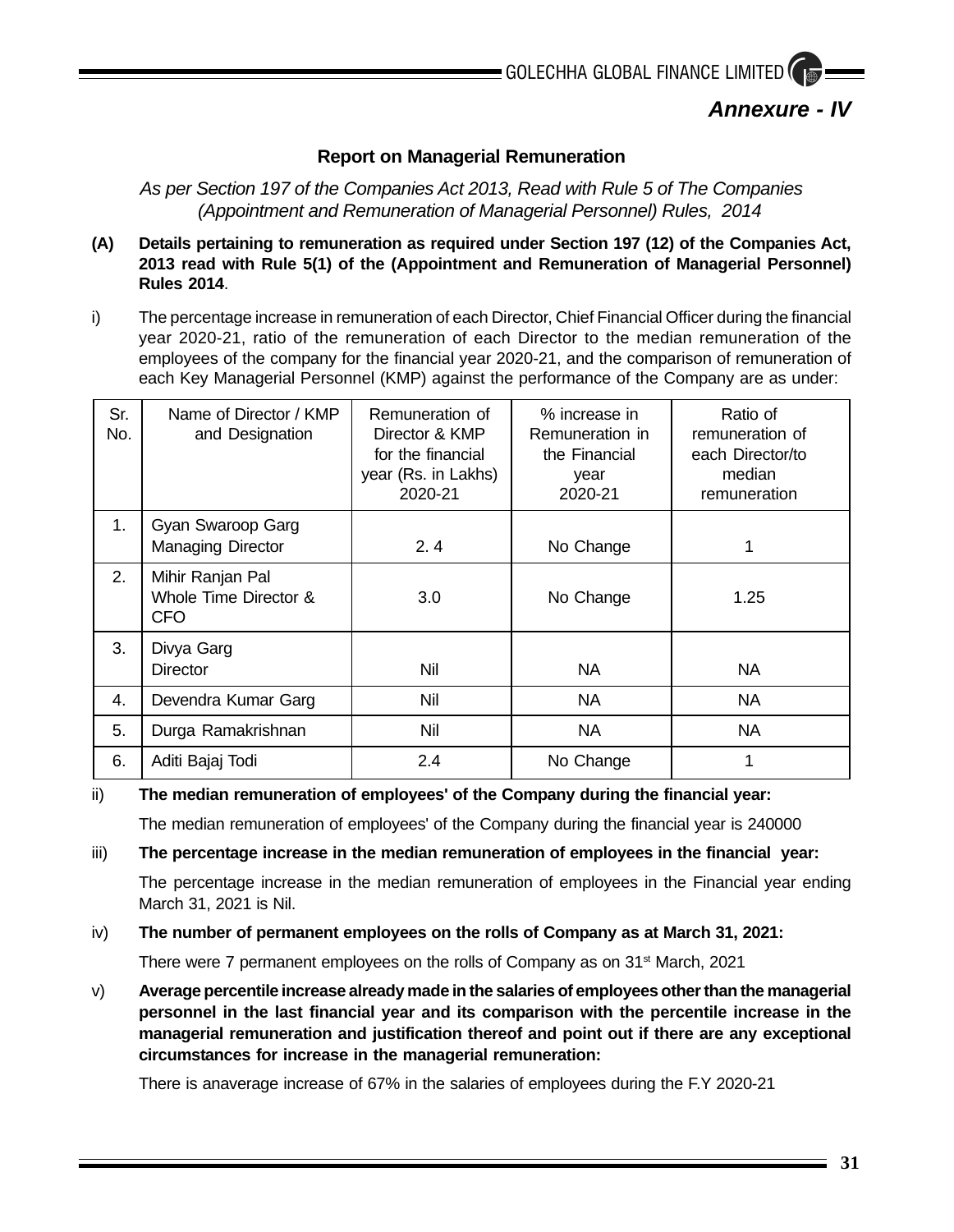## Annexure - IV

### Report on Managerial Remuneration

*As per Section 197 of the Companies Act 2013, Read with Rule 5 of The Companies (Appointment and Remuneration of Managerial Personnel) Rules, 2014*

**(A) Details pertaining to remuneration as required under Section 197 (12) of the Companies Act, 2013 read with Rule 5(1) of the (Appointment and Remuneration of Managerial Personnel) Rules 2014**.

i) The percentage increase in remuneration of each Director, Chief Financial Officer during the financial year 2020-21, ratio of the remuneration of each Director to the median remuneration of the employees of the company for the financial year 2020-21, and the comparison of remuneration of each Key Managerial Personnel (KMP) against the performance of the Company are as under:

| Sr. No. | Name of Director / KMP and Designation | Remuneration of Director & KMP for the financial year (Rs. in Lakhs) 2020-21 | % increase in Remuneration in the Financial year 2020-21 | Ratio of remuneration of each Director/to median remuneration |
|---|---|---|---|---|
| 1. | Gyan Swaroop Garg Managing Director | 2. 4 | No Change | 1 |
| 2. | Mihir Ranjan Pal Whole Time Director & CFO | 3.0 | No Change | 1.25 |
| 3. | Divya Garg Director | Nil | NA | NA |
| 4. | Devendra Kumar Garg | Nil | NA | NA |
| 5. | Durga Ramakrishnan | Nil | NA | NA |
| 6. | Aditi Bajaj Todi | 2.4 | No Change | 1 |

ii) **The median remuneration of employees' of the Company during the financial year:**

The median remuneration of employees' of the Company during the financial year is 240000

iii) **The percentage increase in the median remuneration of employees in the financial year:**

The percentage increase in the median remuneration of employees in the Financial year ending March 31, 2021 is Nil.

iv) **The number of permanent employees on the rolls of Company as at March 31, 2021:**

There were 7 permanent employees on the rolls of Company as on 31st March, 2021

v) **Average percentile increase already made in the salaries of employees other than the managerial personnel in the last financial year and its comparison with the percentile increase in the managerial remuneration and justification thereof and point out if there are any exceptional circumstances for increase in the managerial remuneration:**

There is anaverage increase of 67% in the salaries of employees during the F.Y 2020-21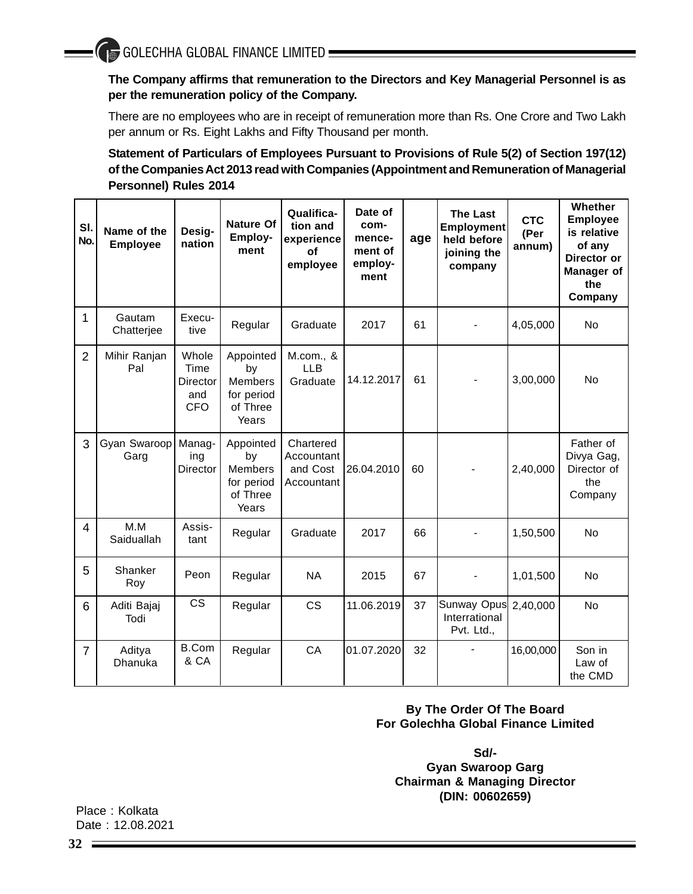**The Company affirms that remuneration to the Directors and Key Managerial Personnel is as per the remuneration policy of the Company.**

There are no employees who are in receipt of remuneration more than Rs. One Crore and Two Lakh per annum or Rs. Eight Lakhs and Fifty Thousand per month.

**Statement of Particulars of Employees Pursuant to Provisions of Rule 5(2) of Section 197(12) of the Companies Act 2013 read with Companies (Appointment and Remuneration of Managerial Personnel) Rules 2014**

| Sl. No. | Name of the Employee | Designation | Nature Of Employment | Qualification and experience of employee | Date of commencement of employment | age | The Last Employment held before joining the company | CTC (Per annum) | Whether Employee is relative of any Director or Manager of the Company |
|---|---|---|---|---|---|---|---|---|---|
| 1 | Gautam Chatterjee | Executive | Regular | Graduate | 2017 | 61 | - | 4,05,000 | No |
| 2 | Mihir Ranjan Pal | Whole Time Director and CFO | Appointed by Members for period of Three Years | M.com., & LLB Graduate | 14.12.2017 | 61 | - | 3,00,000 | No |
| 3 | Gyan Swaroop Garg | Managing Director | Appointed by Members for period of Three Years | Chartered Accountant and Cost Accountant | 26.04.2010 | 60 | - | 2,40,000 | Father of Divya Gag, Director of the Company |
| 4 | M.M Saiduallah | Assistant | Regular | Graduate | 2017 | 66 | - | 1,50,500 | No |
| 5 | Shanker Roy | Peon | Regular | NA | 2015 | 67 | - | 1,01,500 | No |
| 6 | Aditi Bajaj Todi | CS | Regular | CS | 11.06.2019 | 37 | Sunway Opus Interrational Pvt. Ltd., | 2,40,000 | No |
| 7 | Aditya Dhanuka | B.Com & CA | Regular | CA | 01.07.2020 | 32 | - | 16,00,000 | Son in Law of the CMD |

**By The Order Of The Board**
**For Golechha Global Finance Limited**

**Sd/-**
**Gyan Swaroop Garg**
**Chairman & Managing Director**
**(DIN: 00602659)**

Place : Kolkata
Date : 12.08.2021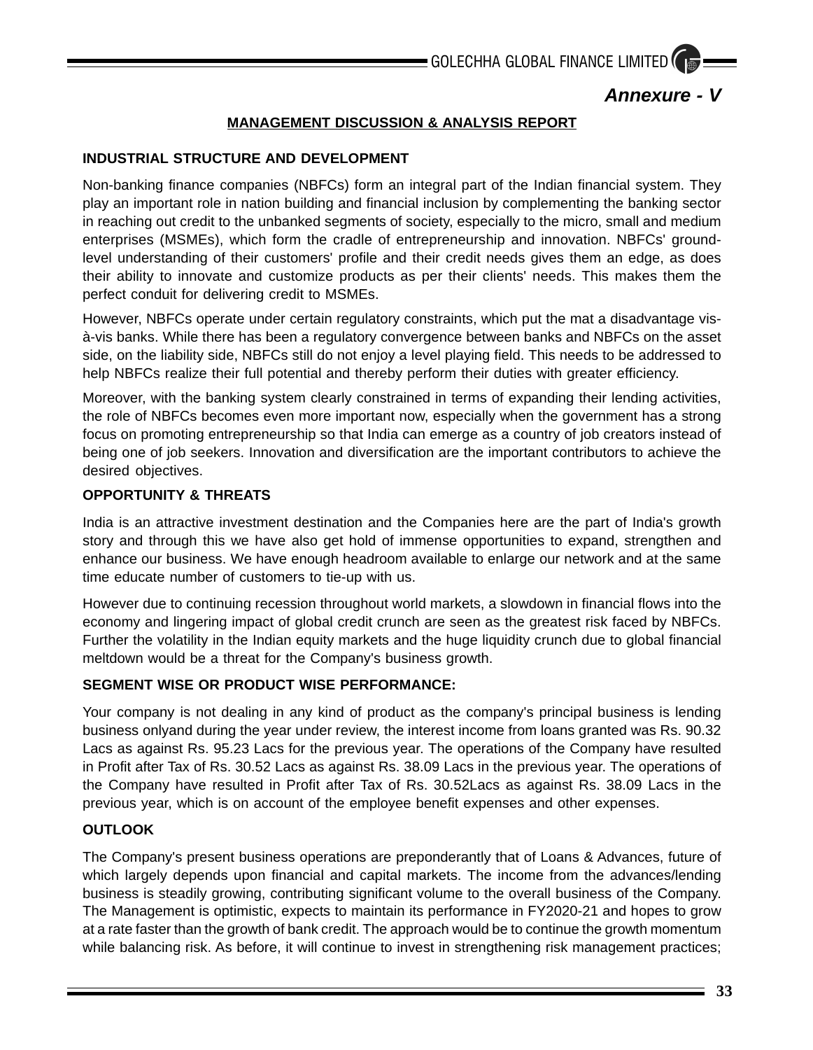*Annexure - V*

## MANAGEMENT DISCUSSION & ANALYSIS REPORT

### INDUSTRIAL STRUCTURE AND DEVELOPMENT

Non-banking finance companies (NBFCs) form an integral part of the Indian financial system. They play an important role in nation building and financial inclusion by complementing the banking sector in reaching out credit to the unbanked segments of society, especially to the micro, small and medium enterprises (MSMEs), which form the cradle of entrepreneurship and innovation. NBFCs' ground-level understanding of their customers' profile and their credit needs gives them an edge, as does their ability to innovate and customize products as per their clients' needs. This makes them the perfect conduit for delivering credit to MSMEs.

However, NBFCs operate under certain regulatory constraints, which put the mat a disadvantage vis-à-vis banks. While there has been a regulatory convergence between banks and NBFCs on the asset side, on the liability side, NBFCs still do not enjoy a level playing field. This needs to be addressed to help NBFCs realize their full potential and thereby perform their duties with greater efficiency.

Moreover, with the banking system clearly constrained in terms of expanding their lending activities, the role of NBFCs becomes even more important now, especially when the government has a strong focus on promoting entrepreneurship so that India can emerge as a country of job creators instead of being one of job seekers. Innovation and diversification are the important contributors to achieve the desired objectives.

### OPPORTUNITY & THREATS

India is an attractive investment destination and the Companies here are the part of India's growth story and through this we have also get hold of immense opportunities to expand, strengthen and enhance our business. We have enough headroom available to enlarge our network and at the same time educate number of customers to tie-up with us.

However due to continuing recession throughout world markets, a slowdown in financial flows into the economy and lingering impact of global credit crunch are seen as the greatest risk faced by NBFCs. Further the volatility in the Indian equity markets and the huge liquidity crunch due to global financial meltdown would be a threat for the Company's business growth.

### SEGMENT WISE OR PRODUCT WISE PERFORMANCE:

Your company is not dealing in any kind of product as the company's principal business is lending business onlyand during the year under review, the interest income from loans granted was Rs. 90.32 Lacs as against Rs. 95.23 Lacs for the previous year. The operations of the Company have resulted in Profit after Tax of Rs. 30.52 Lacs as against Rs. 38.09 Lacs in the previous year. The operations of the Company have resulted in Profit after Tax of Rs. 30.52Lacs as against Rs. 38.09 Lacs in the previous year, which is on account of the employee benefit expenses and other expenses.

### OUTLOOK

The Company's present business operations are preponderantly that of Loans & Advances, future of which largely depends upon financial and capital markets. The income from the advances/lending business is steadily growing, contributing significant volume to the overall business of the Company. The Management is optimistic, expects to maintain its performance in FY2020-21 and hopes to grow at a rate faster than the growth of bank credit. The approach would be to continue the growth momentum while balancing risk. As before, it will continue to invest in strengthening risk management practices;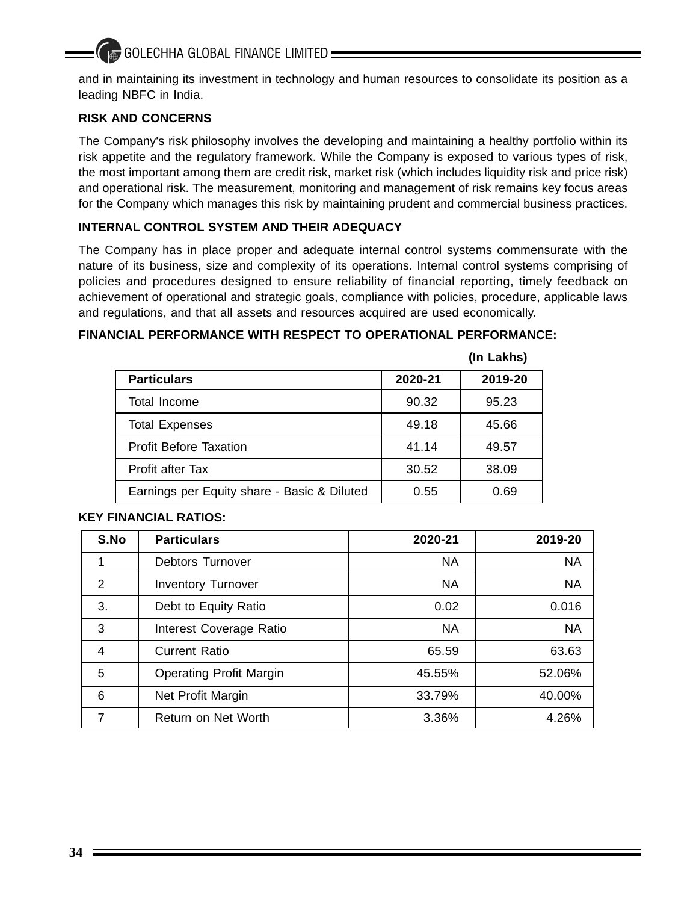and in maintaining its investment in technology and human resources to consolidate its position as a leading NBFC in India.

**RISK AND CONCERNS**

The Company's risk philosophy involves the developing and maintaining a healthy portfolio within its risk appetite and the regulatory framework. While the Company is exposed to various types of risk, the most important among them are credit risk, market risk (which includes liquidity risk and price risk) and operational risk. The measurement, monitoring and management of risk remains key focus areas for the Company which manages this risk by maintaining prudent and commercial business practices.

**INTERNAL CONTROL SYSTEM AND THEIR ADEQUACY**

The Company has in place proper and adequate internal control systems commensurate with the nature of its business, size and complexity of its operations. Internal control systems comprising of policies and procedures designed to ensure reliability of financial reporting, timely feedback on achievement of operational and strategic goals, compliance with policies, procedure, applicable laws and regulations, and that all assets and resources acquired are used economically.

**FINANCIAL PERFORMANCE WITH RESPECT TO OPERATIONAL PERFORMANCE:**

**(In Lakhs)**

| Particulars | 2020-21 | 2019-20 |
|---|---|---|
| Total Income | 90.32 | 95.23 |
| Total Expenses | 49.18 | 45.66 |
| Profit Before Taxation | 41.14 | 49.57 |
| Profit after Tax | 30.52 | 38.09 |
| Earnings per Equity share - Basic & Diluted | 0.55 | 0.69 |

**KEY FINANCIAL RATIOS:**

| S.No | Particulars | 2020-21 | 2019-20 |
|---|---|---|---|
| 1 | Debtors Turnover | NA | NA |
| 2 | Inventory Turnover | NA | NA |
| 3. | Debt to Equity Ratio | 0.02 | 0.016 |
| 3 | Interest Coverage Ratio | NA | NA |
| 4 | Current Ratio | 65.59 | 63.63 |
| 5 | Operating Profit Margin | 45.55% | 52.06% |
| 6 | Net Profit Margin | 33.79% | 40.00% |
| 7 | Return on Net Worth | 3.36% | 4.26% |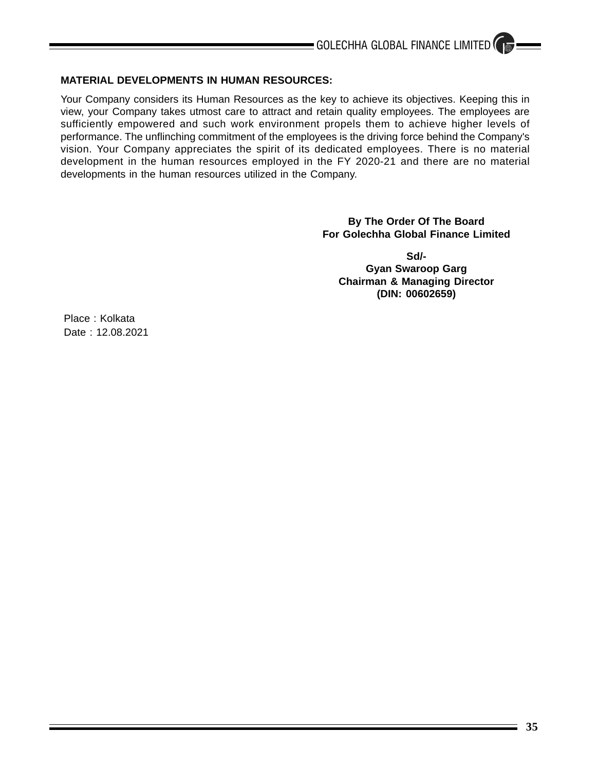**MATERIAL DEVELOPMENTS IN HUMAN RESOURCES:**

Your Company considers its Human Resources as the key to achieve its objectives. Keeping this in view, your Company takes utmost care to attract and retain quality employees. The employees are sufficiently empowered and such work environment propels them to achieve higher levels of performance. The unflinching commitment of the employees is the driving force behind the Company's vision. Your Company appreciates the spirit of its dedicated employees. There is no material development in the human resources employed in the FY 2020-21 and there are no material developments in the human resources utilized in the Company.

**By The Order Of The Board**
**For Golechha Global Finance Limited**

**Sd/-**
**Gyan Swaroop Garg**
**Chairman & Managing Director**
**(DIN: 00602659)**

Place : Kolkata
Date : 12.08.2021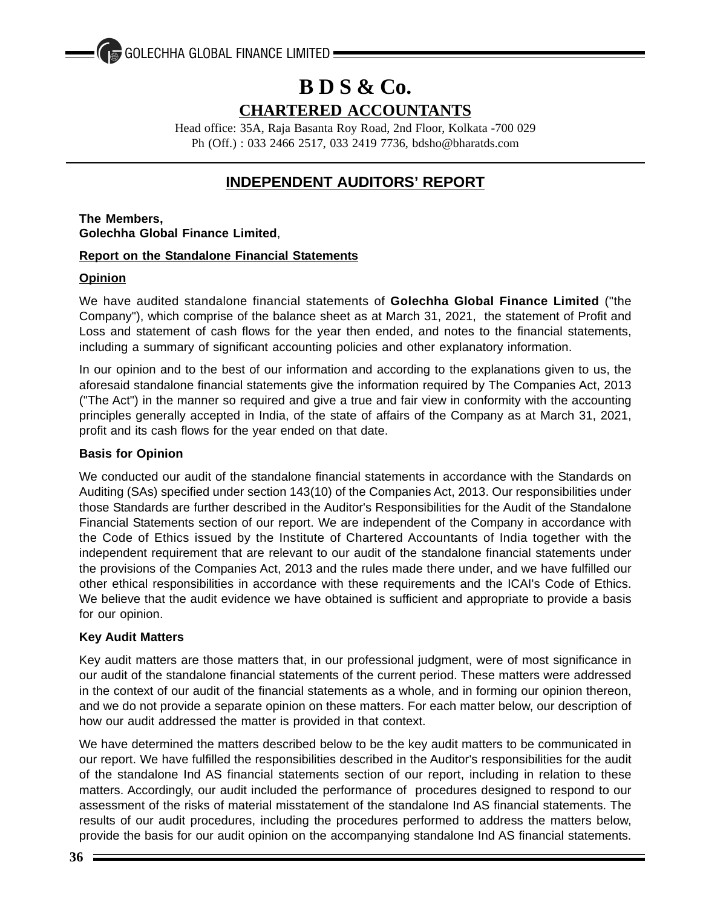# B D S & Co.

## CHARTERED ACCOUNTANTS

Head office: 35A, Raja Basanta Roy Road, 2nd Floor, Kolkata -700 029
Ph (Off.) : 033 2466 2517, 033 2419 7736, bdsho@bharatds.com

## INDEPENDENT AUDITORS' REPORT

**The Members,**
**Golechha Global Finance Limited**,

**Report on the Standalone Financial Statements**

**Opinion**

We have audited standalone financial statements of **Golechha Global Finance Limited** ("the Company"), which comprise of the balance sheet as at March 31, 2021, the statement of Profit and Loss and statement of cash flows for the year then ended, and notes to the financial statements, including a summary of significant accounting policies and other explanatory information.

In our opinion and to the best of our information and according to the explanations given to us, the aforesaid standalone financial statements give the information required by The Companies Act, 2013 ("The Act") in the manner so required and give a true and fair view in conformity with the accounting principles generally accepted in India, of the state of affairs of the Company as at March 31, 2021, profit and its cash flows for the year ended on that date.

**Basis for Opinion**

We conducted our audit of the standalone financial statements in accordance with the Standards on Auditing (SAs) specified under section 143(10) of the Companies Act, 2013. Our responsibilities under those Standards are further described in the Auditor's Responsibilities for the Audit of the Standalone Financial Statements section of our report. We are independent of the Company in accordance with the Code of Ethics issued by the Institute of Chartered Accountants of India together with the independent requirement that are relevant to our audit of the standalone financial statements under the provisions of the Companies Act, 2013 and the rules made there under, and we have fulfilled our other ethical responsibilities in accordance with these requirements and the ICAI's Code of Ethics. We believe that the audit evidence we have obtained is sufficient and appropriate to provide a basis for our opinion.

**Key Audit Matters**

Key audit matters are those matters that, in our professional judgment, were of most significance in our audit of the standalone financial statements of the current period. These matters were addressed in the context of our audit of the financial statements as a whole, and in forming our opinion thereon, and we do not provide a separate opinion on these matters. For each matter below, our description of how our audit addressed the matter is provided in that context.

We have determined the matters described below to be the key audit matters to be communicated in our report. We have fulfilled the responsibilities described in the Auditor's responsibilities for the audit of the standalone Ind AS financial statements section of our report, including in relation to these matters. Accordingly, our audit included the performance of procedures designed to respond to our assessment of the risks of material misstatement of the standalone Ind AS financial statements. The results of our audit procedures, including the procedures performed to address the matters below, provide the basis for our audit opinion on the accompanying standalone Ind AS financial statements.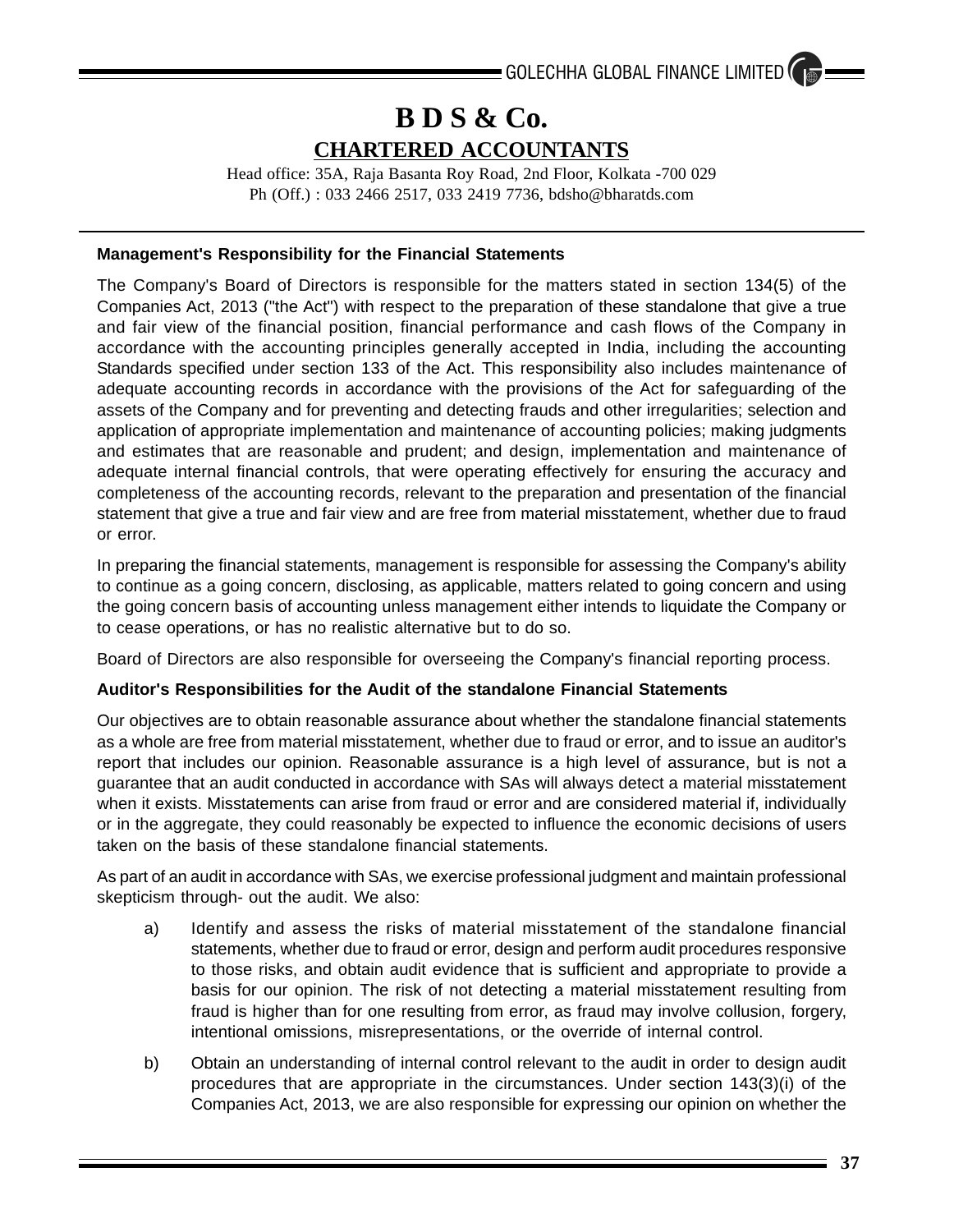# B D S & Co.

## CHARTERED ACCOUNTANTS

Head office: 35A, Raja Basanta Roy Road, 2nd Floor, Kolkata -700 029
Ph (Off.) : 033 2466 2517, 033 2419 7736, bdsho@bharatds.com

**Management's Responsibility for the Financial Statements**

The Company's Board of Directors is responsible for the matters stated in section 134(5) of the Companies Act, 2013 ("the Act") with respect to the preparation of these standalone that give a true and fair view of the financial position, financial performance and cash flows of the Company in accordance with the accounting principles generally accepted in India, including the accounting Standards specified under section 133 of the Act. This responsibility also includes maintenance of adequate accounting records in accordance with the provisions of the Act for safeguarding of the assets of the Company and for preventing and detecting frauds and other irregularities; selection and application of appropriate implementation and maintenance of accounting policies; making judgments and estimates that are reasonable and prudent; and design, implementation and maintenance of adequate internal financial controls, that were operating effectively for ensuring the accuracy and completeness of the accounting records, relevant to the preparation and presentation of the financial statement that give a true and fair view and are free from material misstatement, whether due to fraud or error.

In preparing the financial statements, management is responsible for assessing the Company's ability to continue as a going concern, disclosing, as applicable, matters related to going concern and using the going concern basis of accounting unless management either intends to liquidate the Company or to cease operations, or has no realistic alternative but to do so.

Board of Directors are also responsible for overseeing the Company's financial reporting process.

**Auditor's Responsibilities for the Audit of the standalone Financial Statements**

Our objectives are to obtain reasonable assurance about whether the standalone financial statements as a whole are free from material misstatement, whether due to fraud or error, and to issue an auditor's report that includes our opinion. Reasonable assurance is a high level of assurance, but is not a guarantee that an audit conducted in accordance with SAs will always detect a material misstatement when it exists. Misstatements can arise from fraud or error and are considered material if, individually or in the aggregate, they could reasonably be expected to influence the economic decisions of users taken on the basis of these standalone financial statements.

As part of an audit in accordance with SAs, we exercise professional judgment and maintain professional skepticism through- out the audit. We also:

a) Identify and assess the risks of material misstatement of the standalone financial statements, whether due to fraud or error, design and perform audit procedures responsive to those risks, and obtain audit evidence that is sufficient and appropriate to provide a basis for our opinion. The risk of not detecting a material misstatement resulting from fraud is higher than for one resulting from error, as fraud may involve collusion, forgery, intentional omissions, misrepresentations, or the override of internal control.

b) Obtain an understanding of internal control relevant to the audit in order to design audit procedures that are appropriate in the circumstances. Under section 143(3)(i) of the Companies Act, 2013, we are also responsible for expressing our opinion on whether the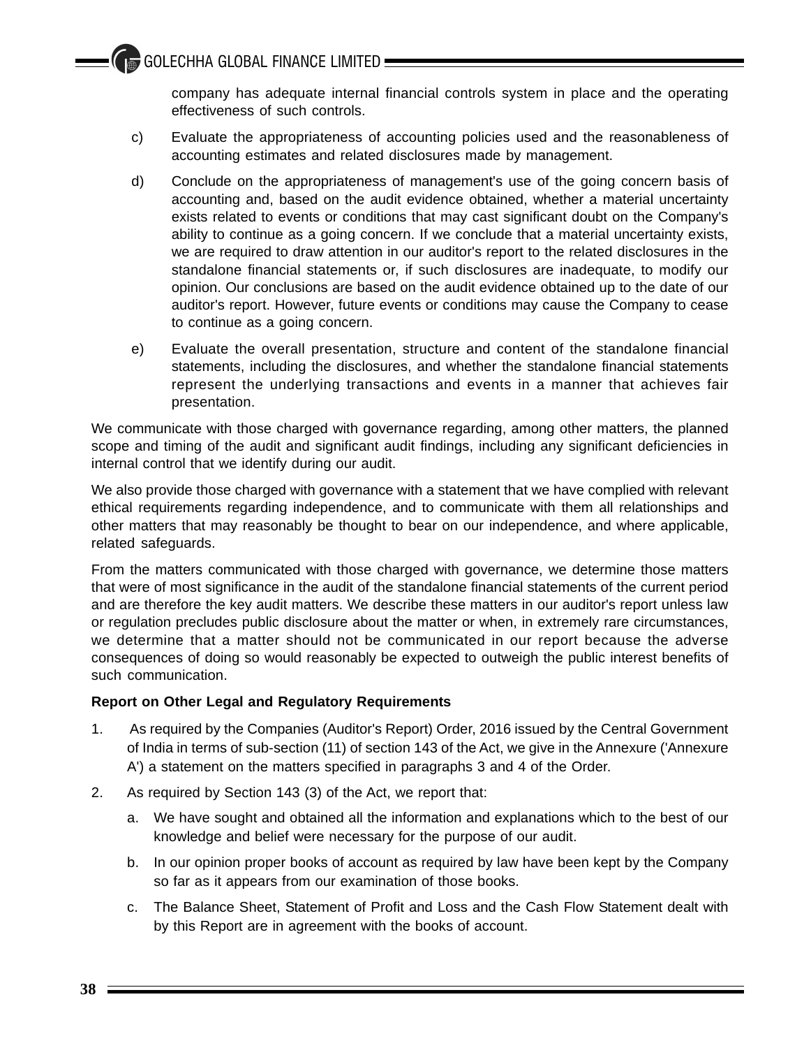company has adequate internal financial controls system in place and the operating effectiveness of such controls.

c) Evaluate the appropriateness of accounting policies used and the reasonableness of accounting estimates and related disclosures made by management.

d) Conclude on the appropriateness of management's use of the going concern basis of accounting and, based on the audit evidence obtained, whether a material uncertainty exists related to events or conditions that may cast significant doubt on the Company's ability to continue as a going concern. If we conclude that a material uncertainty exists, we are required to draw attention in our auditor's report to the related disclosures in the standalone financial statements or, if such disclosures are inadequate, to modify our opinion. Our conclusions are based on the audit evidence obtained up to the date of our auditor's report. However, future events or conditions may cause the Company to cease to continue as a going concern.

e) Evaluate the overall presentation, structure and content of the standalone financial statements, including the disclosures, and whether the standalone financial statements represent the underlying transactions and events in a manner that achieves fair presentation.

We communicate with those charged with governance regarding, among other matters, the planned scope and timing of the audit and significant audit findings, including any significant deficiencies in internal control that we identify during our audit.

We also provide those charged with governance with a statement that we have complied with relevant ethical requirements regarding independence, and to communicate with them all relationships and other matters that may reasonably be thought to bear on our independence, and where applicable, related safeguards.

From the matters communicated with those charged with governance, we determine those matters that were of most significance in the audit of the standalone financial statements of the current period and are therefore the key audit matters. We describe these matters in our auditor's report unless law or regulation precludes public disclosure about the matter or when, in extremely rare circumstances, we determine that a matter should not be communicated in our report because the adverse consequences of doing so would reasonably be expected to outweigh the public interest benefits of such communication.

**Report on Other Legal and Regulatory Requirements**

1. As required by the Companies (Auditor's Report) Order, 2016 issued by the Central Government of India in terms of sub-section (11) of section 143 of the Act, we give in the Annexure ('Annexure A') a statement on the matters specified in paragraphs 3 and 4 of the Order.

2. As required by Section 143 (3) of the Act, we report that:

   a. We have sought and obtained all the information and explanations which to the best of our knowledge and belief were necessary for the purpose of our audit.

   b. In our opinion proper books of account as required by law have been kept by the Company so far as it appears from our examination of those books.

   c. The Balance Sheet, Statement of Profit and Loss and the Cash Flow Statement dealt with by this Report are in agreement with the books of account.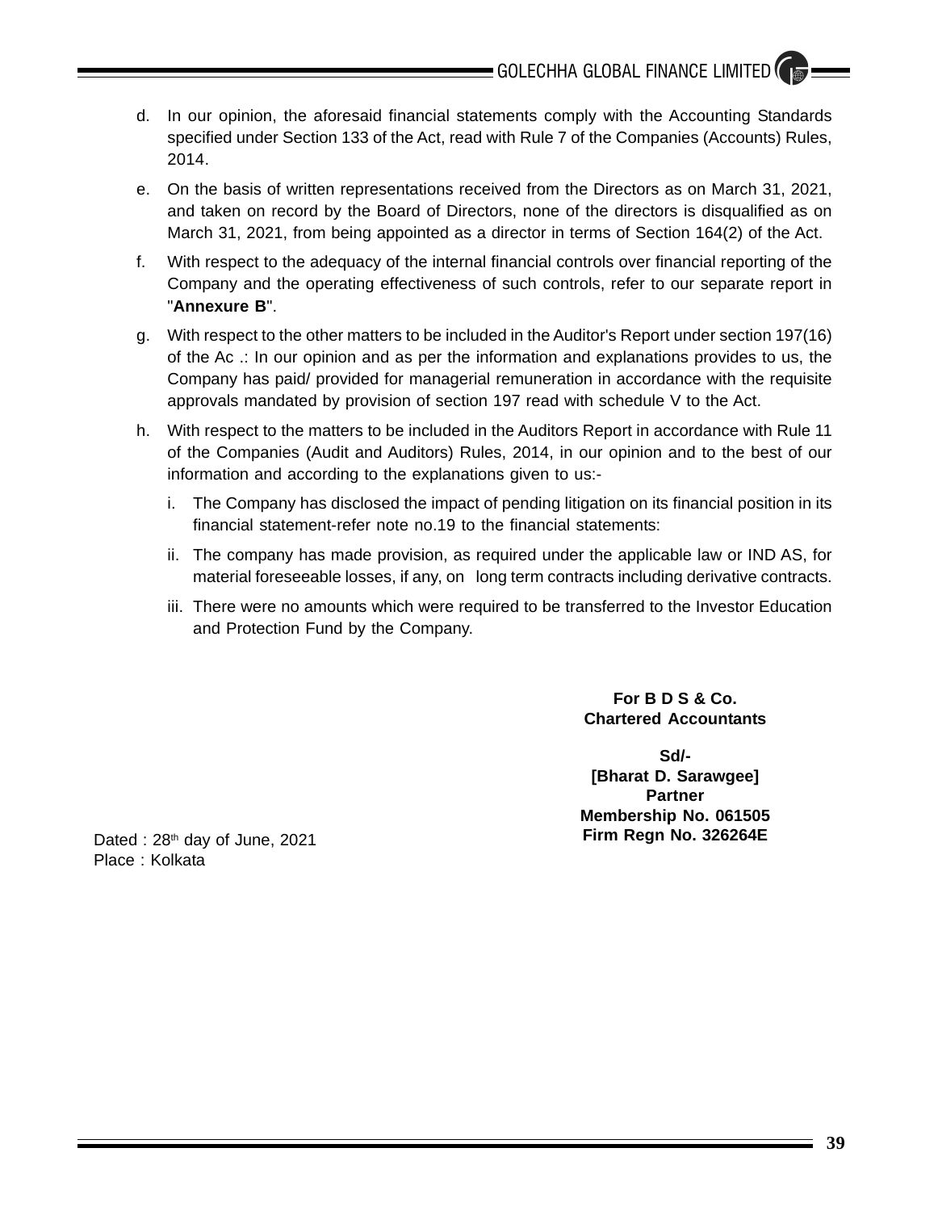d. In our opinion, the aforesaid financial statements comply with the Accounting Standards specified under Section 133 of the Act, read with Rule 7 of the Companies (Accounts) Rules, 2014.

e. On the basis of written representations received from the Directors as on March 31, 2021, and taken on record by the Board of Directors, none of the directors is disqualified as on March 31, 2021, from being appointed as a director in terms of Section 164(2) of the Act.

f. With respect to the adequacy of the internal financial controls over financial reporting of the Company and the operating effectiveness of such controls, refer to our separate report in "**Annexure B**".

g. With respect to the other matters to be included in the Auditor's Report under section 197(16) of the Ac .: In our opinion and as per the information and explanations provides to us, the Company has paid/ provided for managerial remuneration in accordance with the requisite approvals mandated by provision of section 197 read with schedule V to the Act.

h. With respect to the matters to be included in the Auditors Report in accordance with Rule 11 of the Companies (Audit and Auditors) Rules, 2014, in our opinion and to the best of our information and according to the explanations given to us:-

   i. The Company has disclosed the impact of pending litigation on its financial position in its financial statement-refer note no.19 to the financial statements:

   ii. The company has made provision, as required under the applicable law or IND AS, for material foreseeable losses, if any, on long term contracts including derivative contracts.

   iii. There were no amounts which were required to be transferred to the Investor Education and Protection Fund by the Company.

**For B D S & Co.**
**Chartered Accountants**

**Sd/-**
**[Bharat D. Sarawgee]**
**Partner**
**Membership No. 061505**
**Firm Regn No. 326264E**

Dated : 28th day of June, 2021
Place : Kolkata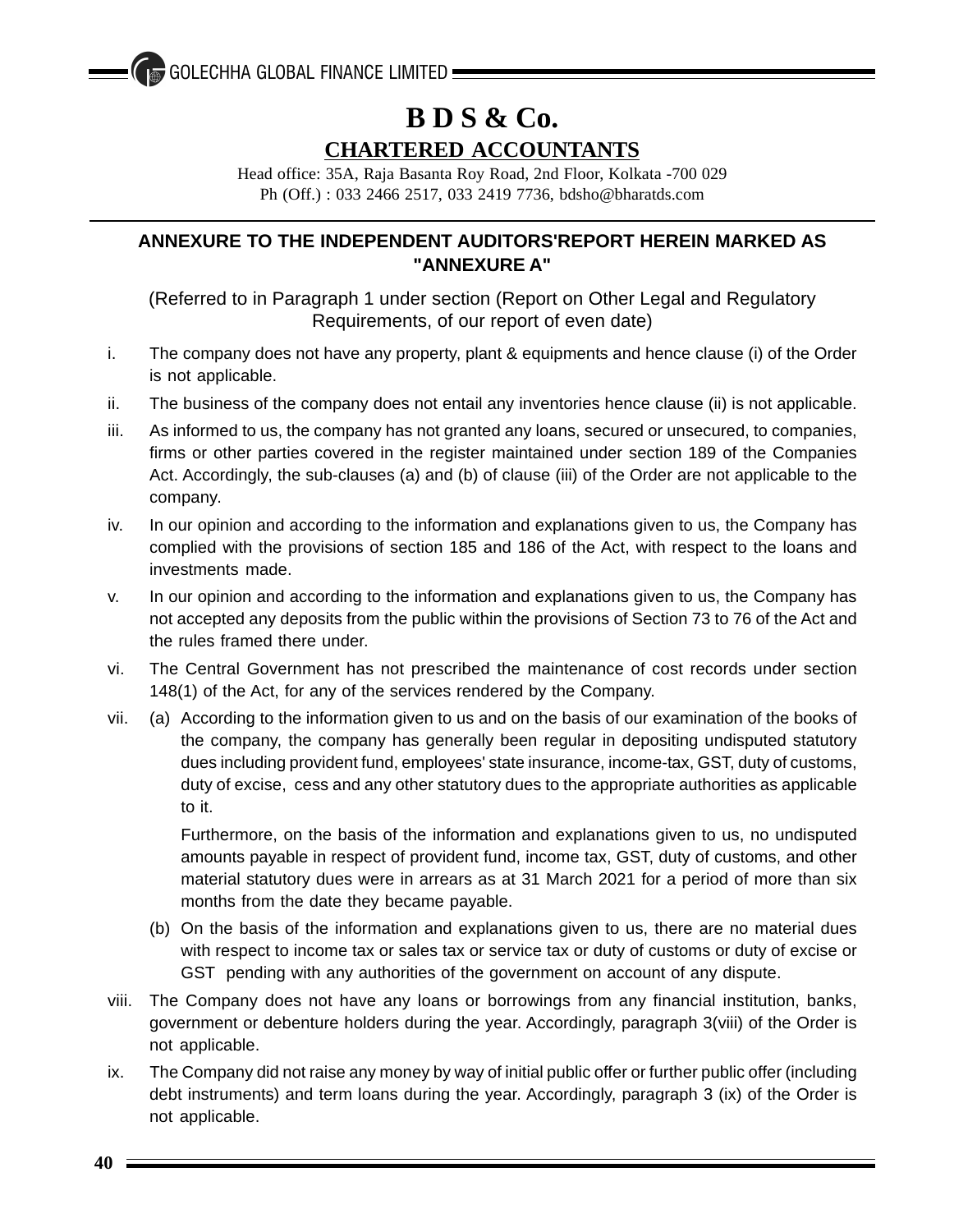# B D S & Co.

## CHARTERED ACCOUNTANTS

Head office: 35A, Raja Basanta Roy Road, 2nd Floor, Kolkata -700 029

Ph (Off.) : 033 2466 2517, 033 2419 7736, bdsho@bharatds.com

---

### ANNEXURE TO THE INDEPENDENT AUDITORS'REPORT HEREIN MARKED AS "ANNEXURE A"

(Referred to in Paragraph 1 under section (Report on Other Legal and Regulatory Requirements, of our report of even date)

i. The company does not have any property, plant & equipments and hence clause (i) of the Order is not applicable.

ii. The business of the company does not entail any inventories hence clause (ii) is not applicable.

iii. As informed to us, the company has not granted any loans, secured or unsecured, to companies, firms or other parties covered in the register maintained under section 189 of the Companies Act. Accordingly, the sub-clauses (a) and (b) of clause (iii) of the Order are not applicable to the company.

iv. In our opinion and according to the information and explanations given to us, the Company has complied with the provisions of section 185 and 186 of the Act, with respect to the loans and investments made.

v. In our opinion and according to the information and explanations given to us, the Company has not accepted any deposits from the public within the provisions of Section 73 to 76 of the Act and the rules framed there under.

vi. The Central Government has not prescribed the maintenance of cost records under section 148(1) of the Act, for any of the services rendered by the Company.

vii. (a) According to the information given to us and on the basis of our examination of the books of the company, the company has generally been regular in depositing undisputed statutory dues including provident fund, employees' state insurance, income-tax, GST, duty of customs, duty of excise, cess and any other statutory dues to the appropriate authorities as applicable to it.

Furthermore, on the basis of the information and explanations given to us, no undisputed amounts payable in respect of provident fund, income tax, GST, duty of customs, and other material statutory dues were in arrears as at 31 March 2021 for a period of more than six months from the date they became payable.

(b) On the basis of the information and explanations given to us, there are no material dues with respect to income tax or sales tax or service tax or duty of customs or duty of excise or GST pending with any authorities of the government on account of any dispute.

viii. The Company does not have any loans or borrowings from any financial institution, banks, government or debenture holders during the year. Accordingly, paragraph 3(viii) of the Order is not applicable.

ix. The Company did not raise any money by way of initial public offer or further public offer (including debt instruments) and term loans during the year. Accordingly, paragraph 3 (ix) of the Order is not applicable.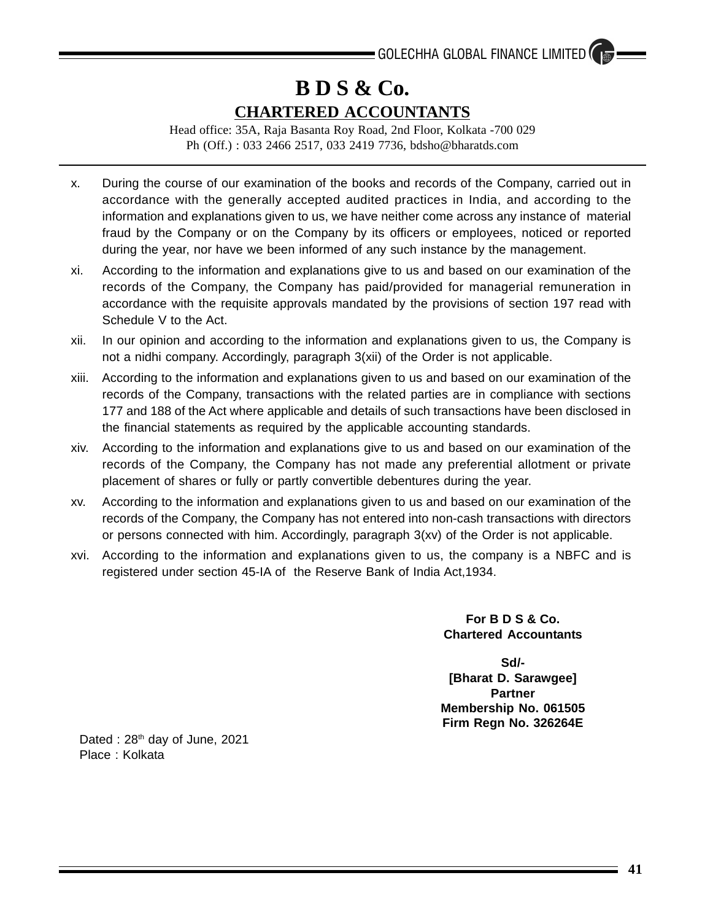# B D S & Co.

## CHARTERED ACCOUNTANTS

Head office: 35A, Raja Basanta Roy Road, 2nd Floor, Kolkata -700 029
Ph (Off.) : 033 2466 2517, 033 2419 7736, bdsho@bharatds.com

---

x. During the course of our examination of the books and records of the Company, carried out in accordance with the generally accepted audited practices in India, and according to the information and explanations given to us, we have neither come across any instance of material fraud by the Company or on the Company by its officers or employees, noticed or reported during the year, nor have we been informed of any such instance by the management.

xi. According to the information and explanations give to us and based on our examination of the records of the Company, the Company has paid/provided for managerial remuneration in accordance with the requisite approvals mandated by the provisions of section 197 read with Schedule V to the Act.

xii. In our opinion and according to the information and explanations given to us, the Company is not a nidhi company. Accordingly, paragraph 3(xii) of the Order is not applicable.

xiii. According to the information and explanations given to us and based on our examination of the records of the Company, transactions with the related parties are in compliance with sections 177 and 188 of the Act where applicable and details of such transactions have been disclosed in the financial statements as required by the applicable accounting standards.

xiv. According to the information and explanations give to us and based on our examination of the records of the Company, the Company has not made any preferential allotment or private placement of shares or fully or partly convertible debentures during the year.

xv. According to the information and explanations given to us and based on our examination of the records of the Company, the Company has not entered into non-cash transactions with directors or persons connected with him. Accordingly, paragraph 3(xv) of the Order is not applicable.

xvi. According to the information and explanations given to us, the company is a NBFC and is registered under section 45-IA of the Reserve Bank of India Act,1934.

**For B D S & Co.**
**Chartered Accountants**

**Sd/-**
**[Bharat D. Sarawgee]**
**Partner**
**Membership No. 061505**
**Firm Regn No. 326264E**

Dated : 28th day of June, 2021
Place : Kolkata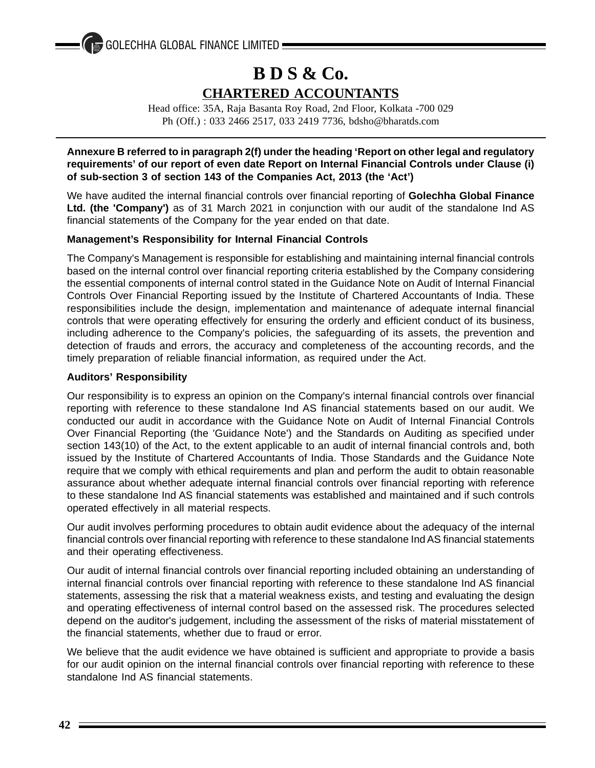# B D S & Co.

## CHARTERED ACCOUNTANTS

Head office: 35A, Raja Basanta Roy Road, 2nd Floor, Kolkata -700 029
Ph (Off.) : 033 2466 2517, 033 2419 7736, bdsho@bharatds.com

**Annexure B referred to in paragraph 2(f) under the heading 'Report on other legal and regulatory requirements' of our report of even date Report on Internal Financial Controls under Clause (i) of sub-section 3 of section 143 of the Companies Act, 2013 (the 'Act')**

We have audited the internal financial controls over financial reporting of **Golechha Global Finance Ltd. (the 'Company')** as of 31 March 2021 in conjunction with our audit of the standalone Ind AS financial statements of the Company for the year ended on that date.

**Management's Responsibility for Internal Financial Controls**

The Company's Management is responsible for establishing and maintaining internal financial controls based on the internal control over financial reporting criteria established by the Company considering the essential components of internal control stated in the Guidance Note on Audit of Internal Financial Controls Over Financial Reporting issued by the Institute of Chartered Accountants of India. These responsibilities include the design, implementation and maintenance of adequate internal financial controls that were operating effectively for ensuring the orderly and efficient conduct of its business, including adherence to the Company's policies, the safeguarding of its assets, the prevention and detection of frauds and errors, the accuracy and completeness of the accounting records, and the timely preparation of reliable financial information, as required under the Act.

**Auditors' Responsibility**

Our responsibility is to express an opinion on the Company's internal financial controls over financial reporting with reference to these standalone Ind AS financial statements based on our audit. We conducted our audit in accordance with the Guidance Note on Audit of Internal Financial Controls Over Financial Reporting (the 'Guidance Note') and the Standards on Auditing as specified under section 143(10) of the Act, to the extent applicable to an audit of internal financial controls and, both issued by the Institute of Chartered Accountants of India. Those Standards and the Guidance Note require that we comply with ethical requirements and plan and perform the audit to obtain reasonable assurance about whether adequate internal financial controls over financial reporting with reference to these standalone Ind AS financial statements was established and maintained and if such controls operated effectively in all material respects.

Our audit involves performing procedures to obtain audit evidence about the adequacy of the internal financial controls over financial reporting with reference to these standalone Ind AS financial statements and their operating effectiveness.

Our audit of internal financial controls over financial reporting included obtaining an understanding of internal financial controls over financial reporting with reference to these standalone Ind AS financial statements, assessing the risk that a material weakness exists, and testing and evaluating the design and operating effectiveness of internal control based on the assessed risk. The procedures selected depend on the auditor's judgement, including the assessment of the risks of material misstatement of the financial statements, whether due to fraud or error.

We believe that the audit evidence we have obtained is sufficient and appropriate to provide a basis for our audit opinion on the internal financial controls over financial reporting with reference to these standalone Ind AS financial statements.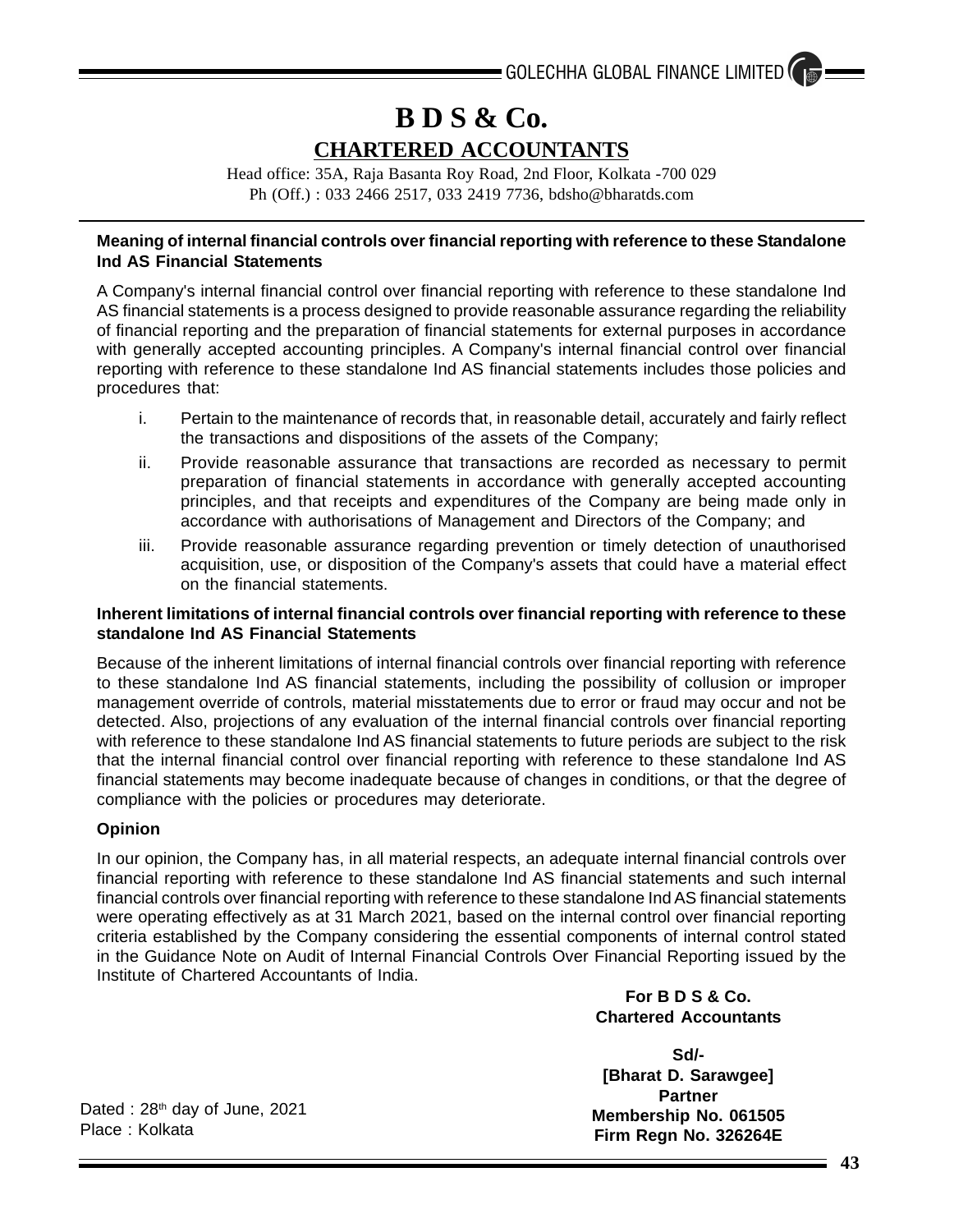# B D S & Co.

## CHARTERED ACCOUNTANTS

Head office: 35A, Raja Basanta Roy Road, 2nd Floor, Kolkata -700 029
Ph (Off.) : 033 2466 2517, 033 2419 7736, bdsho@bharatds.com

**Meaning of internal financial controls over financial reporting with reference to these Standalone Ind AS Financial Statements**

A Company's internal financial control over financial reporting with reference to these standalone Ind AS financial statements is a process designed to provide reasonable assurance regarding the reliability of financial reporting and the preparation of financial statements for external purposes in accordance with generally accepted accounting principles. A Company's internal financial control over financial reporting with reference to these standalone Ind AS financial statements includes those policies and procedures that:

i. Pertain to the maintenance of records that, in reasonable detail, accurately and fairly reflect the transactions and dispositions of the assets of the Company;

ii. Provide reasonable assurance that transactions are recorded as necessary to permit preparation of financial statements in accordance with generally accepted accounting principles, and that receipts and expenditures of the Company are being made only in accordance with authorisations of Management and Directors of the Company; and

iii. Provide reasonable assurance regarding prevention or timely detection of unauthorised acquisition, use, or disposition of the Company's assets that could have a material effect on the financial statements.

**Inherent limitations of internal financial controls over financial reporting with reference to these standalone Ind AS Financial Statements**

Because of the inherent limitations of internal financial controls over financial reporting with reference to these standalone Ind AS financial statements, including the possibility of collusion or improper management override of controls, material misstatements due to error or fraud may occur and not be detected. Also, projections of any evaluation of the internal financial controls over financial reporting with reference to these standalone Ind AS financial statements to future periods are subject to the risk that the internal financial control over financial reporting with reference to these standalone Ind AS financial statements may become inadequate because of changes in conditions, or that the degree of compliance with the policies or procedures may deteriorate.

**Opinion**

In our opinion, the Company has, in all material respects, an adequate internal financial controls over financial reporting with reference to these standalone Ind AS financial statements and such internal financial controls over financial reporting with reference to these standalone Ind AS financial statements were operating effectively as at 31 March 2021, based on the internal control over financial reporting criteria established by the Company considering the essential components of internal control stated in the Guidance Note on Audit of Internal Financial Controls Over Financial Reporting issued by the Institute of Chartered Accountants of India.

**For B D S & Co.**
**Chartered Accountants**

**Sd/-**
**[Bharat D. Sarawgee]**
**Partner**
**Membership No. 061505**
**Firm Regn No. 326264E**

Dated : 28th day of June, 2021
Place : Kolkata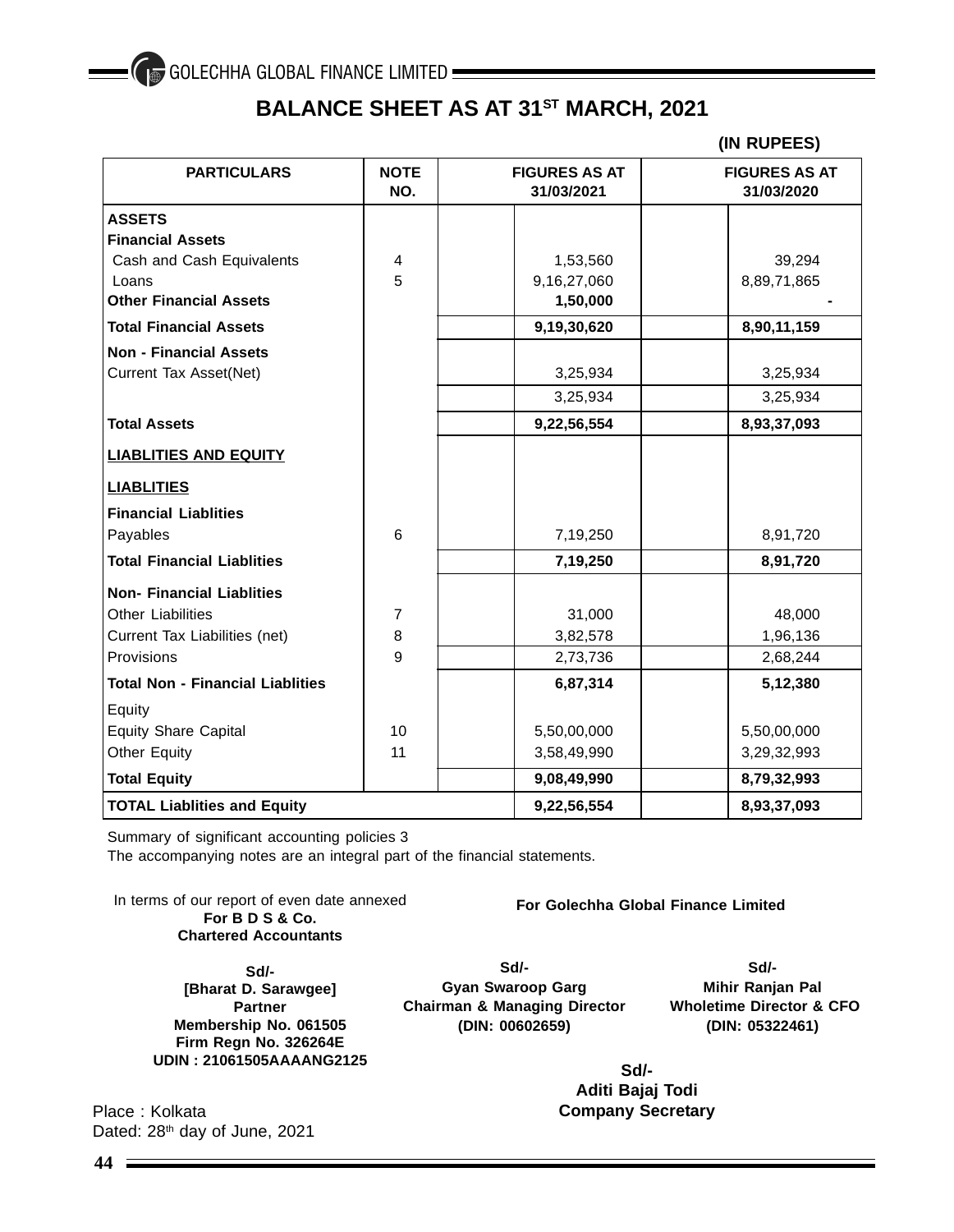# BALANCE SHEET AS AT 31[ST] MARCH, 2021

**(IN RUPEES)**

| PARTICULARS | NOTE NO. | FIGURES AS AT 31/03/2021 | FIGURES AS AT 31/03/2020 |
|---|---|---|---|
| **ASSETS** | | | |
| **Financial Assets** | | | |
| Cash and Cash Equivalents | 4 | 1,53,560 | 39,294 |
| Loans | 5 | 9,16,27,060 | 8,89,71,865 |
| **Other Financial Assets** | | **1,50,000** | **-** |
| **Total Financial Assets** | | **9,19,30,620** | **8,90,11,159** |
| **Non - Financial Assets** | | | |
| Current Tax Asset(Net) | | 3,25,934 | 3,25,934 |
| | | 3,25,934 | 3,25,934 |
| **Total Assets** | | **9,22,56,554** | **8,93,37,093** |
| **LIABLITIES AND EQUITY** | | | |
| **LIABLITIES** | | | |
| **Financial Liablities** | | | |
| Payables | 6 | 7,19,250 | 8,91,720 |
| **Total Financial Liablities** | | **7,19,250** | **8,91,720** |
| **Non- Financial Liablities** | | | |
| Other Liabilities | 7 | 31,000 | 48,000 |
| Current Tax Liabilities (net) | 8 | 3,82,578 | 1,96,136 |
| Provisions | 9 | 2,73,736 | 2,68,244 |
| **Total Non - Financial Liablities** | | **6,87,314** | **5,12,380** |
| Equity | | | |
| Equity Share Capital | 10 | 5,50,00,000 | 5,50,00,000 |
| Other Equity | 11 | 3,58,49,990 | 3,29,32,993 |
| **Total Equity** | | **9,08,49,990** | **8,79,32,993** |
| **TOTAL Liablities and Equity** | | **9,22,56,554** | **8,93,37,093** |

Summary of significant accounting policies 3

The accompanying notes are an integral part of the financial statements.

In terms of our report of even date annexed
**For B D S & Co.**
**Chartered Accountants**

**Sd/-**
**[Bharat D. Sarawgee]**
**Partner**
**Membership No. 061505**
**Firm Regn No. 326264E**
**UDIN : 21061505AAAANG2125**

**For Golechha Global Finance Limited**

**Sd/-**
**Gyan Swaroop Garg**
**Chairman & Managing Director**
**(DIN: 00602659)**

**Sd/-**
**Mihir Ranjan Pal**
**Wholetime Director & CFO**
**(DIN: 05322461)**

**Sd/-**
**Aditi Bajaj Todi**
**Company Secretary**

Place : Kolkata
Dated: 28[th] day of June, 2021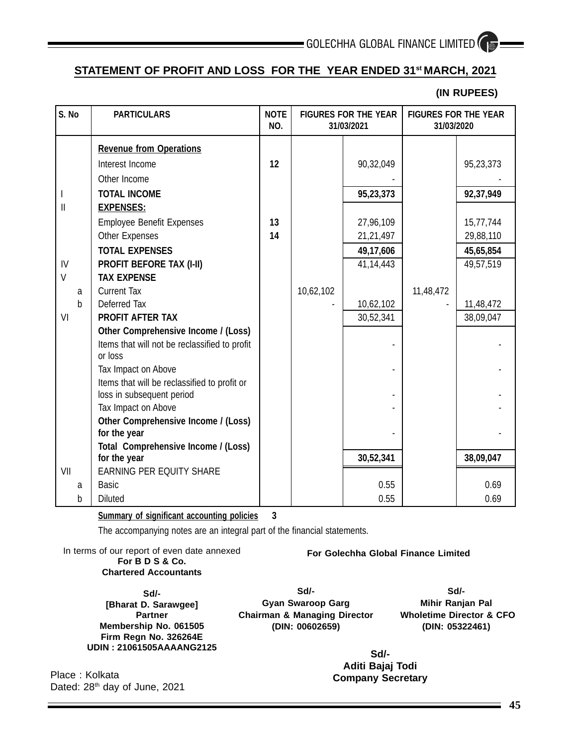## STATEMENT OF PROFIT AND LOSS FOR THE YEAR ENDED 31st MARCH, 2021

**(IN RUPEES)**

| S. No | PARTICULARS | NOTE NO. | FIGURES FOR THE YEAR 31/03/2021 | | FIGURES FOR THE YEAR 31/03/2020 | |
|---|---|---|---|---|---|---|
| | **Revenue from Operations** | | | | | |
| | Interest Income | 12 | | 90,32,049 | | 95,23,373 |
| | Other Income | | | - | | - |
| I | **TOTAL INCOME** | | | **95,23,373** | | **92,37,949** |
| II | **EXPENSES:** | | | | | |
| | Employee Benefit Expenses | 13 | | 27,96,109 | | 15,77,744 |
| | Other Expenses | 14 | | 21,21,497 | | 29,88,110 |
| | **TOTAL EXPENSES** | | | **49,17,606** | | **45,65,854** |
| IV | **PROFIT BEFORE TAX (I-II)** | | | 41,14,443 | | 49,57,519 |
| V | **TAX EXPENSE** | | | | | |
| a | Current Tax | | 10,62,102 | | 11,48,472 | |
| b | Deferred Tax | | - | 10,62,102 | - | 11,48,472 |
| VI | **PROFIT AFTER TAX** | | | 30,52,341 | | 38,09,047 |
| | **Other Comprehensive Income / (Loss)** | | | | | |
| | Items that will not be reclassified to profit or loss | | | - | | - |
| | Tax Impact on Above | | | - | | - |
| | Items that will be reclassified to profit or loss in subsequent period | | | - | | - |
| | Tax Impact on Above | | | - | | - |
| | **Other Comprehensive Income / (Loss) for the year** | | | - | | - |
| | **Total Comprehensive Income / (Loss) for the year** | | | **30,52,341** | | **38,09,047** |
| VII | EARNING PER EQUITY SHARE | | | | | |
| a | Basic | | | 0.55 | | 0.69 |
| b | Diluted | | | 0.55 | | 0.69 |

**Summary of significant accounting policies** 3

The accompanying notes are an integral part of the financial statements.

In terms of our report of even date annexed
**For B D S & Co.**
**Chartered Accountants**

**Sd/-**
**[Bharat D. Sarawgee]**
**Partner**
**Membership No. 061505**
**Firm Regn No. 326264E**
**UDIN : 21061505AAAANG2125**

**For Golechha Global Finance Limited**

**Sd/-**
**Gyan Swaroop Garg**
**Chairman & Managing Director**
**(DIN: 00602659)**

**Sd/-**
**Mihir Ranjan Pal**
**Wholetime Director & CFO**
**(DIN: 05322461)**

**Sd/-**
**Aditi Bajaj Todi**
**Company Secretary**

Place : Kolkata
Dated: 28th day of June, 2021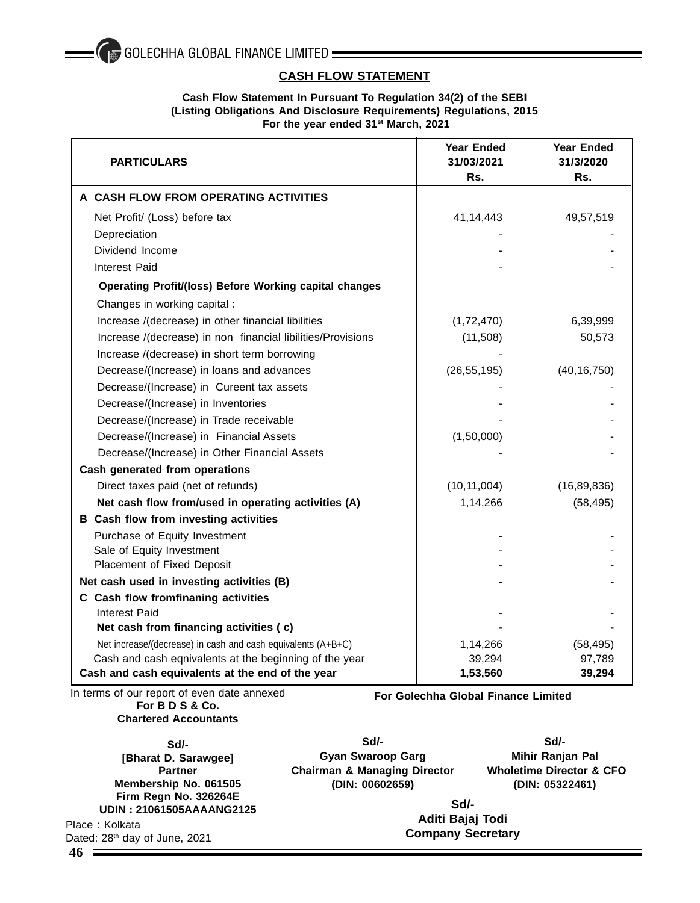## CASH FLOW STATEMENT

**Cash Flow Statement In Pursuant To Regulation 34(2) of the SEBI (Listing Obligations And Disclosure Requirements) Regulations, 2015 For the year ended 31st March, 2021**

| PARTICULARS | Year Ended 31/03/2021 Rs. | Year Ended 31/3/2020 Rs. |
|---|---|---|
| **A CASH FLOW FROM OPERATING ACTIVITIES** | | |
| Net Profit/ (Loss) before tax | 41,14,443 | 49,57,519 |
| Depreciation | - | - |
| Dividend Income | - | - |
| Interest Paid | - | - |
| **Operating Profit/(loss) Before Working capital changes** | | |
| Changes in working capital : | | |
| Increase /(decrease) in other financial libilities | (1,72,470) | 6,39,999 |
| Increase /(decrease) in non financial libilities/Provisions | (11,508) | 50,573 |
| Increase /(decrease) in short term borrowing | - | |
| Decrease/(Increase) in loans and advances | (26,55,195) | (40,16,750) |
| Decrease/(Increase) in Cureent tax assets | - | - |
| Decrease/(Increase) in Inventories | - | - |
| Decrease/(Increase) in Trade receivable | - | - |
| Decrease/(Increase) in Financial Assets | (1,50,000) | - |
| Decrease/(Increase) in Other Financial Assets | - | - |
| **Cash generated from operations** | | |
| Direct taxes paid (net of refunds) | (10,11,004) | (16,89,836) |
| **Net cash flow from/used in operating activities (A)** | 1,14,266 | (58,495) |
| **B Cash flow from investing activities** | | |
| Purchase of Equity Investment | - | - |
| Sale of Equity Investment | - | - |
| Placement of Fixed Deposit | - | - |
| **Net cash used in investing activities (B)** | **-** | **-** |
| **C Cash flow fromfinaning activities** | | |
| Interest Paid | - | - |
| **Net cash from financing activities ( c)** | **-** | **-** |
| Net increase/(decrease) in cash and cash equivalents (A+B+C) | 1,14,266 | (58,495) |
| Cash and cash eqnivalents at the beginning of the year | 39,294 | 97,789 |
| **Cash and cash equivalents at the end of the year** | **1,53,560** | **39,294** |

In terms of our report of even date annexed
**For B D S & Co.**
**Chartered Accountants**

**For Golechha Global Finance Limited**

**Sd/-**
**[Bharat D. Sarawgee]**
**Partner**
**Membership No. 061505**
**Firm Regn No. 326264E**
**UDIN : 21061505AAAANG2125**

**Sd/-**
**Gyan Swaroop Garg**
**Chairman & Managing Director**
**(DIN: 00602659)**

**Sd/-**
**Mihir Ranjan Pal**
**Wholetime Director & CFO**
**(DIN: 05322461)**

**Sd/-**
**Aditi Bajaj Todi**
**Company Secretary**

Place : Kolkata
Dated: 28th day of June, 2021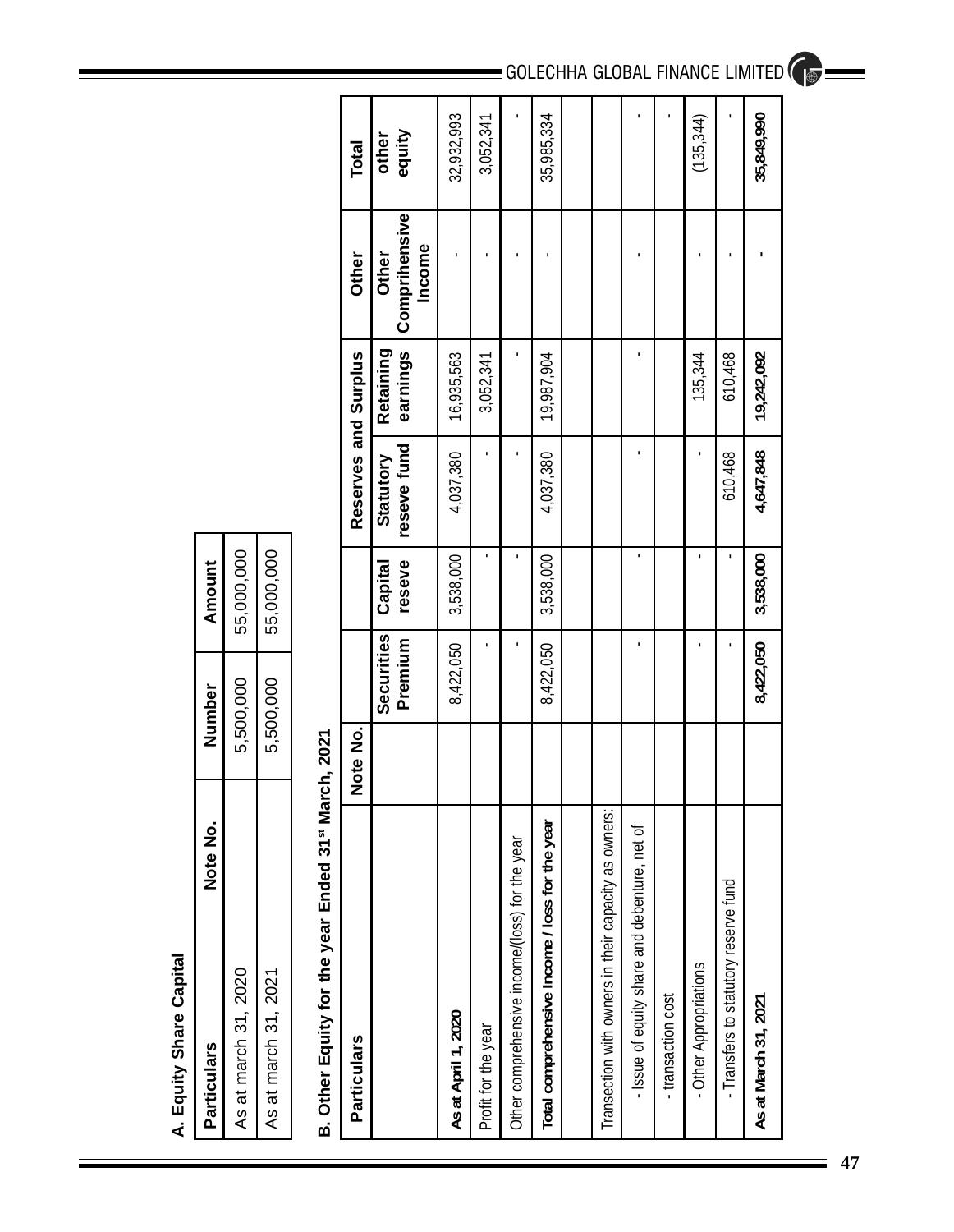**A. Equity Share Capital**

| Particulars | Note No. | Number | Amount |
|---|---|---|---|
| As at march 31, 2020 | | 5,500,000 | 55,000,000 |
| As at march 31, 2021 | | 5,500,000 | 55,000,000 |

**B. Other Equity for the year Ended 31st March, 2021**

| Particulars | Note No. | | | Reserves and Surplus | | Other | Total |
|---|---|---|---|---|---|---|---|
| | | Securities Premium | Capital reseve | Statutory reseve fund | Retaining earnings | Other Comprihensive Income | other equity |
| **As at April 1, 2020** | | 8,422,050 | 3,538,000 | 4,037,380 | 16,935,563 | - | 32,932,993 |
| Profit for the year | | - | - | - | 3,052,341 | - | 3,052,341 |
| Other comprehensive income/(loss) for the year | | - | - | - | - | - | - |
| **Total comprehensive Income / loss for the year** | | 8,422,050 | 3,538,000 | 4,037,380 | 19,987,904 | - | 35,985,334 |
| | | | | | | | |
| Transection with owners in their capacity as owners: | | | | | | | |
| - Issue of equity share and debenture, net of | | - | - | - | - | - | - |
| - transaction cost | | | | | | - | - |
| - Other Appropriations | | - | - | - | 135,344 | - | (135,344) |
| - Transfers to statutory reserve fund | | - | - | 610,468 | 610,468 | - | - |
| **As at March 31, 2021** | | **8,422,050** | **3,538,000** | **4,647,848** | **19,242,092** | **-** | **35,849,990** |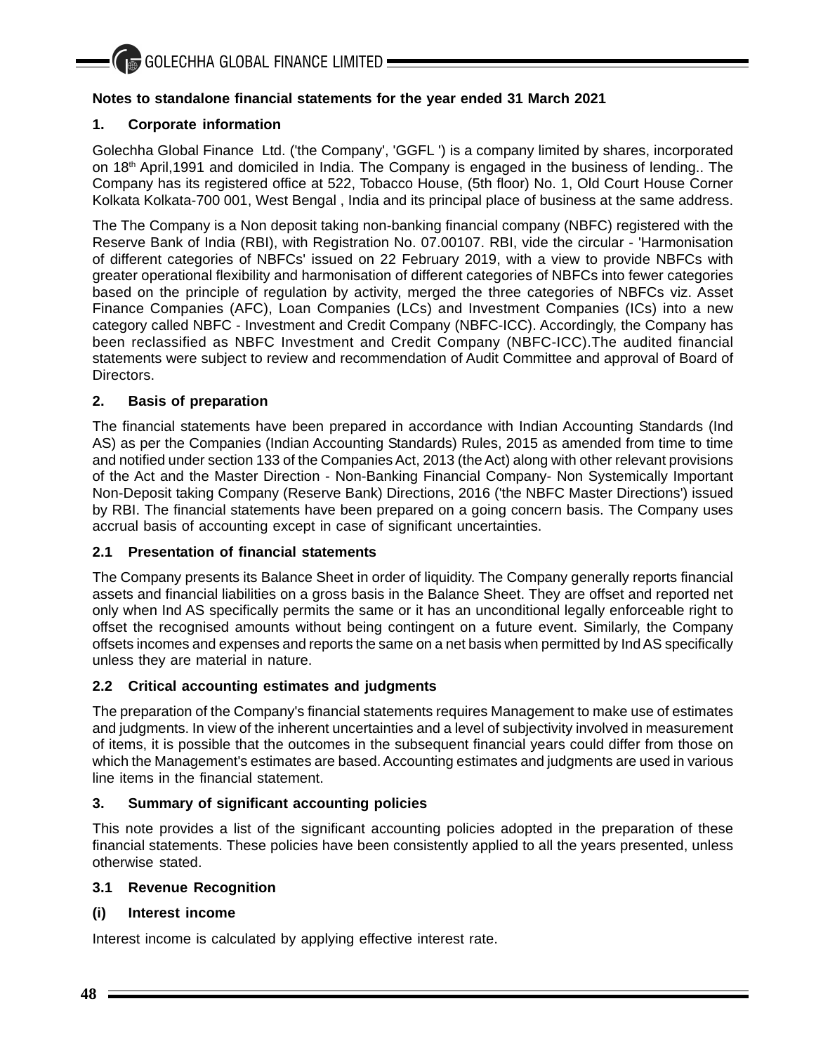**Notes to standalone financial statements for the year ended 31 March 2021**

## 1. Corporate information

Golechha Global Finance Ltd. ('the Company', 'GGFL ') is a company limited by shares, incorporated on 18th April,1991 and domiciled in India. The Company is engaged in the business of lending.. The Company has its registered office at 522, Tobacco House, (5th floor) No. 1, Old Court House Corner Kolkata Kolkata-700 001, West Bengal , India and its principal place of business at the same address.

The The Company is a Non deposit taking non-banking financial company (NBFC) registered with the Reserve Bank of India (RBI), with Registration No. 07.00107. RBI, vide the circular - 'Harmonisation of different categories of NBFCs' issued on 22 February 2019, with a view to provide NBFCs with greater operational flexibility and harmonisation of different categories of NBFCs into fewer categories based on the principle of regulation by activity, merged the three categories of NBFCs viz. Asset Finance Companies (AFC), Loan Companies (LCs) and Investment Companies (ICs) into a new category called NBFC - Investment and Credit Company (NBFC-ICC). Accordingly, the Company has been reclassified as NBFC Investment and Credit Company (NBFC-ICC).The audited financial statements were subject to review and recommendation of Audit Committee and approval of Board of Directors.

## 2. Basis of preparation

The financial statements have been prepared in accordance with Indian Accounting Standards (Ind AS) as per the Companies (Indian Accounting Standards) Rules, 2015 as amended from time to time and notified under section 133 of the Companies Act, 2013 (the Act) along with other relevant provisions of the Act and the Master Direction - Non-Banking Financial Company- Non Systemically Important Non-Deposit taking Company (Reserve Bank) Directions, 2016 ('the NBFC Master Directions') issued by RBI. The financial statements have been prepared on a going concern basis. The Company uses accrual basis of accounting except in case of significant uncertainties.

### 2.1 Presentation of financial statements

The Company presents its Balance Sheet in order of liquidity. The Company generally reports financial assets and financial liabilities on a gross basis in the Balance Sheet. They are offset and reported net only when Ind AS specifically permits the same or it has an unconditional legally enforceable right to offset the recognised amounts without being contingent on a future event. Similarly, the Company offsets incomes and expenses and reports the same on a net basis when permitted by Ind AS specifically unless they are material in nature.

### 2.2 Critical accounting estimates and judgments

The preparation of the Company's financial statements requires Management to make use of estimates and judgments. In view of the inherent uncertainties and a level of subjectivity involved in measurement of items, it is possible that the outcomes in the subsequent financial years could differ from those on which the Management's estimates are based. Accounting estimates and judgments are used in various line items in the financial statement.

## 3. Summary of significant accounting policies

This note provides a list of the significant accounting policies adopted in the preparation of these financial statements. These policies have been consistently applied to all the years presented, unless otherwise stated.

### 3.1 Revenue Recognition

**(i) Interest income**

Interest income is calculated by applying effective interest rate.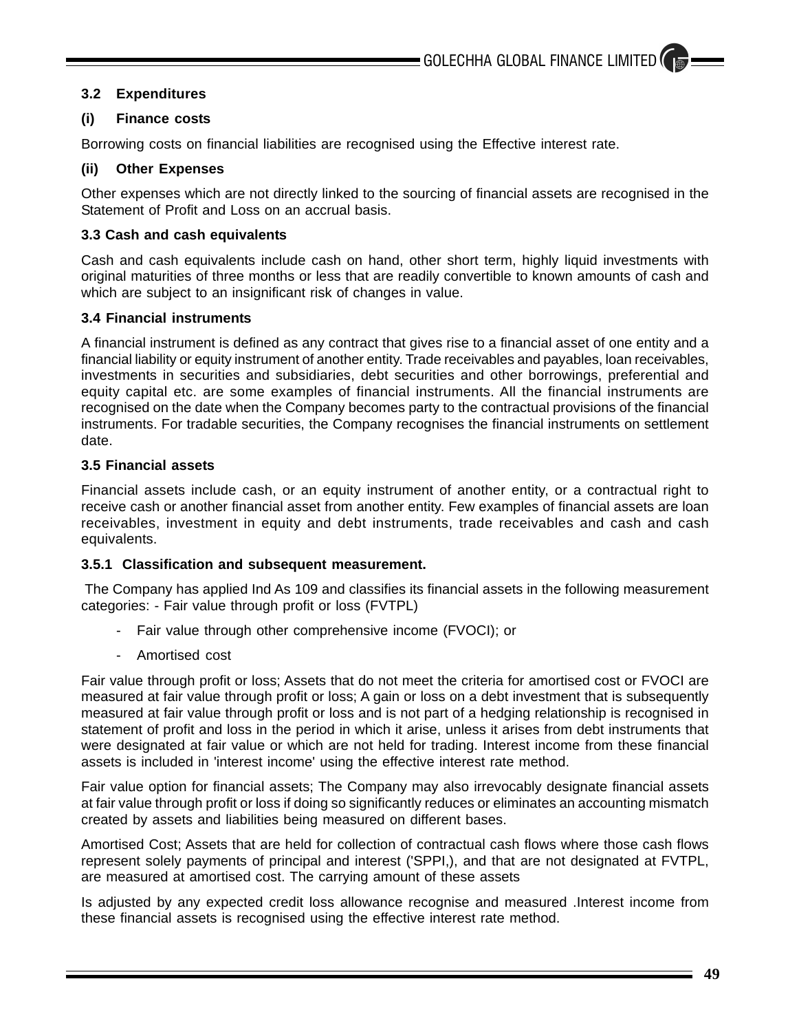### 3.2 Expenditures

#### (i) Finance costs

Borrowing costs on financial liabilities are recognised using the Effective interest rate.

#### (ii) Other Expenses

Other expenses which are not directly linked to the sourcing of financial assets are recognised in the Statement of Profit and Loss on an accrual basis.

### 3.3 Cash and cash equivalents

Cash and cash equivalents include cash on hand, other short term, highly liquid investments with original maturities of three months or less that are readily convertible to known amounts of cash and which are subject to an insignificant risk of changes in value.

### 3.4 Financial instruments

A financial instrument is defined as any contract that gives rise to a financial asset of one entity and a financial liability or equity instrument of another entity. Trade receivables and payables, loan receivables, investments in securities and subsidiaries, debt securities and other borrowings, preferential and equity capital etc. are some examples of financial instruments. All the financial instruments are recognised on the date when the Company becomes party to the contractual provisions of the financial instruments. For tradable securities, the Company recognises the financial instruments on settlement date.

### 3.5 Financial assets

Financial assets include cash, or an equity instrument of another entity, or a contractual right to receive cash or another financial asset from another entity. Few examples of financial assets are loan receivables, investment in equity and debt instruments, trade receivables and cash and cash equivalents.

#### 3.5.1 Classification and subsequent measurement.

The Company has applied Ind As 109 and classifies its financial assets in the following measurement categories: - Fair value through profit or loss (FVTPL)

- Fair value through other comprehensive income (FVOCI); or
- Amortised cost

Fair value through profit or loss; Assets that do not meet the criteria for amortised cost or FVOCI are measured at fair value through profit or loss; A gain or loss on a debt investment that is subsequently measured at fair value through profit or loss and is not part of a hedging relationship is recognised in statement of profit and loss in the period in which it arise, unless it arises from debt instruments that were designated at fair value or which are not held for trading. Interest income from these financial assets is included in 'interest income' using the effective interest rate method.

Fair value option for financial assets; The Company may also irrevocably designate financial assets at fair value through profit or loss if doing so significantly reduces or eliminates an accounting mismatch created by assets and liabilities being measured on different bases.

Amortised Cost; Assets that are held for collection of contractual cash flows where those cash flows represent solely payments of principal and interest ('SPPI,), and that are not designated at FVTPL, are measured at amortised cost. The carrying amount of these assets

Is adjusted by any expected credit loss allowance recognise and measured .Interest income from these financial assets is recognised using the effective interest rate method.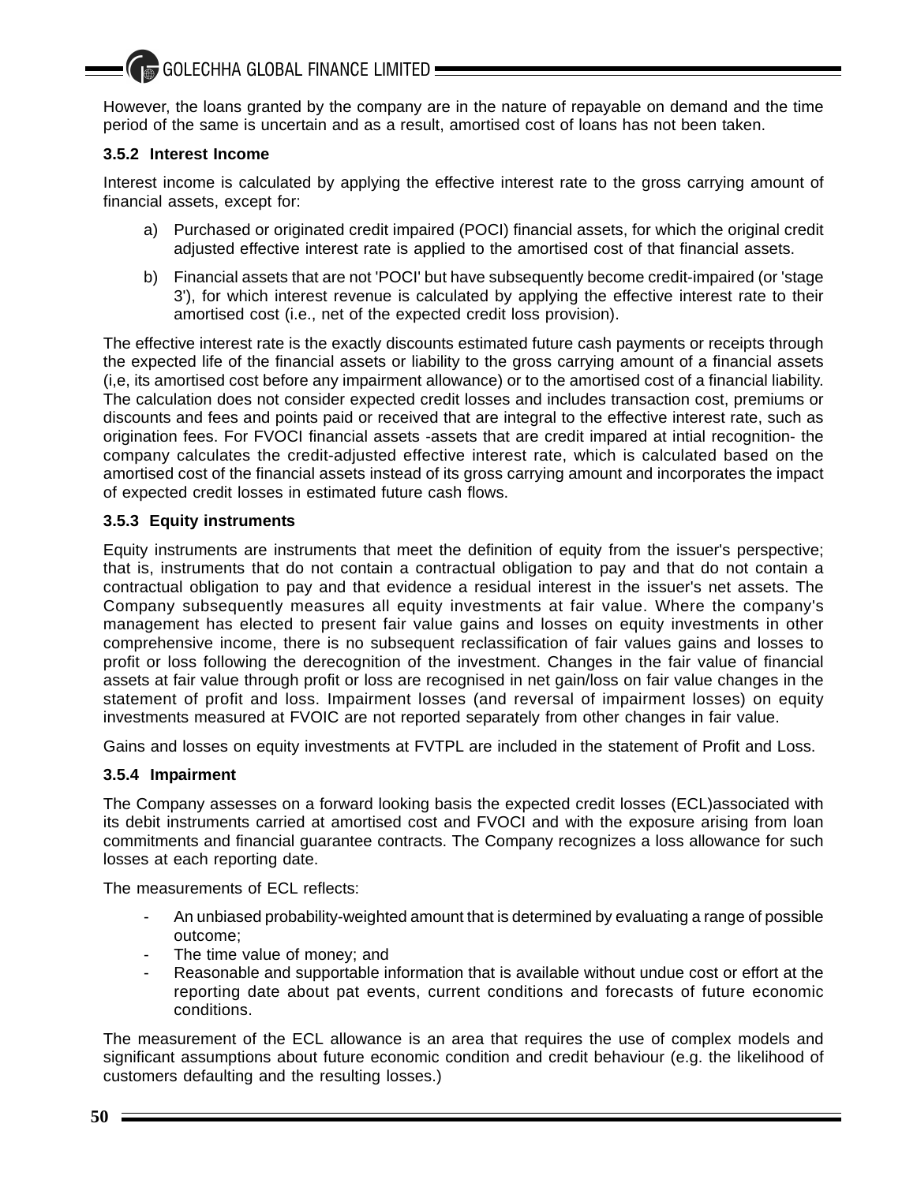However, the loans granted by the company are in the nature of repayable on demand and the time period of the same is uncertain and as a result, amortised cost of loans has not been taken.

### 3.5.2 Interest Income

Interest income is calculated by applying the effective interest rate to the gross carrying amount of financial assets, except for:

a) Purchased or originated credit impaired (POCI) financial assets, for which the original credit adjusted effective interest rate is applied to the amortised cost of that financial assets.

b) Financial assets that are not 'POCI' but have subsequently become credit-impaired (or 'stage 3'), for which interest revenue is calculated by applying the effective interest rate to their amortised cost (i.e., net of the expected credit loss provision).

The effective interest rate is the exactly discounts estimated future cash payments or receipts through the expected life of the financial assets or liability to the gross carrying amount of a financial assets (i,e, its amortised cost before any impairment allowance) or to the amortised cost of a financial liability. The calculation does not consider expected credit losses and includes transaction cost, premiums or discounts and fees and points paid or received that are integral to the effective interest rate, such as origination fees. For FVOCI financial assets -assets that are credit impared at intial recognition- the company calculates the credit-adjusted effective interest rate, which is calculated based on the amortised cost of the financial assets instead of its gross carrying amount and incorporates the impact of expected credit losses in estimated future cash flows.

### 3.5.3 Equity instruments

Equity instruments are instruments that meet the definition of equity from the issuer's perspective; that is, instruments that do not contain a contractual obligation to pay and that do not contain a contractual obligation to pay and that evidence a residual interest in the issuer's net assets. The Company subsequently measures all equity investments at fair value. Where the company's management has elected to present fair value gains and losses on equity investments in other comprehensive income, there is no subsequent reclassification of fair values gains and losses to profit or loss following the derecognition of the investment. Changes in the fair value of financial assets at fair value through profit or loss are recognised in net gain/loss on fair value changes in the statement of profit and loss. Impairment losses (and reversal of impairment losses) on equity investments measured at FVOIC are not reported separately from other changes in fair value.

Gains and losses on equity investments at FVTPL are included in the statement of Profit and Loss.

### 3.5.4 Impairment

The Company assesses on a forward looking basis the expected credit losses (ECL)associated with its debit instruments carried at amortised cost and FVOCI and with the exposure arising from loan commitments and financial guarantee contracts. The Company recognizes a loss allowance for such losses at each reporting date.

The measurements of ECL reflects:

- An unbiased probability-weighted amount that is determined by evaluating a range of possible outcome;
- The time value of money; and
- Reasonable and supportable information that is available without undue cost or effort at the reporting date about pat events, current conditions and forecasts of future economic conditions.

The measurement of the ECL allowance is an area that requires the use of complex models and significant assumptions about future economic condition and credit behaviour (e.g. the likelihood of customers defaulting and the resulting losses.)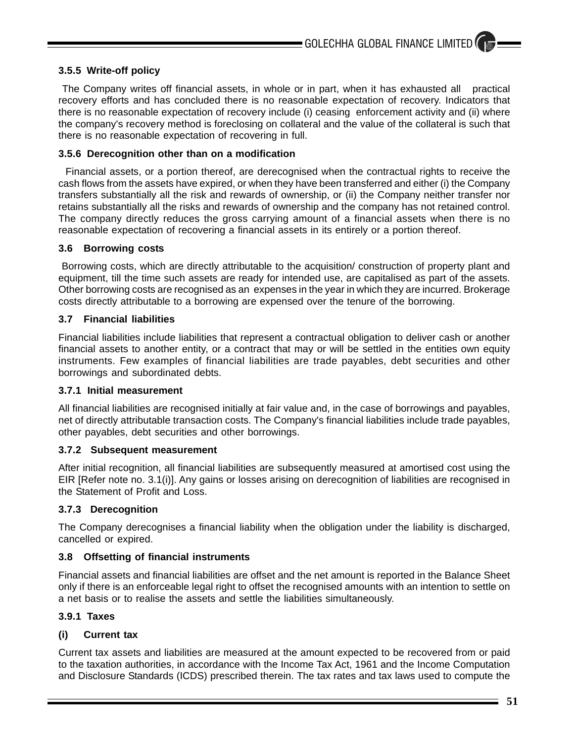#### 3.5.5 Write-off policy

The Company writes off financial assets, in whole or in part, when it has exhausted all practical recovery efforts and has concluded there is no reasonable expectation of recovery. Indicators that there is no reasonable expectation of recovery include (i) ceasing enforcement activity and (ii) where the company's recovery method is foreclosing on collateral and the value of the collateral is such that there is no reasonable expectation of recovering in full.

#### 3.5.6 Derecognition other than on a modification

Financial assets, or a portion thereof, are derecognised when the contractual rights to receive the cash flows from the assets have expired, or when they have been transferred and either (i) the Company transfers substantially all the risk and rewards of ownership, or (ii) the Company neither transfer nor retains substantially all the risks and rewards of ownership and the company has not retained control. The company directly reduces the gross carrying amount of a financial assets when there is no reasonable expectation of recovering a financial assets in its entirely or a portion thereof.

### 3.6 Borrowing costs

Borrowing costs, which are directly attributable to the acquisition/ construction of property plant and equipment, till the time such assets are ready for intended use, are capitalised as part of the assets. Other borrowing costs are recognised as an expenses in the year in which they are incurred. Brokerage costs directly attributable to a borrowing are expensed over the tenure of the borrowing.

### 3.7 Financial liabilities

Financial liabilities include liabilities that represent a contractual obligation to deliver cash or another financial assets to another entity, or a contract that may or will be settled in the entities own equity instruments. Few examples of financial liabilities are trade payables, debt securities and other borrowings and subordinated debts.

#### 3.7.1 Initial measurement

All financial liabilities are recognised initially at fair value and, in the case of borrowings and payables, net of directly attributable transaction costs. The Company's financial liabilities include trade payables, other payables, debt securities and other borrowings.

#### 3.7.2 Subsequent measurement

After initial recognition, all financial liabilities are subsequently measured at amortised cost using the EIR [Refer note no. 3.1(i)]. Any gains or losses arising on derecognition of liabilities are recognised in the Statement of Profit and Loss.

#### 3.7.3 Derecognition

The Company derecognises a financial liability when the obligation under the liability is discharged, cancelled or expired.

### 3.8 Offsetting of financial instruments

Financial assets and financial liabilities are offset and the net amount is reported in the Balance Sheet only if there is an enforceable legal right to offset the recognised amounts with an intention to settle on a net basis or to realise the assets and settle the liabilities simultaneously.

#### 3.9.1 Taxes

**(i) Current tax**

Current tax assets and liabilities are measured at the amount expected to be recovered from or paid to the taxation authorities, in accordance with the Income Tax Act, 1961 and the Income Computation and Disclosure Standards (ICDS) prescribed therein. The tax rates and tax laws used to compute the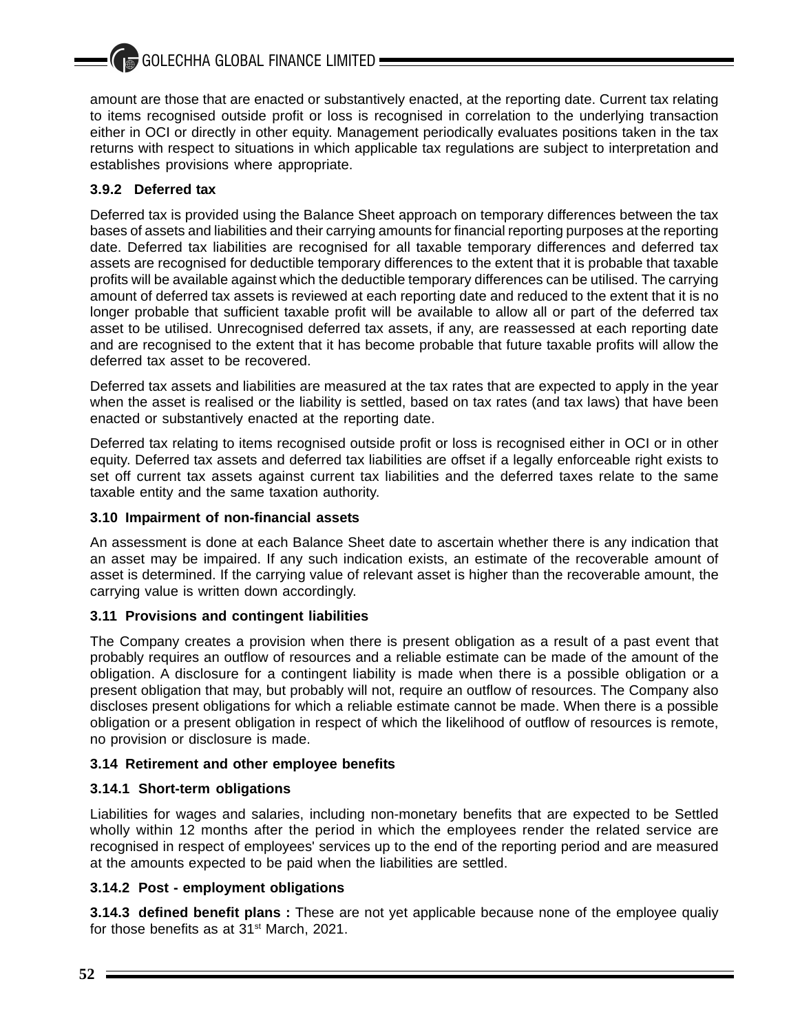amount are those that are enacted or substantively enacted, at the reporting date. Current tax relating to items recognised outside profit or loss is recognised in correlation to the underlying transaction either in OCI or directly in other equity. Management periodically evaluates positions taken in the tax returns with respect to situations in which applicable tax regulations are subject to interpretation and establishes provisions where appropriate.

### 3.9.2 Deferred tax

Deferred tax is provided using the Balance Sheet approach on temporary differences between the tax bases of assets and liabilities and their carrying amounts for financial reporting purposes at the reporting date. Deferred tax liabilities are recognised for all taxable temporary differences and deferred tax assets are recognised for deductible temporary differences to the extent that it is probable that taxable profits will be available against which the deductible temporary differences can be utilised. The carrying amount of deferred tax assets is reviewed at each reporting date and reduced to the extent that it is no longer probable that sufficient taxable profit will be available to allow all or part of the deferred tax asset to be utilised. Unrecognised deferred tax assets, if any, are reassessed at each reporting date and are recognised to the extent that it has become probable that future taxable profits will allow the deferred tax asset to be recovered.

Deferred tax assets and liabilities are measured at the tax rates that are expected to apply in the year when the asset is realised or the liability is settled, based on tax rates (and tax laws) that have been enacted or substantively enacted at the reporting date.

Deferred tax relating to items recognised outside profit or loss is recognised either in OCI or in other equity. Deferred tax assets and deferred tax liabilities are offset if a legally enforceable right exists to set off current tax assets against current tax liabilities and the deferred taxes relate to the same taxable entity and the same taxation authority.

### 3.10 Impairment of non-financial assets

An assessment is done at each Balance Sheet date to ascertain whether there is any indication that an asset may be impaired. If any such indication exists, an estimate of the recoverable amount of asset is determined. If the carrying value of relevant asset is higher than the recoverable amount, the carrying value is written down accordingly.

### 3.11 Provisions and contingent liabilities

The Company creates a provision when there is present obligation as a result of a past event that probably requires an outflow of resources and a reliable estimate can be made of the amount of the obligation. A disclosure for a contingent liability is made when there is a possible obligation or a present obligation that may, but probably will not, require an outflow of resources. The Company also discloses present obligations for which a reliable estimate cannot be made. When there is a possible obligation or a present obligation in respect of which the likelihood of outflow of resources is remote, no provision or disclosure is made.

### 3.14 Retirement and other employee benefits

### 3.14.1 Short-term obligations

Liabilities for wages and salaries, including non-monetary benefits that are expected to be Settled wholly within 12 months after the period in which the employees render the related service are recognised in respect of employees' services up to the end of the reporting period and are measured at the amounts expected to be paid when the liabilities are settled.

### 3.14.2 Post - employment obligations

**3.14.3 defined benefit plans :** These are not yet applicable because none of the employee qualiy for those benefits as at 31st March, 2021.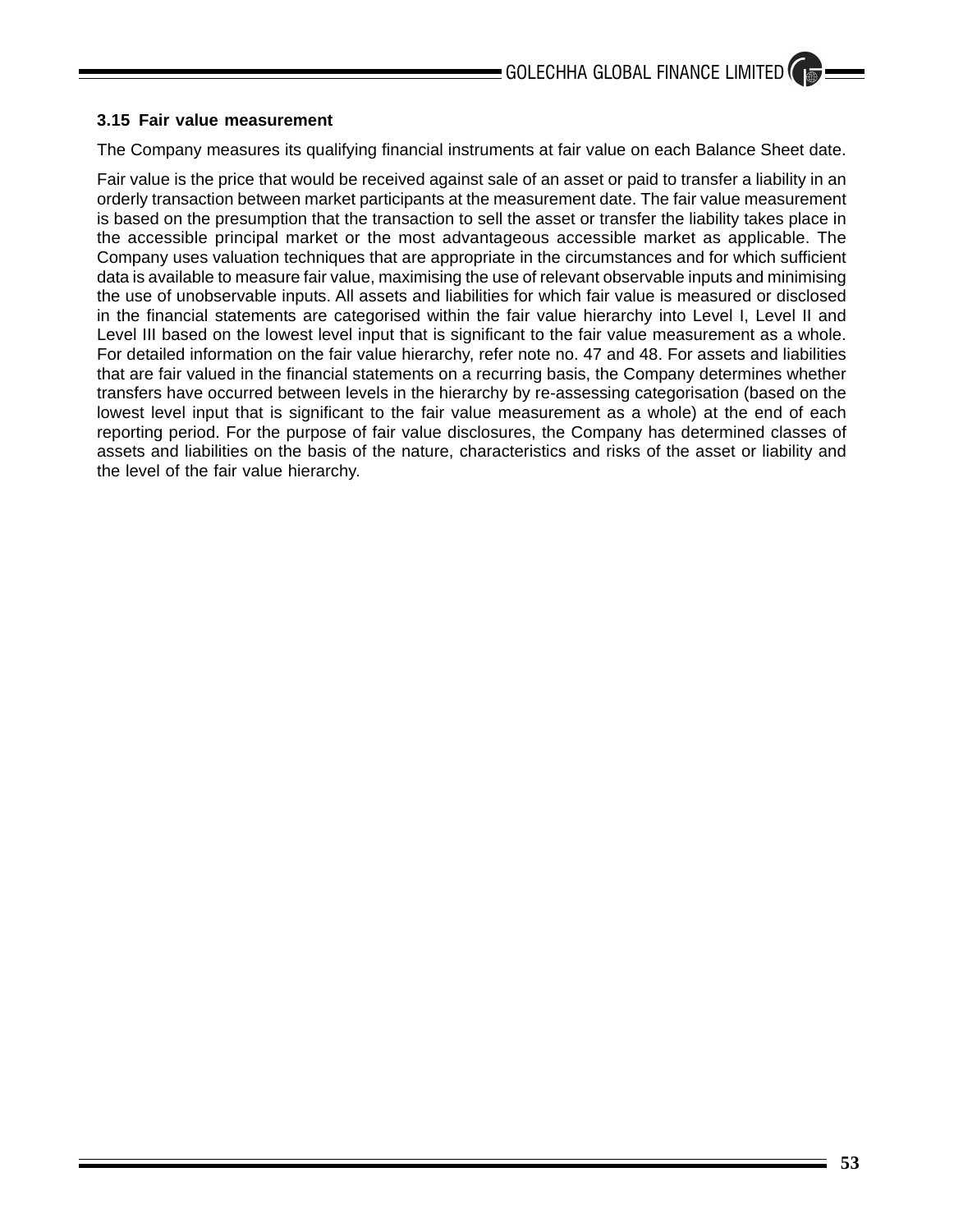### 3.15 Fair value measurement

The Company measures its qualifying financial instruments at fair value on each Balance Sheet date.

Fair value is the price that would be received against sale of an asset or paid to transfer a liability in an orderly transaction between market participants at the measurement date. The fair value measurement is based on the presumption that the transaction to sell the asset or transfer the liability takes place in the accessible principal market or the most advantageous accessible market as applicable. The Company uses valuation techniques that are appropriate in the circumstances and for which sufficient data is available to measure fair value, maximising the use of relevant observable inputs and minimising the use of unobservable inputs. All assets and liabilities for which fair value is measured or disclosed in the financial statements are categorised within the fair value hierarchy into Level I, Level II and Level III based on the lowest level input that is significant to the fair value measurement as a whole. For detailed information on the fair value hierarchy, refer note no. 47 and 48. For assets and liabilities that are fair valued in the financial statements on a recurring basis, the Company determines whether transfers have occurred between levels in the hierarchy by re-assessing categorisation (based on the lowest level input that is significant to the fair value measurement as a whole) at the end of each reporting period. For the purpose of fair value disclosures, the Company has determined classes of assets and liabilities on the basis of the nature, characteristics and risks of the asset or liability and the level of the fair value hierarchy.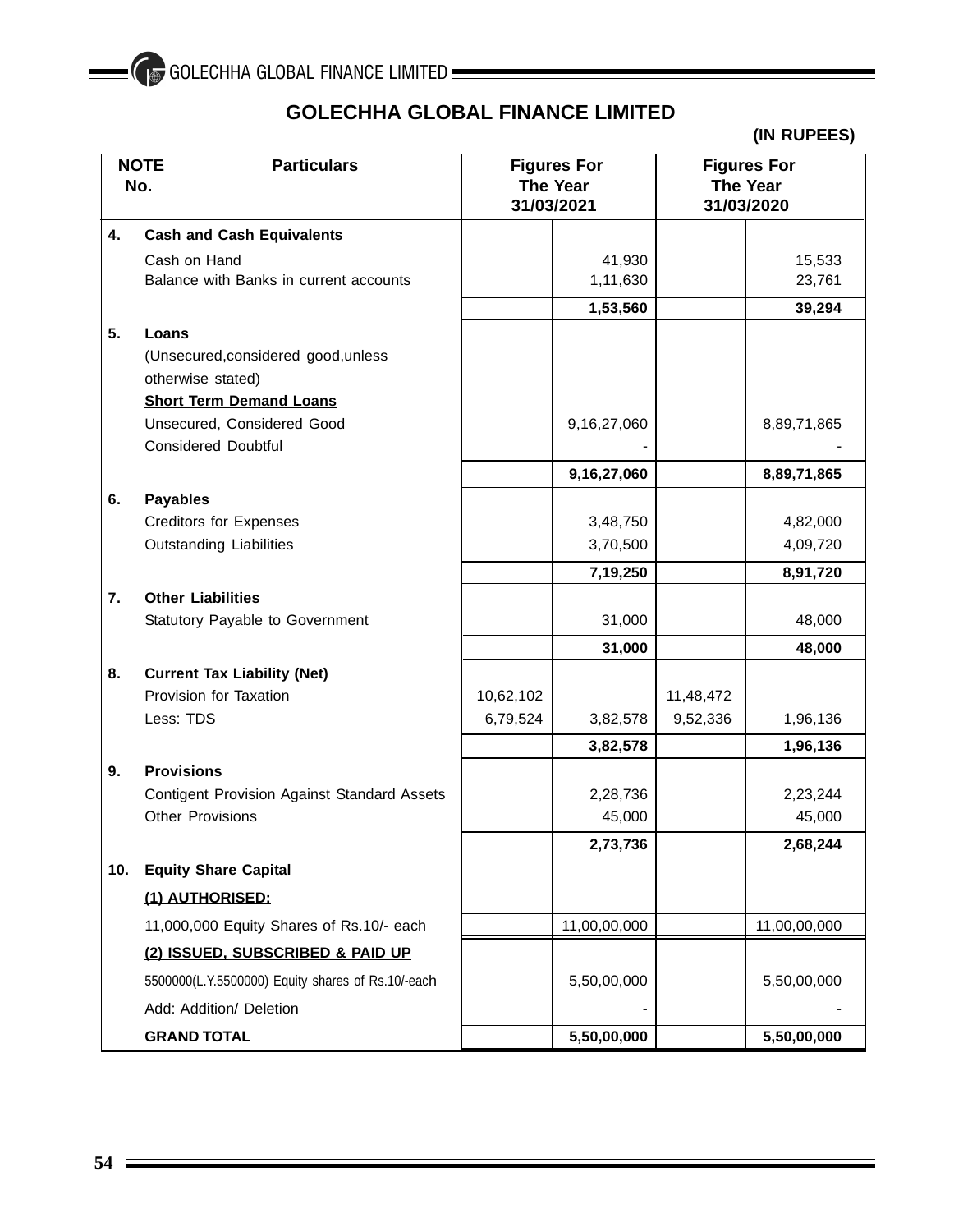# GOLECHHA GLOBAL FINANCE LIMITED

**(IN RUPEES)**

| NOTE No. | Particulars | Figures For The Year 31/03/2021 | | Figures For The Year 31/03/2020 | |
|---|---|---|---|---|---|
| **4.** | **Cash and Cash Equivalents** | | | | |
| | Cash on Hand | | 41,930 | | 15,533 |
| | Balance with Banks in current accounts | | 1,11,630 | | 23,761 |
| | | | **1,53,560** | | **39,294** |
| **5.** | **Loans** | | | | |
| | (Unsecured,considered good,unless otherwise stated) | | | | |
| | **Short Term Demand Loans** | | | | |
| | Unsecured, Considered Good | | 9,16,27,060 | | 8,89,71,865 |
| | Considered Doubtful | | - | | - |
| | | | **9,16,27,060** | | **8,89,71,865** |
| **6.** | **Payables** | | | | |
| | Creditors for Expenses | | 3,48,750 | | 4,82,000 |
| | Outstanding Liabilities | | 3,70,500 | | 4,09,720 |
| | | | **7,19,250** | | **8,91,720** |
| **7.** | **Other Liabilities** | | | | |
| | Statutory Payable to Government | | 31,000 | | 48,000 |
| | | | **31,000** | | **48,000** |
| **8.** | **Current Tax Liability (Net)** | | | | |
| | Provision for Taxation | 10,62,102 | | 11,48,472 | |
| | Less: TDS | 6,79,524 | 3,82,578 | 9,52,336 | 1,96,136 |
| | | | **3,82,578** | | **1,96,136** |
| **9.** | **Provisions** | | | | |
| | Contigent Provision Against Standard Assets | | 2,28,736 | | 2,23,244 |
| | Other Provisions | | 45,000 | | 45,000 |
| | | | **2,73,736** | | **2,68,244** |
| **10.** | **Equity Share Capital** | | | | |
| | **(1) AUTHORISED:** | | | | |
| | 11,000,000 Equity Shares of Rs.10/- each | | 11,00,00,000 | | 11,00,00,000 |
| | **(2) ISSUED, SUBSCRIBED & PAID UP** | | | | |
| | 5500000(L.Y.5500000) Equity shares of Rs.10/-each | | 5,50,00,000 | | 5,50,00,000 |
| | Add: Addition/ Deletion | | - | | - |
| | **GRAND TOTAL** | | **5,50,00,000** | | **5,50,00,000** |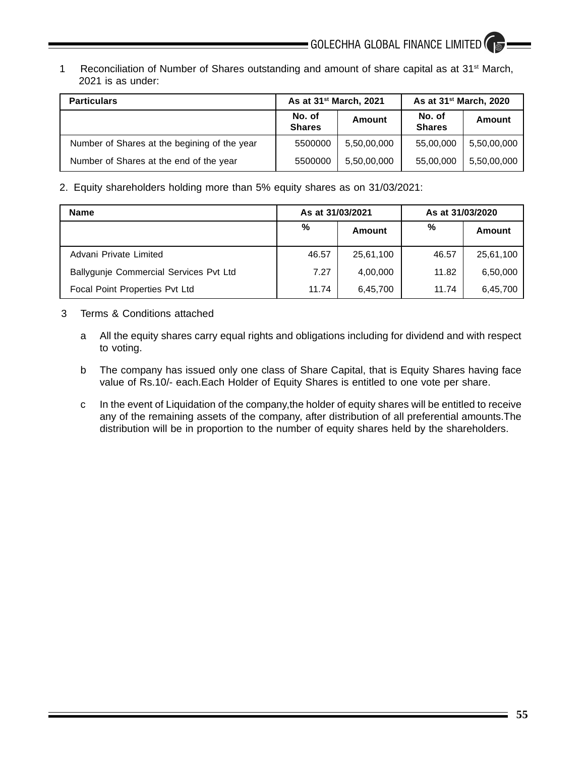1 Reconciliation of Number of Shares outstanding and amount of share capital as at 31st March, 2021 is as under:

| Particulars | As at 31st March, 2021 | | As at 31st March, 2020 | |
|---|---|---|---|---|
| | No. of Shares | Amount | No. of Shares | Amount |
| Number of Shares at the begining of the year | 5500000 | 5,50,00,000 | 55,00,000 | 5,50,00,000 |
| Number of Shares at the end of the year | 5500000 | 5,50,00,000 | 55,00,000 | 5,50,00,000 |

2. Equity shareholders holding more than 5% equity shares as on 31/03/2021:

| Name | As at 31/03/2021 | | As at 31/03/2020 | |
|---|---|---|---|---|
| | % | Amount | % | Amount |
| Advani Private Limited | 46.57 | 25,61,100 | 46.57 | 25,61,100 |
| Ballygunje Commercial Services Pvt Ltd | 7.27 | 4,00,000 | 11.82 | 6,50,000 |
| Focal Point Properties Pvt Ltd | 11.74 | 6,45,700 | 11.74 | 6,45,700 |

3 Terms & Conditions attached

a All the equity shares carry equal rights and obligations including for dividend and with respect to voting.

b The company has issued only one class of Share Capital, that is Equity Shares having face value of Rs.10/- each.Each Holder of Equity Shares is entitled to one vote per share.

c In the event of Liquidation of the company,the holder of equity shares will be entitled to receive any of the remaining assets of the company, after distribution of all preferential amounts.The distribution will be in proportion to the number of equity shares held by the shareholders.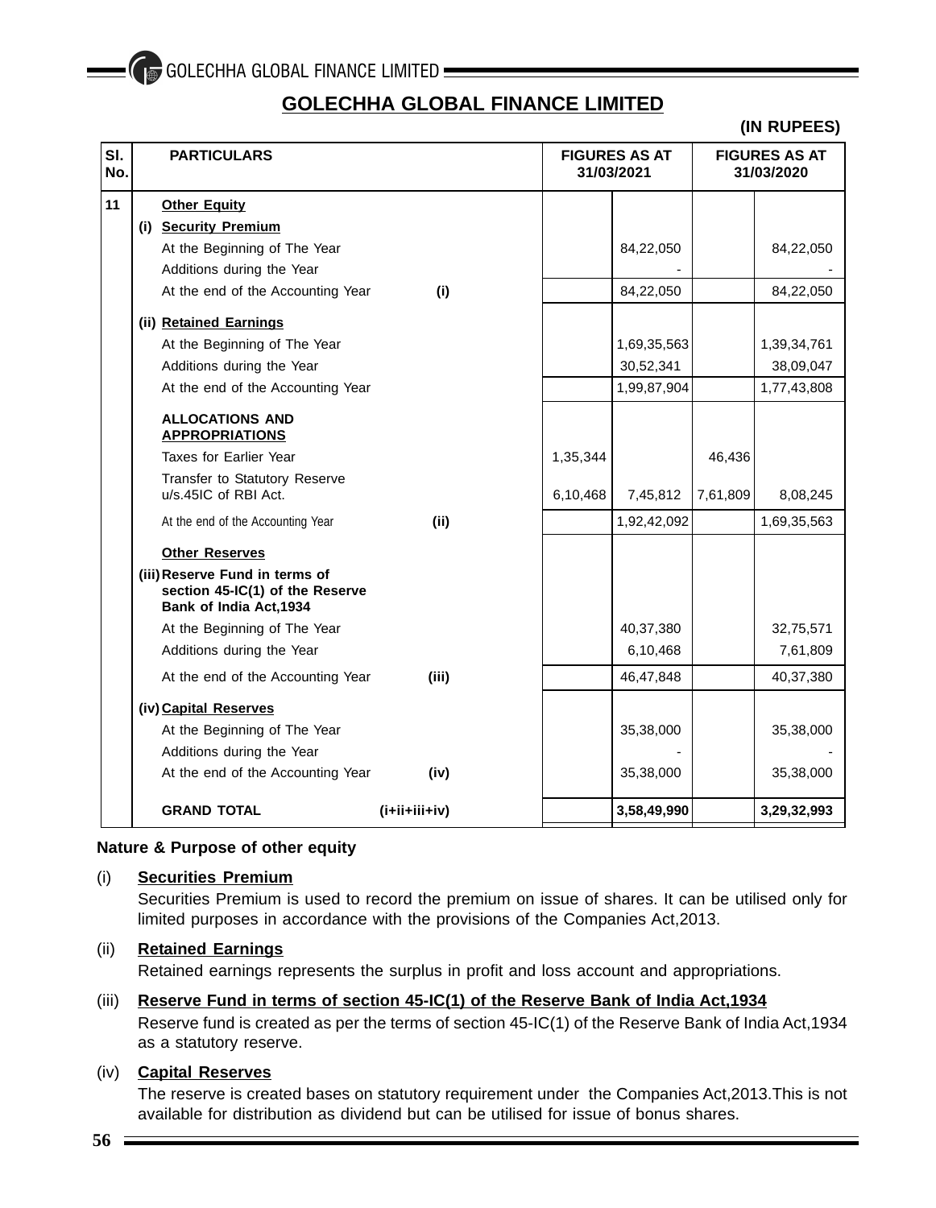# GOLECHHA GLOBAL FINANCE LIMITED

**(IN RUPEES)**

| Sl. No. | PARTICULARS | | FIGURES AS AT 31/03/2021 | | FIGURES AS AT 31/03/2020 | |
|---|---|---|---|---|---|---|
| 11 | **Other Equity** | | | | | |
| | **(i) Security Premium** | | | | | |
| | At the Beginning of The Year | | | 84,22,050 | | 84,22,050 |
| | Additions during the Year | | | - | | - |
| | At the end of the Accounting Year | **(i)** | | 84,22,050 | | 84,22,050 |
| | **(ii) Retained Earnings** | | | | | |
| | At the Beginning of The Year | | | 1,69,35,563 | | 1,39,34,761 |
| | Additions during the Year | | | 30,52,341 | | 38,09,047 |
| | At the end of the Accounting Year | | | 1,99,87,904 | | 1,77,43,808 |
| | **ALLOCATIONS AND APPROPRIATIONS** | | | | | |
| | Taxes for Earlier Year | | 1,35,344 | | 46,436 | |
| | Transfer to Statutory Reserve u/s.45IC of RBI Act. | | 6,10,468 | 7,45,812 | 7,61,809 | 8,08,245 |
| | At the end of the Accounting Year | **(ii)** | | 1,92,42,092 | | 1,69,35,563 |
| | **Other Reserves** | | | | | |
| | **(iii) Reserve Fund in terms of section 45-IC(1) of the Reserve Bank of India Act,1934** | | | | | |
| | At the Beginning of The Year | | | 40,37,380 | | 32,75,571 |
| | Additions during the Year | | | 6,10,468 | | 7,61,809 |
| | At the end of the Accounting Year | **(iii)** | | 46,47,848 | | 40,37,380 |
| | **(iv) Capital Reserves** | | | | | |
| | At the Beginning of The Year | | | 35,38,000 | | 35,38,000 |
| | Additions during the Year | | | - | | - |
| | At the end of the Accounting Year | **(iv)** | | 35,38,000 | | 35,38,000 |
| | **GRAND TOTAL** | **(i+ii+iii+iv)** | | **3,58,49,990** | | **3,29,32,993** |

**Nature & Purpose of other equity**

(i) **Securities Premium**

Securities Premium is used to record the premium on issue of shares. It can be utilised only for limited purposes in accordance with the provisions of the Companies Act,2013.

(ii) **Retained Earnings**

Retained earnings represents the surplus in profit and loss account and appropriations.

(iii) **Reserve Fund in terms of section 45-IC(1) of the Reserve Bank of India Act,1934**

Reserve fund is created as per the terms of section 45-IC(1) of the Reserve Bank of India Act,1934 as a statutory reserve.

(iv) **Capital Reserves**

The reserve is created bases on statutory requirement under the Companies Act,2013.This is not available for distribution as dividend but can be utilised for issue of bonus shares.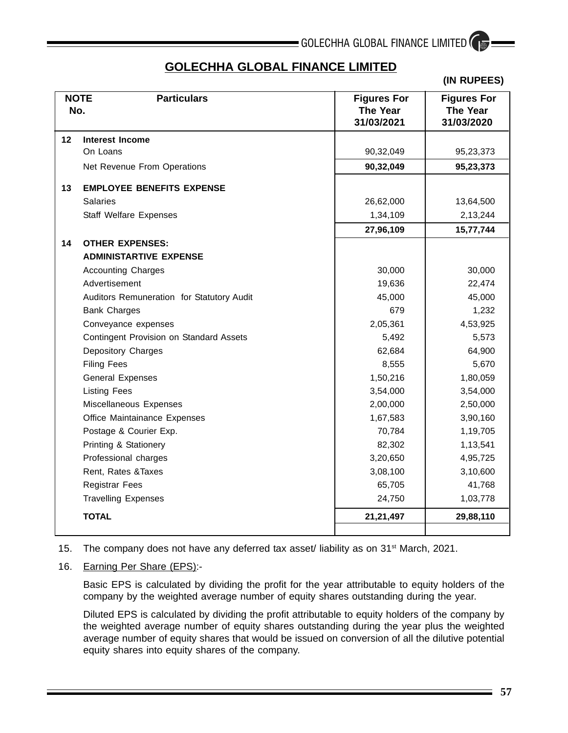## GOLECHHA GLOBAL FINANCE LIMITED

**(IN RUPEES)**

| NOTE No. | Particulars | Figures For The Year 31/03/2021 | Figures For The Year 31/03/2020 |
|---|---|---|---|
| 12 | **Interest Income** | | |
| | On Loans | 90,32,049 | 95,23,373 |
| | Net Revenue From Operations | **90,32,049** | **95,23,373** |
| 13 | **EMPLOYEE BENEFITS EXPENSE** | | |
| | Salaries | 26,62,000 | 13,64,500 |
| | Staff Welfare Expenses | 1,34,109 | 2,13,244 |
| | | **27,96,109** | **15,77,744** |
| 14 | **OTHER EXPENSES:** | | |
| | **ADMINISTARTIVE EXPENSE** | | |
| | Accounting Charges | 30,000 | 30,000 |
| | Advertisement | 19,636 | 22,474 |
| | Auditors Remuneration for Statutory Audit | 45,000 | 45,000 |
| | Bank Charges | 679 | 1,232 |
| | Conveyance expenses | 2,05,361 | 4,53,925 |
| | Contingent Provision on Standard Assets | 5,492 | 5,573 |
| | Depository Charges | 62,684 | 64,900 |
| | Filing Fees | 8,555 | 5,670 |
| | General Expenses | 1,50,216 | 1,80,059 |
| | Listing Fees | 3,54,000 | 3,54,000 |
| | Miscellaneous Expenses | 2,00,000 | 2,50,000 |
| | Office Maintainance Expenses | 1,67,583 | 3,90,160 |
| | Postage & Courier Exp. | 70,784 | 1,19,705 |
| | Printing & Stationery | 82,302 | 1,13,541 |
| | Professional charges | 3,20,650 | 4,95,725 |
| | Rent, Rates &Taxes | 3,08,100 | 3,10,600 |
| | Registrar Fees | 65,705 | 41,768 |
| | Travelling Expenses | 24,750 | 1,03,778 |
| | **TOTAL** | **21,21,497** | **29,88,110** |

15. The company does not have any deferred tax asset/ liability as on 31st March, 2021.

16. Earning Per Share (EPS):-

    Basic EPS is calculated by dividing the profit for the year attributable to equity holders of the company by the weighted average number of equity shares outstanding during the year.

    Diluted EPS is calculated by dividing the profit attributable to equity holders of the company by the weighted average number of equity shares outstanding during the year plus the weighted average number of equity shares that would be issued on conversion of all the dilutive potential equity shares into equity shares of the company.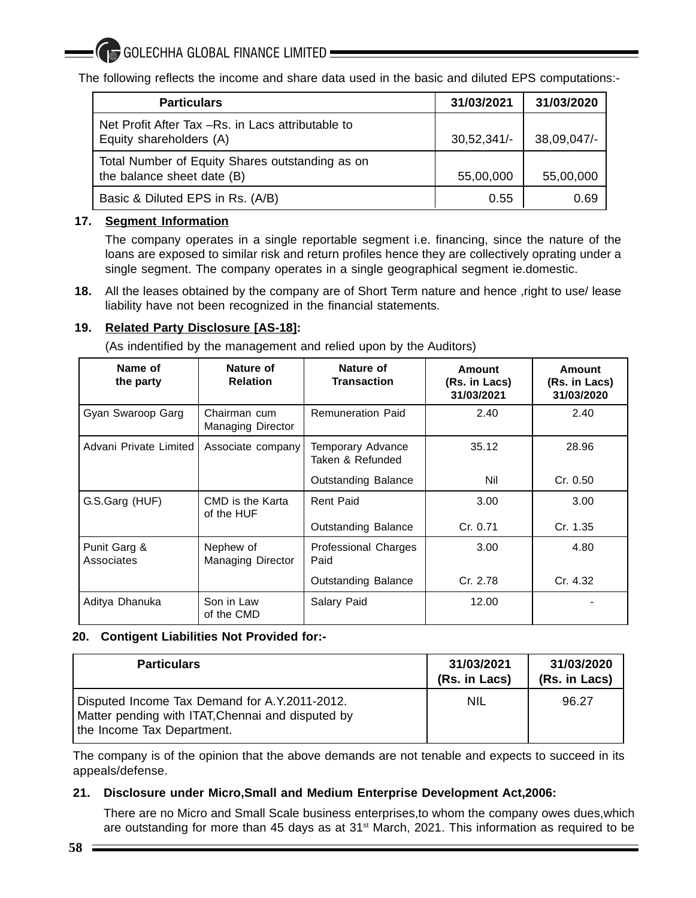The following reflects the income and share data used in the basic and diluted EPS computations:-

| Particulars | 31/03/2021 | 31/03/2020 |
|---|---|---|
| Net Profit After Tax –Rs. in Lacs attributable to Equity shareholders (A) | 30,52,341/- | 38,09,047/- |
| Total Number of Equity Shares outstanding as on the balance sheet date (B) | 55,00,000 | 55,00,000 |
| Basic & Diluted EPS in Rs. (A/B) | 0.55 | 0.69 |

**17. Segment Information**

The company operates in a single reportable segment i.e. financing, since the nature of the loans are exposed to similar risk and return profiles hence they are collectively oprating under a single segment. The company operates in a single geographical segment ie.domestic.

**18.** All the leases obtained by the company are of Short Term nature and hence ,right to use/ lease liability have not been recognized in the financial statements.

**19. Related Party Disclosure [AS-18]:**

(As indentified by the management and relied upon by the Auditors)

| Name of the party | Nature of Relation | Nature of Transaction | Amount (Rs. in Lacs) 31/03/2021 | Amount (Rs. in Lacs) 31/03/2020 |
|---|---|---|---|---|
| Gyan Swaroop Garg | Chairman cum Managing Director | Remuneration Paid | 2.40 | 2.40 |
| Advani Private Limited | Associate company | Temporary Advance Taken & Refunded | 35.12 | 28.96 |
| | | Outstanding Balance | Nil | Cr. 0.50 |
| G.S.Garg (HUF) | CMD is the Karta of the HUF | Rent Paid | 3.00 | 3.00 |
| | | Outstanding Balance | Cr. 0.71 | Cr. 1.35 |
| Punit Garg & Associates | Nephew of Managing Director | Professional Charges Paid | 3.00 | 4.80 |
| | | Outstanding Balance | Cr. 2.78 | Cr. 4.32 |
| Aditya Dhanuka | Son in Law of the CMD | Salary Paid | 12.00 | - |

**20. Contigent Liabilities Not Provided for:-**

| Particulars | 31/03/2021 (Rs. in Lacs) | 31/03/2020 (Rs. in Lacs) |
|---|---|---|
| Disputed Income Tax Demand for A.Y.2011-2012. Matter pending with ITAT,Chennai and disputed by the Income Tax Department. | NIL | 96.27 |

The company is of the opinion that the above demands are not tenable and expects to succeed in its appeals/defense.

**21. Disclosure under Micro,Small and Medium Enterprise Development Act,2006:**

There are no Micro and Small Scale business enterprises,to whom the company owes dues,which are outstanding for more than 45 days as at 31st March, 2021. This information as required to be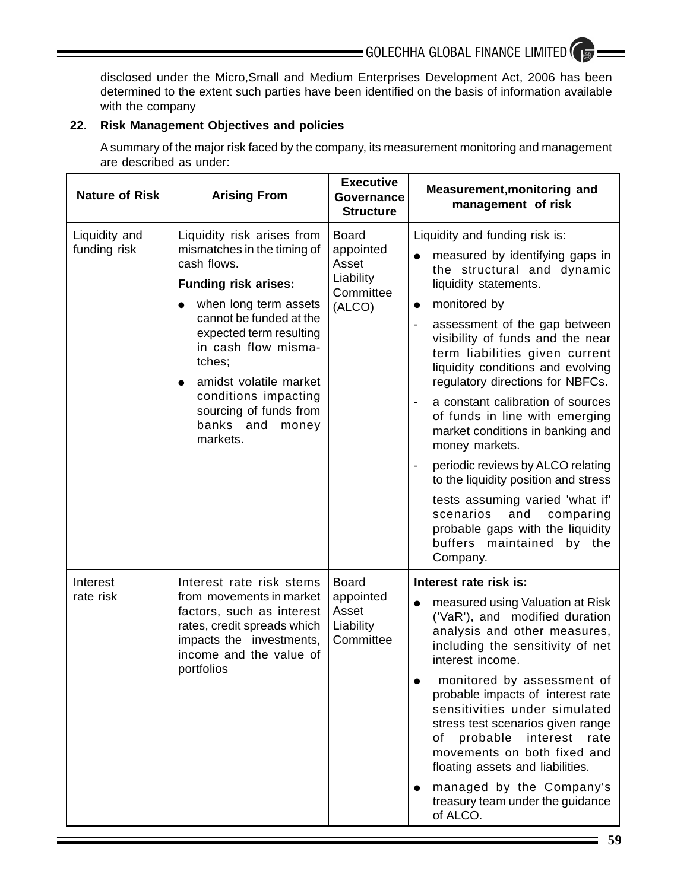disclosed under the Micro,Small and Medium Enterprises Development Act, 2006 has been determined to the extent such parties have been identified on the basis of information available with the company

**22. Risk Management Objectives and policies**

A summary of the major risk faced by the company, its measurement monitoring and management are described as under:

| Nature of Risk | Arising From | Executive Governance Structure | Measurement,monitoring and management of risk |
|---|---|---|---|
| Liquidity and funding risk | Liquidity risk arises from mismatches in the timing of cash flows.<br>**Funding risk arises:**<br>● when long term assets cannot be funded at the expected term resulting in cash flow mismatches;<br>● amidst volatile market conditions impacting sourcing of funds from banks and money markets. | Board appointed Asset Liability Committee (ALCO) | Liquidity and funding risk is:<br>● measured by identifying gaps in the structural and dynamic liquidity statements.<br>● monitored by<br>- assessment of the gap between visibility of funds and the near term liabilities given current liquidity conditions and evolving regulatory directions for NBFCs.<br>- a constant calibration of sources of funds in line with emerging market conditions in banking and money markets.<br>- periodic reviews by ALCO relating to the liquidity position and stress tests assuming varied 'what if' scenarios and comparing probable gaps with the liquidity buffers maintained by the Company. |
| Interest rate risk | Interest rate risk stems from movements in market factors, such as interest rates, credit spreads which impacts the investments, income and the value of portfolios | Board appointed Asset Liability Committee | **Interest rate risk is:**<br>● measured using Valuation at Risk ('VaR'), and modified duration analysis and other measures, including the sensitivity of net interest income.<br>● monitored by assessment of probable impacts of interest rate sensitivities under simulated stress test scenarios given range of probable interest rate movements on both fixed and floating assets and liabilities.<br>● managed by the Company's treasury team under the guidance of ALCO. |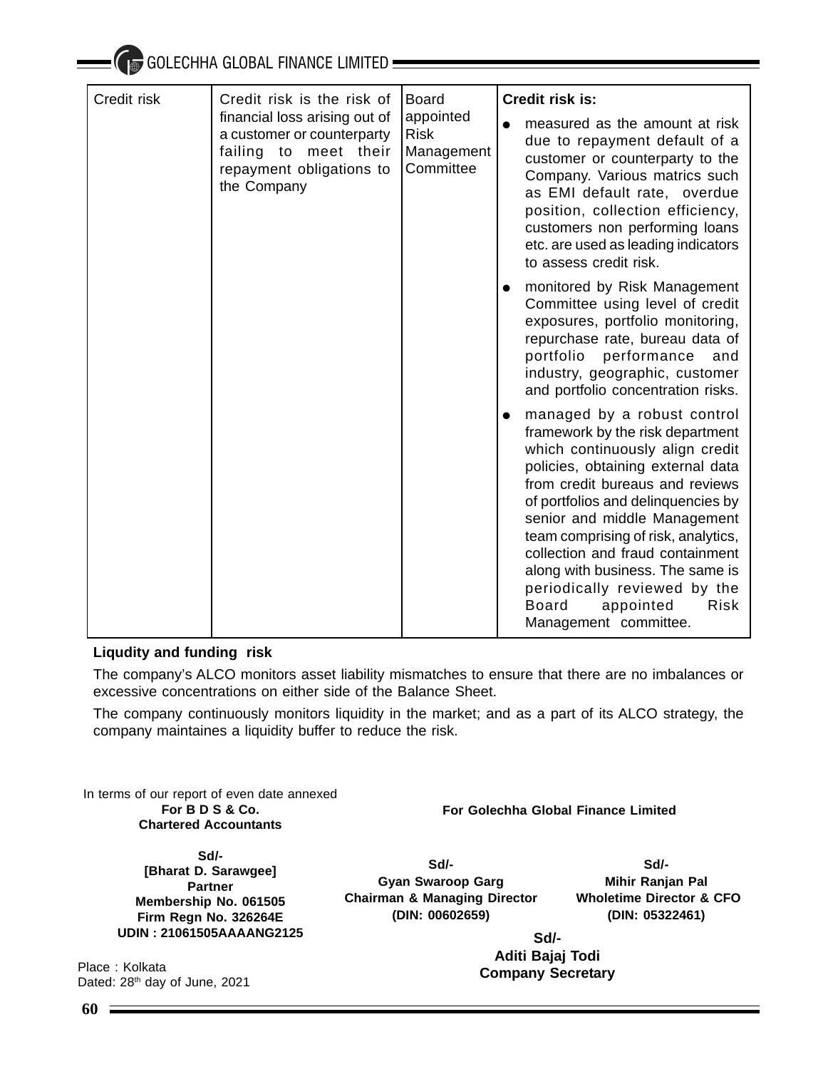| Credit risk | Credit risk is the risk of financial loss arising out of a customer or counterparty failing to meet their repayment obligations to the Company | Board appointed Risk Management Committee | **Credit risk is:**<br>● measured as the amount at risk due to repayment default of a customer or counterparty to the Company. Various matrics such as EMI default rate, overdue position, collection efficiency, customers non performing loans etc. are used as leading indicators to assess credit risk.<br>● monitored by Risk Management Committee using level of credit exposures, portfolio monitoring, repurchase rate, bureau data of portfolio performance and industry, geographic, customer and portfolio concentration risks.<br>● managed by a robust control framework by the risk department which continuously align credit policies, obtaining external data from credit bureaus and reviews of portfolios and delinquencies by senior and middle Management team comprising of risk, analytics, collection and fraud containment along with business. The same is periodically reviewed by the Board appointed Risk Management committee. |
|---|---|---|---|

**Liqudity and funding risk**

The company's ALCO monitors asset liability mismatches to ensure that there are no imbalances or excessive concentrations on either side of the Balance Sheet.

The company continuously monitors liquidity in the market; and as a part of its ALCO strategy, the company maintaines a liquidity buffer to reduce the risk.

In terms of our report of even date annexed
**For B D S & Co.**
**Chartered Accountants**

**Sd/-**
**[Bharat D. Sarawgee]**
**Partner**
**Membership No. 061505**
**Firm Regn No. 326264E**
**UDIN : 21061505AAAANG2125**

Place : Kolkata
Dated: 28th day of June, 2021

**For Golechha Global Finance Limited**

**Sd/-**
**Gyan Swaroop Garg**
**Chairman & Managing Director**
**(DIN: 00602659)**

**Sd/-**
**Mihir Ranjan Pal**
**Wholetime Director & CFO**
**(DIN: 05322461)**

**Sd/-**
**Aditi Bajaj Todi**
**Company Secretary**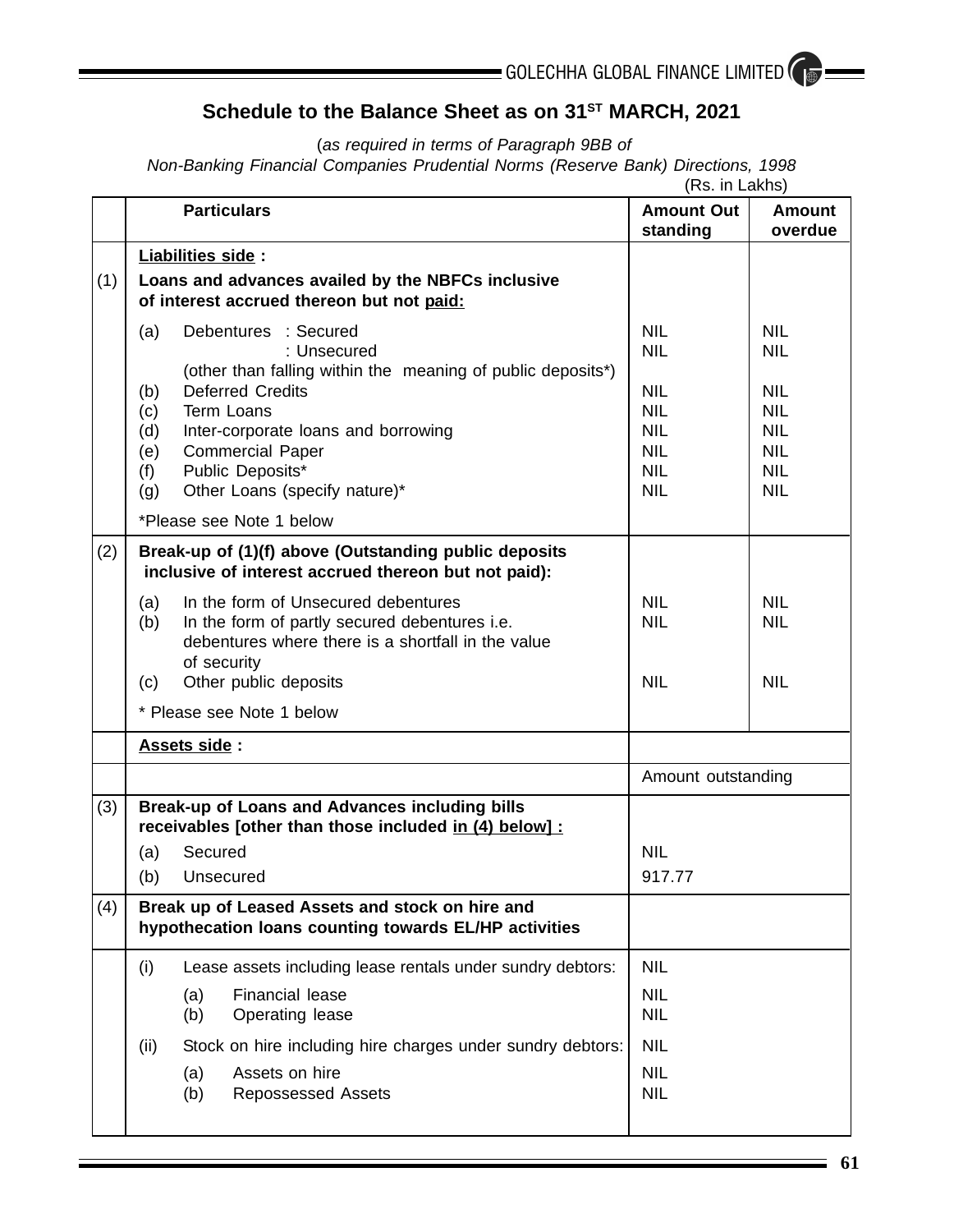## Schedule to the Balance Sheet as on 31ST MARCH, 2021

(*as required in terms of Paragraph 9BB of*
*Non-Banking Financial Companies Prudential Norms (Reserve Bank) Directions, 1998*

(Rs. in Lakhs)

| | Particulars | Amount Out standing | Amount overdue |
|---|---|---|---|
| | **Liabilities side :** | | |
| (1) | **Loans and advances availed by the NBFCs inclusive of interest accrued thereon but not paid:** | | |
| | (a) Debentures : Secured | NIL | NIL |
| | : Unsecured | NIL | NIL |
| | (other than falling within the meaning of public deposits*) | | |
| | (b) Deferred Credits | NIL | NIL |
| | (c) Term Loans | NIL | NIL |
| | (d) Inter-corporate loans and borrowing | NIL | NIL |
| | (e) Commercial Paper | NIL | NIL |
| | (f) Public Deposits* | NIL | NIL |
| | (g) Other Loans (specify nature)* | NIL | NIL |
| | *Please see Note 1 below | | |
| (2) | **Break-up of (1)(f) above (Outstanding public deposits inclusive of interest accrued thereon but not paid):** | | |
| | (a) In the form of Unsecured debentures | NIL | NIL |
| | (b) In the form of partly secured debentures i.e. debentures where there is a shortfall in the value of security | NIL | NIL |
| | (c) Other public deposits | NIL | NIL |
| | * Please see Note 1 below | | |
| | **Assets side :** | | |
| | | Amount outstanding | |
| (3) | **Break-up of Loans and Advances including bills receivables [other than those included in (4) below] :** | | |
| | (a) Secured | NIL | |
| | (b) Unsecured | 917.77 | |
| (4) | **Break up of Leased Assets and stock on hire and hypothecation loans counting towards EL/HP activities** | | |
| | (i) Lease assets including lease rentals under sundry debtors: | NIL | |
| | (a) Financial lease | NIL | |
| | (b) Operating lease | NIL | |
| | (ii) Stock on hire including hire charges under sundry debtors: | NIL | |
| | (a) Assets on hire | NIL | |
| | (b) Repossessed Assets | NIL | |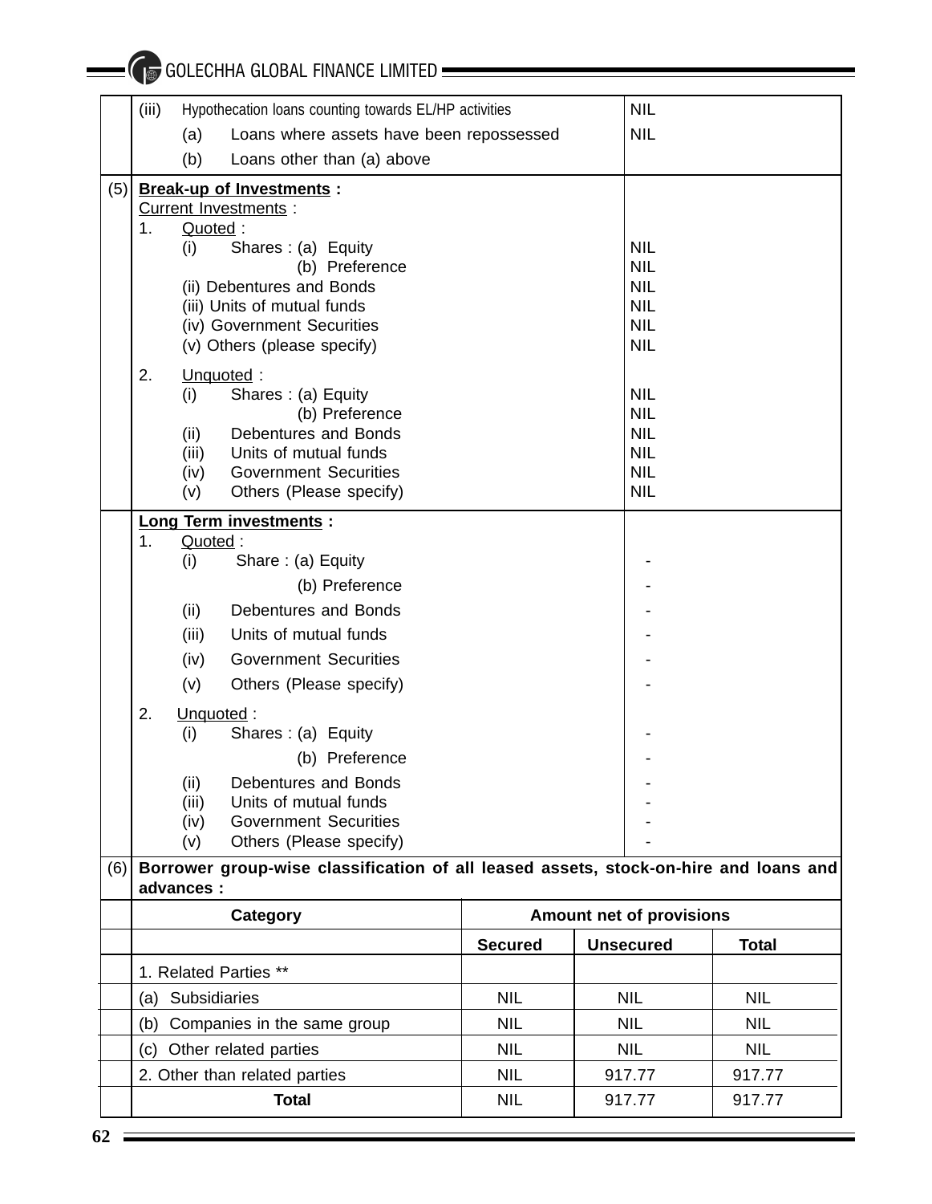| | | |
|---|---|---|
| | (iii) Hypothecation loans counting towards EL/HP activities | NIL |
| | (a) Loans where assets have been repossessed | NIL |
| | (b) Loans other than (a) above | |
| (5) | **Break-up of Investments :** | |
| | Current Investments : | |
| | 1. Quoted : | |
| | (i) Shares : (a) Equity | NIL |
| | (b) Preference | NIL |
| | (ii) Debentures and Bonds | NIL |
| | (iii) Units of mutual funds | NIL |
| | (iv) Government Securities | NIL |
| | (v) Others (please specify) | NIL |
| | 2. Unquoted : | |
| | (i) Shares : (a) Equity | NIL |
| | (b) Preference | NIL |
| | (ii) Debentures and Bonds | NIL |
| | (iii) Units of mutual funds | NIL |
| | (iv) Government Securities | NIL |
| | (v) Others (Please specify) | NIL |
| | **Long Term investments :** | |
| | 1. Quoted : | |
| | (i) Share : (a) Equity | - |
| | (b) Preference | - |
| | (ii) Debentures and Bonds | - |
| | (iii) Units of mutual funds | - |
| | (iv) Government Securities | - |
| | (v) Others (Please specify) | - |
| | 2. Unquoted : | |
| | (i) Shares : (a) Equity | - |
| | (b) Preference | - |
| | (ii) Debentures and Bonds | - |
| | (iii) Units of mutual funds | - |
| | (iv) Government Securities | - |
| | (v) Others (Please specify) | - |

(6) **Borrower group-wise classification of all leased assets, stock-on-hire and loans and advances :**

| Category | Amount net of provisions | | |
|---|---|---|---|
| | **Secured** | **Unsecured** | **Total** |
| 1. Related Parties ** | | | |
| (a) Subsidiaries | NIL | NIL | NIL |
| (b) Companies in the same group | NIL | NIL | NIL |
| (c) Other related parties | NIL | NIL | NIL |
| 2. Other than related parties | NIL | 917.77 | 917.77 |
| **Total** | NIL | 917.77 | 917.77 |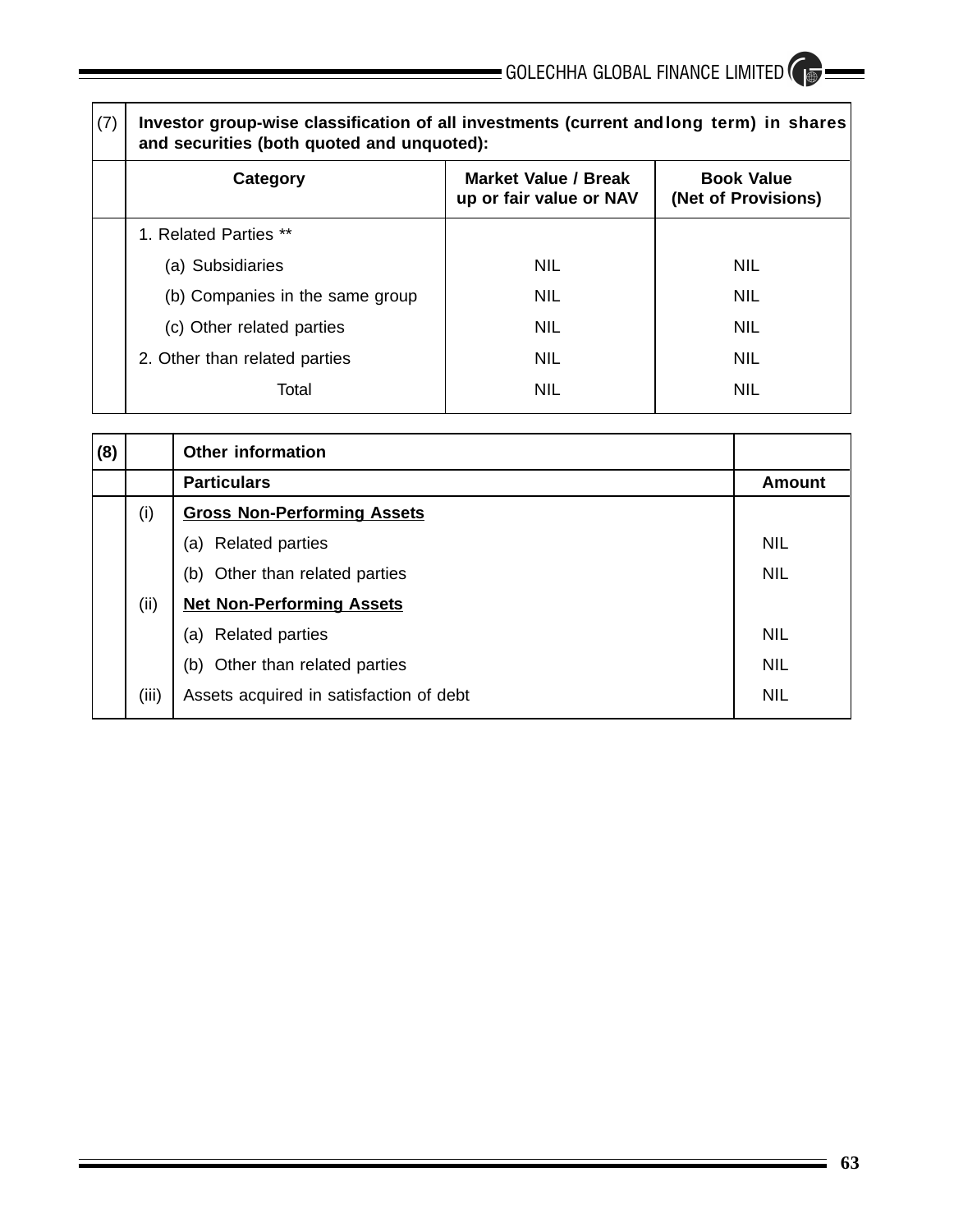| (7) | Investor group-wise classification of all investments (current and long term) in shares and securities (both quoted and unquoted): | | |
|---|---|---|---|
| | **Category** | **Market Value / Break up or fair value or NAV** | **Book Value (Net of Provisions)** |
| | 1. Related Parties ** | | |
| | (a) Subsidiaries | NIL | NIL |
| | (b) Companies in the same group | NIL | NIL |
| | (c) Other related parties | NIL | NIL |
| | 2. Other than related parties | NIL | NIL |
| | Total | NIL | NIL |

| (8) | | Other information | |
|---|---|---|---|
| | | **Particulars** | **Amount** |
| | (i) | **Gross Non-Performing Assets** | |
| | | (a) Related parties | NIL |
| | | (b) Other than related parties | NIL |
| | (ii) | **Net Non-Performing Assets** | |
| | | (a) Related parties | NIL |
| | | (b) Other than related parties | NIL |
| | (iii) | Assets acquired in satisfaction of debt | NIL |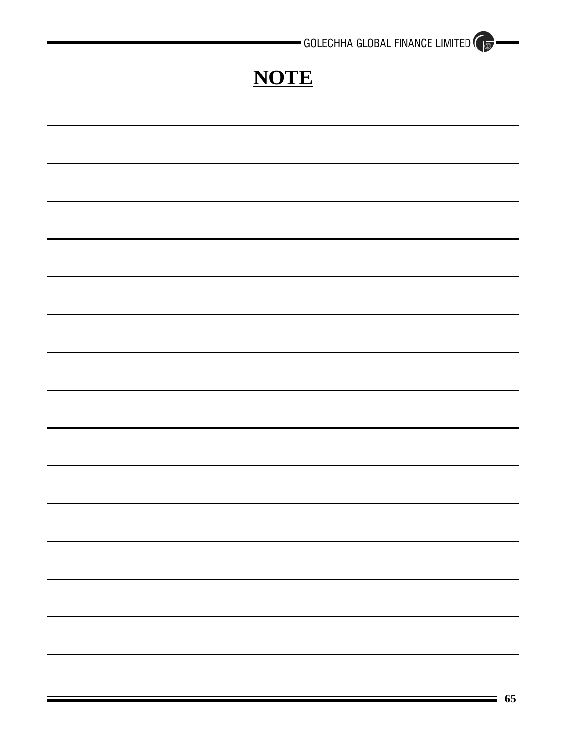# NOTE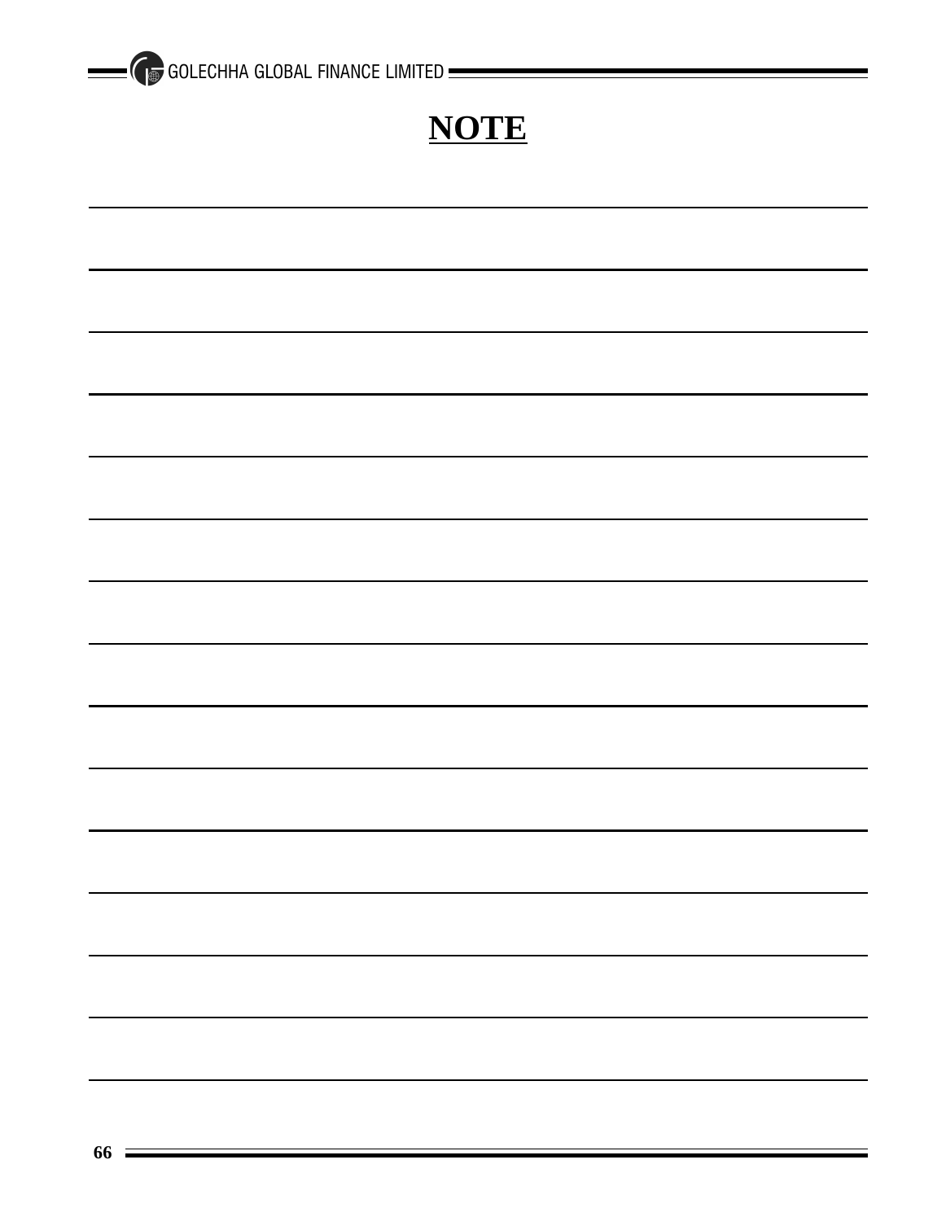# NOTE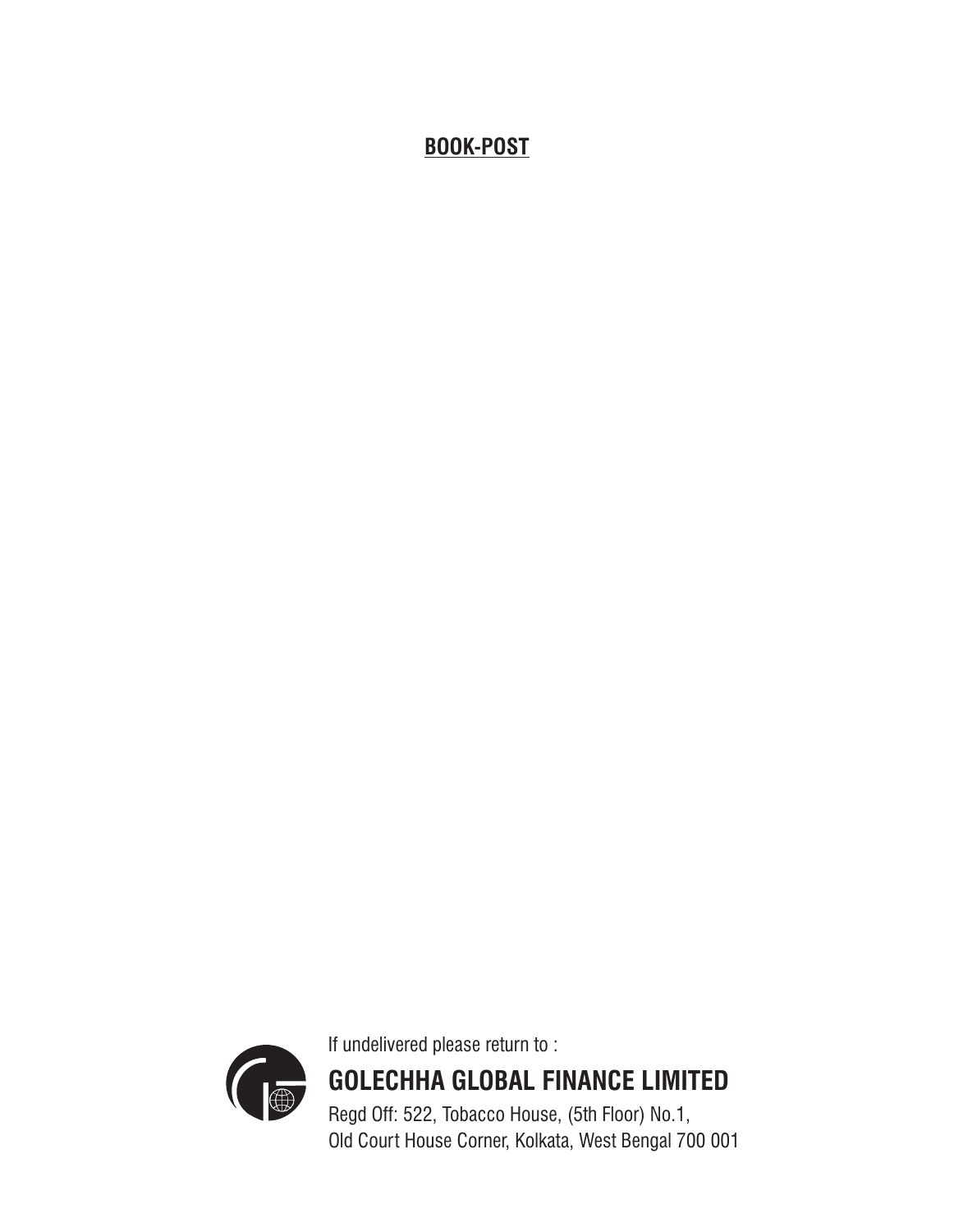**BOOK-POST**

If undelivered please return to :

**GOLECHHA GLOBAL FINANCE LIMITED**

Regd Off: 522, Tobacco House, (5th Floor) No.1,
Old Court House Corner, Kolkata, West Bengal 700 001